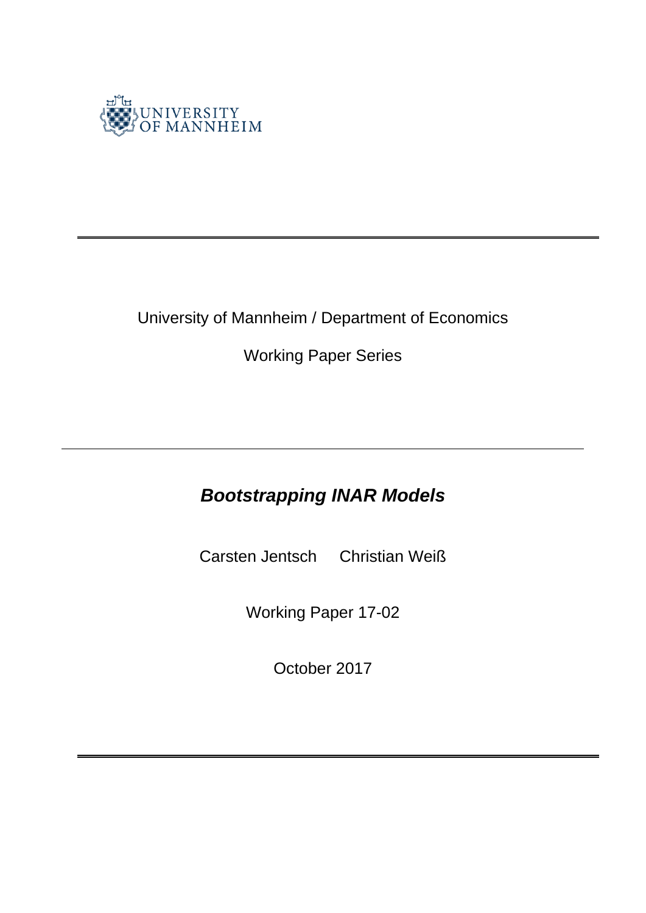UNIVERSITY OF MANNHEIM

University of Mannheim / Department of Economics

Working Paper Series

# *Bootstrapping INAR Models*

Carsten Jentsch     Christian Weiß

Working Paper 17-02

October 2017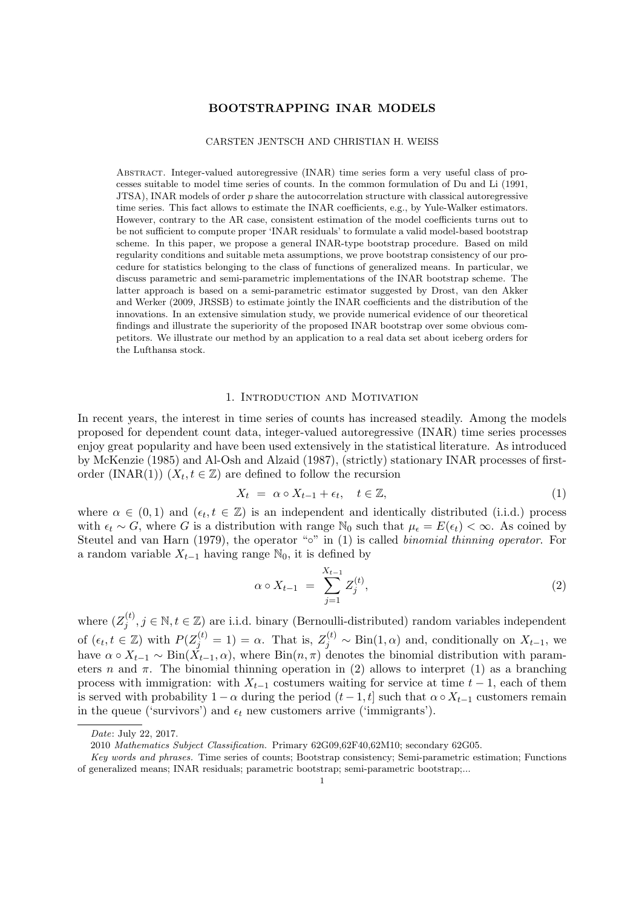**BOOTSTRAPPING INAR MODELS**

CARSTEN JENTSCH AND CHRISTIAN H. WEISS

Abstract. Integer-valued autoregressive (INAR) time series form a very useful class of processes suitable to model time series of counts. In the common formulation of Du and Li (1991, JTSA), INAR models of order $p$ share the autocorrelation structure with classical autoregressive time series. This fact allows to estimate the INAR coefficients, e.g., by Yule-Walker estimators. However, contrary to the AR case, consistent estimation of the model coefficients turns out to be not sufficient to compute proper 'INAR residuals' to formulate a valid model-based bootstrap scheme. In this paper, we propose a general INAR-type bootstrap procedure. Based on mild regularity conditions and suitable meta assumptions, we prove bootstrap consistency of our procedure for statistics belonging to the class of functions of generalized means. In particular, we discuss parametric and semi-parametric implementations of the INAR bootstrap scheme. The latter approach is based on a semi-parametric estimator suggested by Drost, van den Akker and Werker (2009, JRSSB) to estimate jointly the INAR coefficients and the distribution of the innovations. In an extensive simulation study, we provide numerical evidence of our theoretical findings and illustrate the superiority of the proposed INAR bootstrap over some obvious competitors. We illustrate our method by an application to a real data set about iceberg orders for the Lufthansa stock.

## 1. Introduction and Motivation

In recent years, the interest in time series of counts has increased steadily. Among the models proposed for dependent count data, integer-valued autoregressive (INAR) time series processes enjoy great popularity and have been used extensively in the statistical literature. As introduced by McKenzie (1985) and Al-Osh and Alzaid (1987), (strictly) stationary INAR processes of first-order (INAR(1)) $(X_t, t \in \mathbb{Z})$ are defined to follow the recursion

$$X_t = \alpha \circ X_{t-1} + \epsilon_t, \quad t \in \mathbb{Z}, \tag{1}$$

where $\alpha \in (0,1)$ and $(\epsilon_t, t \in \mathbb{Z})$ is an independent and identically distributed (i.i.d.) process with $\epsilon_t \sim G$, where $G$ is a distribution with range $\mathbb{N}_0$ such that $\mu_\epsilon = E(\epsilon_t) < \infty$. As coined by Steutel and van Harn (1979), the operator "$\circ$" in (1) is called *binomial thinning operator*. For a random variable $X_{t-1}$ having range $\mathbb{N}_0$, it is defined by

$$\alpha \circ X_{t-1} = \sum_{j=1}^{X_{t-1}} Z_j^{(t)}, \tag{2}$$

where $(Z_j^{(t)}, j \in \mathbb{N}, t \in \mathbb{Z})$ are i.i.d. binary (Bernoulli-distributed) random variables independent of $(\epsilon_t, t \in \mathbb{Z})$ with $P(Z_j^{(t)} = 1) = \alpha$. That is, $Z_j^{(t)} \sim \text{Bin}(1, \alpha)$ and, conditionally on $X_{t-1}$, we have $\alpha \circ X_{t-1} \sim \text{Bin}(X_{t-1}, \alpha)$, where $\text{Bin}(n, \pi)$ denotes the binomial distribution with parameters $n$ and $\pi$. The binomial thinning operation in (2) allows to interpret (1) as a branching process with immigration: with $X_{t-1}$ costumers waiting for service at time $t-1$, each of them is served with probability $1-\alpha$ during the period $(t-1, t]$ such that $\alpha \circ X_{t-1}$ customers remain in the queue ('survivors') and $\epsilon_t$ new customers arrive ('immigrants').

*Date*: July 22, 2017.

2010 *Mathematics Subject Classification.* Primary 62G09,62F40,62M10; secondary 62G05.

*Key words and phrases.* Time series of counts; Bootstrap consistency; Semi-parametric estimation; Functions of generalized means; INAR residuals; parametric bootstrap; semi-parametric bootstrap;...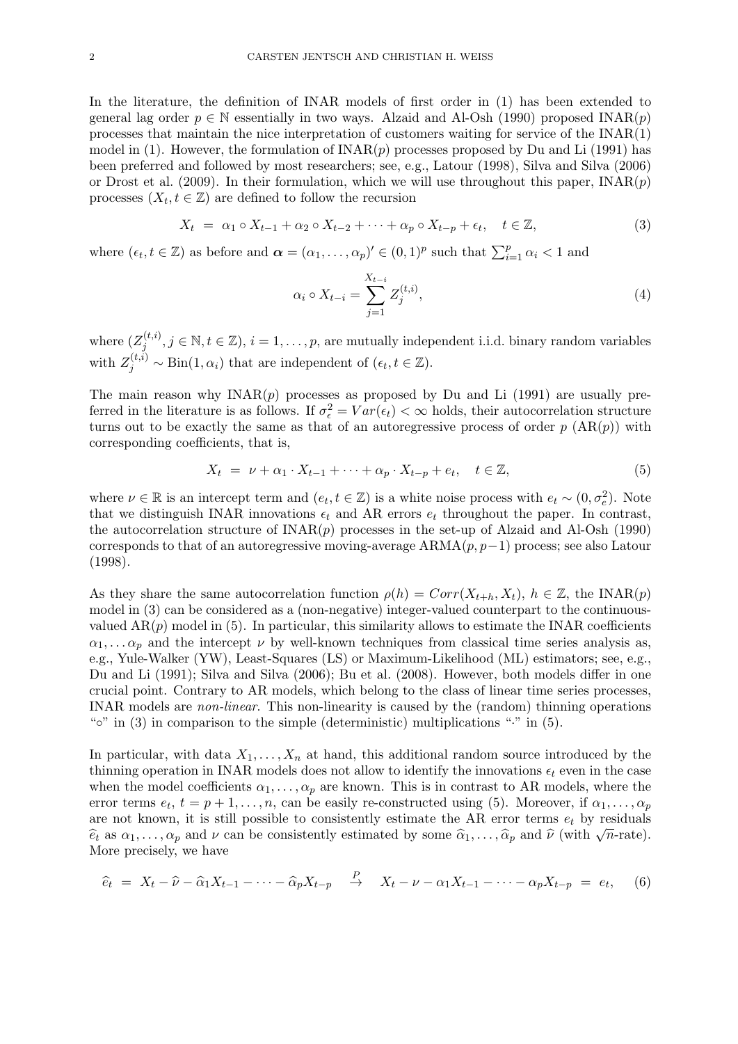In the literature, the definition of INAR models of first order in (1) has been extended to general lag order $p \in \mathbb{N}$ essentially in two ways. Alzaid and Al-Osh (1990) proposed INAR($p$) processes that maintain the nice interpretation of customers waiting for service of the INAR(1) model in (1). However, the formulation of INAR($p$) processes proposed by Du and Li (1991) has been preferred and followed by most researchers; see, e.g., Latour (1998), Silva and Silva (2006) or Drost et al. (2009). In their formulation, which we will use throughout this paper, INAR($p$) processes $(X_t, t \in \mathbb{Z})$ are defined to follow the recursion

$$X_t \;=\; \alpha_1 \circ X_{t-1} + \alpha_2 \circ X_{t-2} + \cdots + \alpha_p \circ X_{t-p} + \epsilon_t, \quad t \in \mathbb{Z}, \tag{3}$$

where $(\epsilon_t, t \in \mathbb{Z})$ as before and $\boldsymbol{\alpha} = (\alpha_1, \ldots, \alpha_p)' \in (0,1)^p$ such that $\sum_{i=1}^p \alpha_i < 1$ and

$$\alpha_i \circ X_{t-i} = \sum_{j=1}^{X_{t-i}} Z_j^{(t,i)}, \tag{4}$$

where $(Z_j^{(t,i)}, j \in \mathbb{N}, t \in \mathbb{Z})$, $i = 1, \ldots, p$, are mutually independent i.i.d. binary random variables with $Z_j^{(t,i)} \sim \text{Bin}(1, \alpha_i)$ that are independent of $(\epsilon_t, t \in \mathbb{Z})$.

The main reason why INAR($p$) processes as proposed by Du and Li (1991) are usually preferred in the literature is as follows. If $\sigma_\epsilon^2 = Var(\epsilon_t) < \infty$ holds, their autocorrelation structure turns out to be exactly the same as that of an autoregressive process of order $p$ (AR($p$)) with corresponding coefficients, that is,

$$X_t \;=\; \nu + \alpha_1 \cdot X_{t-1} + \cdots + \alpha_p \cdot X_{t-p} + e_t, \quad t \in \mathbb{Z}, \tag{5}$$

where $\nu \in \mathbb{R}$ is an intercept term and $(e_t, t \in \mathbb{Z})$ is a white noise process with $e_t \sim (0, \sigma_e^2)$. Note that we distinguish INAR innovations $\epsilon_t$ and AR errors $e_t$ throughout the paper. In contrast, the autocorrelation structure of INAR($p$) processes in the set-up of Alzaid and Al-Osh (1990) corresponds to that of an autoregressive moving-average ARMA($p, p-1$) process; see also Latour (1998).

As they share the same autocorrelation function $\rho(h) = Corr(X_{t+h}, X_t)$, $h \in \mathbb{Z}$, the INAR($p$) model in (3) can be considered as a (non-negative) integer-valued counterpart to the continuous-valued AR($p$) model in (5). In particular, this similarity allows to estimate the INAR coefficients $\alpha_1, \ldots \alpha_p$ and the intercept $\nu$ by well-known techniques from classical time series analysis as, e.g., Yule-Walker (YW), Least-Squares (LS) or Maximum-Likelihood (ML) estimators; see, e.g., Du and Li (1991); Silva and Silva (2006); Bu et al. (2008). However, both models differ in one crucial point. Contrary to AR models, which belong to the class of linear time series processes, INAR models are *non-linear*. This non-linearity is caused by the (random) thinning operations "$\circ$" in (3) in comparison to the simple (deterministic) multiplications "$\cdot$" in (5).

In particular, with data $X_1, \ldots, X_n$ at hand, this additional random source introduced by the thinning operation in INAR models does not allow to identify the innovations $\epsilon_t$ even in the case when the model coefficients $\alpha_1, \ldots, \alpha_p$ are known. This is in contrast to AR models, where the error terms $e_t$, $t = p+1, \ldots, n$, can be easily re-constructed using (5). Moreover, if $\alpha_1, \ldots, \alpha_p$ are not known, it is still possible to consistently estimate the AR error terms $e_t$ by residuals $\widehat{e}_t$ as $\alpha_1, \ldots, \alpha_p$ and $\nu$ can be consistently estimated by some $\widehat{\alpha}_1, \ldots, \widehat{\alpha}_p$ and $\widehat{\nu}$ (with $\sqrt{n}$-rate). More precisely, we have

$$\widehat{e}_t \;=\; X_t - \widehat{\nu} - \widehat{\alpha}_1 X_{t-1} - \cdots - \widehat{\alpha}_p X_{t-p} \quad \overset{P}{\to} \quad X_t - \nu - \alpha_1 X_{t-1} - \cdots - \alpha_p X_{t-p} \;=\; e_t, \tag{6}$$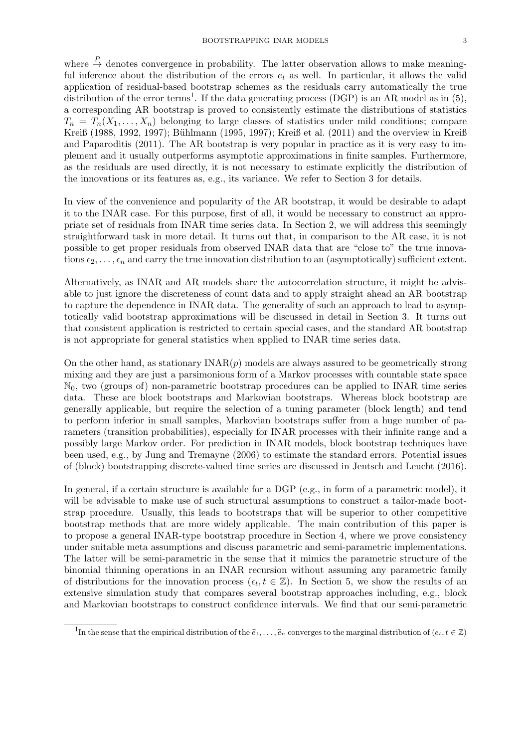where $\overset{P}{\to}$ denotes convergence in probability. The latter observation allows to make meaningful inference about the distribution of the errors $e_t$ as well. In particular, it allows the valid application of residual-based bootstrap schemes as the residuals carry automatically the true distribution of the error terms[1]. If the data generating process (DGP) is an AR model as in (5), a corresponding AR bootstrap is proved to consistently estimate the distributions of statistics $T_n = T_n(X_1, \ldots, X_n)$ belonging to large classes of statistics under mild conditions; compare Kreiß (1988, 1992, 1997); Bühlmann (1995, 1997); Kreiß et al. (2011) and the overview in Kreiß and Paparoditis (2011). The AR bootstrap is very popular in practice as it is very easy to implement and it usually outperforms asymptotic approximations in finite samples. Furthermore, as the residuals are used directly, it is not necessary to estimate explicitly the distribution of the innovations or its features as, e.g., its variance. We refer to Section 3 for details.

In view of the convenience and popularity of the AR bootstrap, it would be desirable to adapt it to the INAR case. For this purpose, first of all, it would be necessary to construct an appropriate set of residuals from INAR time series data. In Section 2, we will address this seemingly straightforward task in more detail. It turns out that, in comparison to the AR case, it is not possible to get proper residuals from observed INAR data that are "close to" the true innovations $\epsilon_2, \ldots, \epsilon_n$ and carry the true innovation distribution to an (asymptotically) sufficient extent.

Alternatively, as INAR and AR models share the autocorrelation structure, it might be advisable to just ignore the discreteness of count data and to apply straight ahead an AR bootstrap to capture the dependence in INAR data. The generality of such an approach to lead to asymptotically valid bootstrap approximations will be discussed in detail in Section 3. It turns out that consistent application is restricted to certain special cases, and the standard AR bootstrap is not appropriate for general statistics when applied to INAR time series data.

On the other hand, as stationary INAR($p$) models are always assured to be geometrically strong mixing and they are just a parsimonious form of a Markov processes with countable state space $\mathbb{N}_0$, two (groups of) non-parametric bootstrap procedures can be applied to INAR time series data. These are block bootstraps and Markovian bootstraps. Whereas block bootstrap are generally applicable, but require the selection of a tuning parameter (block length) and tend to perform inferior in small samples, Markovian bootstraps suffer from a huge number of parameters (transition probabilities), especially for INAR processes with their infinite range and a possibly large Markov order. For prediction in INAR models, block bootstrap techniques have been used, e.g., by Jung and Tremayne (2006) to estimate the standard errors. Potential issues of (block) bootstrapping discrete-valued time series are discussed in Jentsch and Leucht (2016).

In general, if a certain structure is available for a DGP (e.g., in form of a parametric model), it will be advisable to make use of such structural assumptions to construct a tailor-made bootstrap procedure. Usually, this leads to bootstraps that will be superior to other competitive bootstrap methods that are more widely applicable. The main contribution of this paper is to propose a general INAR-type bootstrap procedure in Section 4, where we prove consistency under suitable meta assumptions and discuss parametric and semi-parametric implementations. The latter will be semi-parametric in the sense that it mimics the parametric structure of the binomial thinning operations in an INAR recursion without assuming any parametric family of distributions for the innovation process $(\epsilon_t, t \in \mathbb{Z})$. In Section 5, we show the results of an extensive simulation study that compares several bootstrap approaches including, e.g., block and Markovian bootstraps to construct confidence intervals. We find that our semi-parametric

[1] In the sense that the empirical distribution of the $\widehat{e}_1, \ldots, \widehat{e}_n$ converges to the marginal distribution of $(e_t, t \in \mathbb{Z})$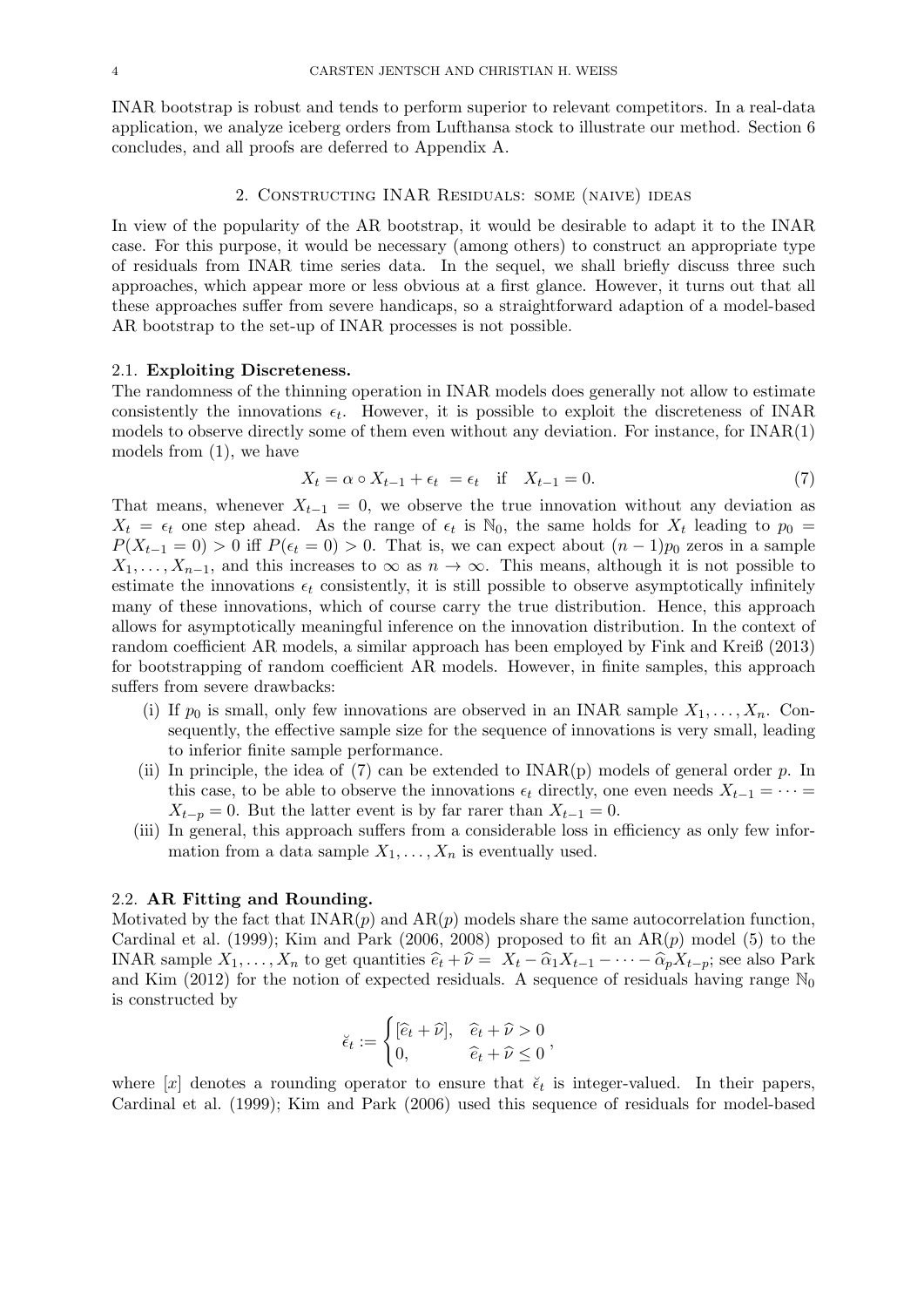INAR bootstrap is robust and tends to perform superior to relevant competitors. In a real-data application, we analyze iceberg orders from Lufthansa stock to illustrate our method. Section 6 concludes, and all proofs are deferred to Appendix A.

## 2. Constructing INAR Residuals: some (naive) ideas

In view of the popularity of the AR bootstrap, it would be desirable to adapt it to the INAR case. For this purpose, it would be necessary (among others) to construct an appropriate type of residuals from INAR time series data. In the sequel, we shall briefly discuss three such approaches, which appear more or less obvious at a first glance. However, it turns out that all these approaches suffer from severe handicaps, so a straightforward adaption of a model-based AR bootstrap to the set-up of INAR processes is not possible.

### 2.1. Exploiting Discreteness.

The randomness of the thinning operation in INAR models does generally not allow to estimate consistently the innovations $\epsilon_t$. However, it is possible to exploit the discreteness of INAR models to observe directly some of them even without any deviation. For instance, for INAR(1) models from (1), we have

$$X_t = \alpha \circ X_{t-1} + \epsilon_t \ = \epsilon_t \quad \text{if} \quad X_{t-1} = 0. \tag{7}$$

That means, whenever $X_{t-1} = 0$, we observe the true innovation without any deviation as $X_t = \epsilon_t$ one step ahead. As the range of $\epsilon_t$ is $\mathbb{N}_0$, the same holds for $X_t$ leading to $p_0 = P(X_{t-1} = 0) > 0$ iff $P(\epsilon_t = 0) > 0$. That is, we can expect about $(n-1)p_0$ zeros in a sample $X_1, \ldots, X_{n-1}$, and this increases to $\infty$ as $n \to \infty$. This means, although it is not possible to estimate the innovations $\epsilon_t$ consistently, it is still possible to observe asymptotically infinitely many of these innovations, which of course carry the true distribution. Hence, this approach allows for asymptotically meaningful inference on the innovation distribution. In the context of random coefficient AR models, a similar approach has been employed by Fink and Kreiß (2013) for bootstrapping of random coefficient AR models. However, in finite samples, this approach suffers from severe drawbacks:

- (i) If $p_0$ is small, only few innovations are observed in an INAR sample $X_1, \ldots, X_n$. Consequently, the effective sample size for the sequence of innovations is very small, leading to inferior finite sample performance.
- (ii) In principle, the idea of (7) can be extended to INAR(p) models of general order $p$. In this case, to be able to observe the innovations $\epsilon_t$ directly, one even needs $X_{t-1} = \cdots = X_{t-p} = 0$. But the latter event is by far rarer than $X_{t-1} = 0$.
- (iii) In general, this approach suffers from a considerable loss in efficiency as only few information from a data sample $X_1, \ldots, X_n$ is eventually used.

### 2.2. AR Fitting and Rounding.

Motivated by the fact that INAR($p$) and AR($p$) models share the same autocorrelation function, Cardinal et al. (1999); Kim and Park (2006, 2008) proposed to fit an AR($p$) model (5) to the INAR sample $X_1, \ldots, X_n$ to get quantities $\widehat{e}_t + \widehat{\nu} = \ X_t - \widehat{\alpha}_1 X_{t-1} - \cdots - \widehat{\alpha}_p X_{t-p}$; see also Park and Kim (2012) for the notion of expected residuals. A sequence of residuals having range $\mathbb{N}_0$ is constructed by

$$\breve{\epsilon}_t := \begin{cases} [\widehat{e}_t + \widehat{\nu}], & \widehat{e}_t + \widehat{\nu} > 0 \\ 0, & \widehat{e}_t + \widehat{\nu} \leq 0 \end{cases},$$

where $[x]$ denotes a rounding operator to ensure that $\breve{\epsilon}_t$ is integer-valued. In their papers, Cardinal et al. (1999); Kim and Park (2006) used this sequence of residuals for model-based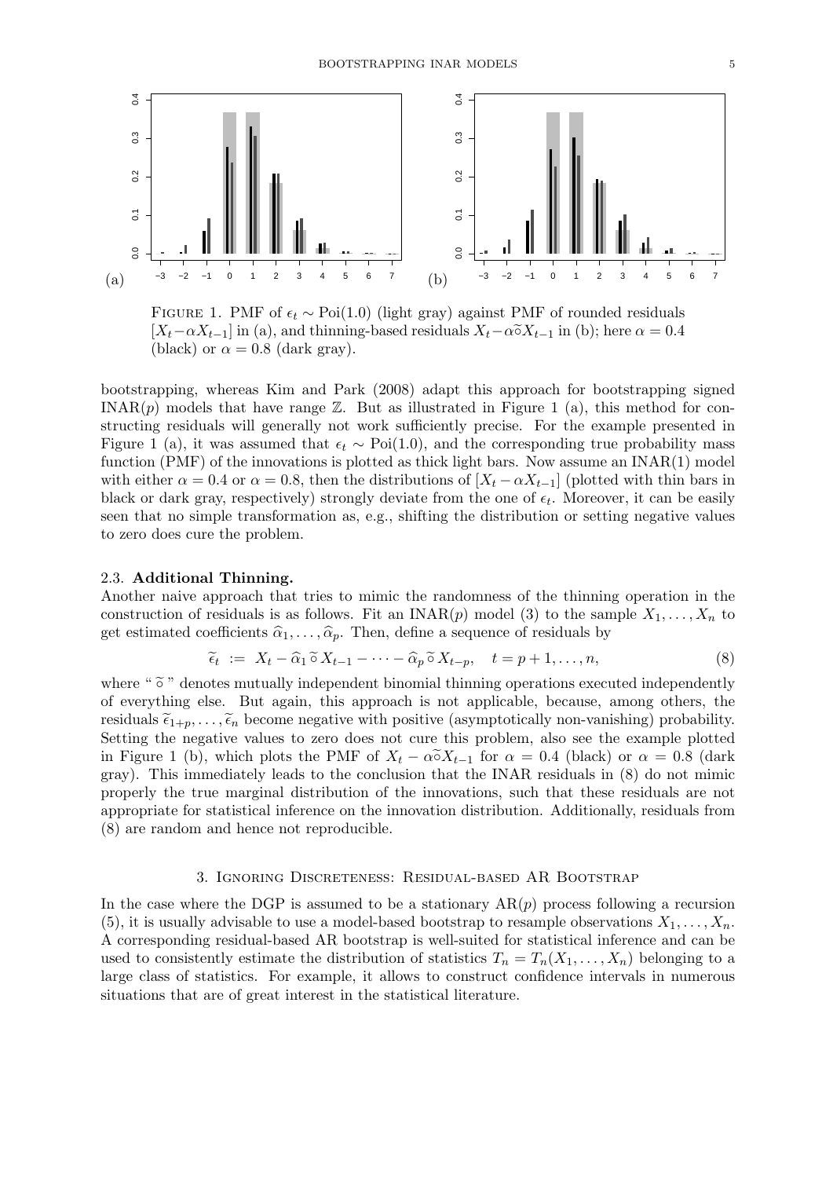FIGURE 1. PMF of $\epsilon_t \sim \text{Poi}(1.0)$ (light gray) against PMF of rounded residuals $[X_t - \alpha X_{t-1}]$ in (a), and thinning-based residuals $X_t - \alpha \widetilde{\circ} X_{t-1}$ in (b); here $\alpha = 0.4$ (black) or $\alpha = 0.8$ (dark gray).

bootstrapping, whereas Kim and Park (2008) adapt this approach for bootstrapping signed INAR($p$) models that have range $\mathbb{Z}$. But as illustrated in Figure 1 (a), this method for constructing residuals will generally not work sufficiently precise. For the example presented in Figure 1 (a), it was assumed that $\epsilon_t \sim \text{Poi}(1.0)$, and the corresponding true probability mass function (PMF) of the innovations is plotted as thick light bars. Now assume an INAR(1) model with either $\alpha = 0.4$ or $\alpha = 0.8$, then the distributions of $[X_t - \alpha X_{t-1}]$ (plotted with thin bars in black or dark gray, respectively) strongly deviate from the one of $\epsilon_t$. Moreover, it can be easily seen that no simple transformation as, e.g., shifting the distribution or setting negative values to zero does cure the problem.

### 2.3. **Additional Thinning.**

Another naive approach that tries to mimic the randomness of the thinning operation in the construction of residuals is as follows. Fit an INAR($p$) model (3) to the sample $X_1, \ldots, X_n$ to get estimated coefficients $\widehat{\alpha}_1, \ldots, \widehat{\alpha}_p$. Then, define a sequence of residuals by

$$\widetilde{\epsilon}_t \ := \ X_t - \widehat{\alpha}_1 \,\widetilde{\circ}\, X_{t-1} - \cdots - \widehat{\alpha}_p \,\widetilde{\circ}\, X_{t-p}, \quad t = p+1, \ldots, n, \tag{8}$$

where " $\widetilde{\circ}$ " denotes mutually independent binomial thinning operations executed independently of everything else. But again, this approach is not applicable, because, among others, the residuals $\widetilde{\epsilon}_{1+p}, \ldots, \widetilde{\epsilon}_n$ become negative with positive (asymptotically non-vanishing) probability. Setting the negative values to zero does not cure this problem, also see the example plotted in Figure 1 (b), which plots the PMF of $X_t - \alpha \widetilde{\circ} X_{t-1}$ for $\alpha = 0.4$ (black) or $\alpha = 0.8$ (dark gray). This immediately leads to the conclusion that the INAR residuals in (8) do not mimic properly the true marginal distribution of the innovations, such that these residuals are not appropriate for statistical inference on the innovation distribution. Additionally, residuals from (8) are random and hence not reproducible.

## 3. Ignoring Discreteness: Residual-based AR Bootstrap

In the case where the DGP is assumed to be a stationary AR($p$) process following a recursion (5), it is usually advisable to use a model-based bootstrap to resample observations $X_1, \ldots, X_n$. A corresponding residual-based AR bootstrap is well-suited for statistical inference and can be used to consistently estimate the distribution of statistics $T_n = T_n(X_1, \ldots, X_n)$ belonging to a large class of statistics. For example, it allows to construct confidence intervals in numerous situations that are of great interest in the statistical literature.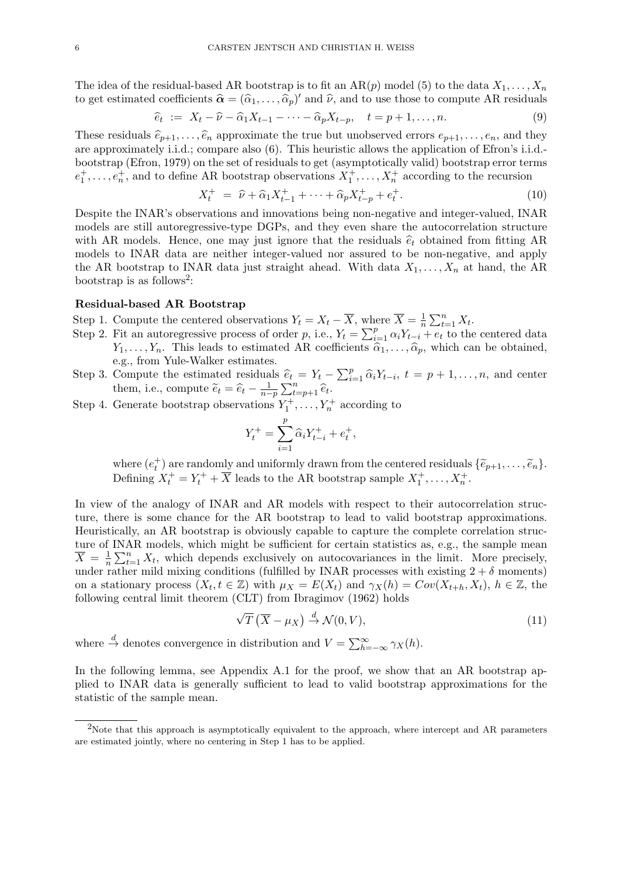The idea of the residual-based AR bootstrap is to fit an AR($p$) model (5) to the data $X_1, \ldots, X_n$ to get estimated coefficients $\widehat{\boldsymbol{\alpha}} = (\widehat{\alpha}_1, \ldots, \widehat{\alpha}_p)'$ and $\widehat{\nu}$, and to use those to compute AR residuals

$$\widehat{e}_t \ := \ X_t - \widehat{\nu} - \widehat{\alpha}_1 X_{t-1} - \cdots - \widehat{\alpha}_p X_{t-p}, \quad t = p+1, \ldots, n. \tag{9}$$

These residuals $\widehat{e}_{p+1}, \ldots, \widehat{e}_n$ approximate the true but unobserved errors $e_{p+1}, \ldots, e_n$, and they are approximately i.i.d.; compare also (6). This heuristic allows the application of Efron's i.i.d.-bootstrap (Efron, 1979) on the set of residuals to get (asymptotically valid) bootstrap error terms $e_1^+, \ldots, e_n^+$, and to define AR bootstrap observations $X_1^+, \ldots, X_n^+$ according to the recursion

$$X_t^+ \ = \ \widehat{\nu} + \widehat{\alpha}_1 X_{t-1}^+ + \cdots + \widehat{\alpha}_p X_{t-p}^+ + e_t^+. \tag{10}$$

Despite the INAR's observations and innovations being non-negative and integer-valued, INAR models are still autoregressive-type DGPs, and they even share the autocorrelation structure with AR models. Hence, one may just ignore that the residuals $\widehat{e}_t$ obtained from fitting AR models to INAR data are neither integer-valued nor assured to be non-negative, and apply the AR bootstrap to INAR data just straight ahead. With data $X_1, \ldots, X_n$ at hand, the AR bootstrap is as follows[2]:

**Residual-based AR Bootstrap**

Step 1. Compute the centered observations $Y_t = X_t - \overline{X}$, where $\overline{X} = \frac{1}{n}\sum_{t=1}^n X_t$.

Step 2. Fit an autoregressive process of order $p$, i.e., $Y_t = \sum_{i=1}^p \alpha_i Y_{t-i} + e_t$ to the centered data $Y_1, \ldots, Y_n$. This leads to estimated AR coefficients $\widehat{\alpha}_1, \ldots, \widehat{\alpha}_p$, which can be obtained, e.g., from Yule-Walker estimates.

Step 3. Compute the estimated residuals $\widehat{e}_t = Y_t - \sum_{i=1}^p \widehat{\alpha}_i Y_{t-i}$, $t = p+1, \ldots, n$, and center them, i.e., compute $\widetilde{e}_t = \widehat{e}_t - \frac{1}{n-p}\sum_{t=p+1}^n \widehat{e}_t$.

Step 4. Generate bootstrap observations $Y_1^+, \ldots, Y_n^+$ according to

$$Y_t^+ = \sum_{i=1}^p \widehat{\alpha}_i Y_{t-i}^+ + e_t^+,$$

where $(e_t^+)$ are randomly and uniformly drawn from the centered residuals $\{\widetilde{e}_{p+1}, \ldots, \widetilde{e}_n\}$. Defining $X_t^+ = Y_t^+ + \overline{X}$ leads to the AR bootstrap sample $X_1^+, \ldots, X_n^+$.

In view of the analogy of INAR and AR models with respect to their autocorrelation structure, there is some chance for the AR bootstrap to lead to valid bootstrap approximations. Heuristically, an AR bootstrap is obviously capable to capture the complete correlation structure of INAR models, which might be sufficient for certain statistics as, e.g., the sample mean $\overline{X} = \frac{1}{n}\sum_{t=1}^n X_t$, which depends exclusively on autocovariances in the limit. More precisely, under rather mild mixing conditions (fulfilled by INAR processes with existing $2+\delta$ moments) on a stationary process $(X_t, t \in \mathbb{Z})$ with $\mu_X = E(X_t)$ and $\gamma_X(h) = Cov(X_{t+h}, X_t)$, $h \in \mathbb{Z}$, the following central limit theorem (CLT) from Ibragimov (1962) holds

$$\sqrt{T}\left(\overline{X} - \mu_X\right) \overset{d}{\to} \mathcal{N}(0, V), \tag{11}$$

where $\overset{d}{\to}$ denotes convergence in distribution and $V = \sum_{h=-\infty}^{\infty} \gamma_X(h)$.

In the following lemma, see Appendix A.1 for the proof, we show that an AR bootstrap applied to INAR data is generally sufficient to lead to valid bootstrap approximations for the statistic of the sample mean.

[2]Note that this approach is asymptotically equivalent to the approach, where intercept and AR parameters are estimated jointly, where no centering in Step 1 has to be applied.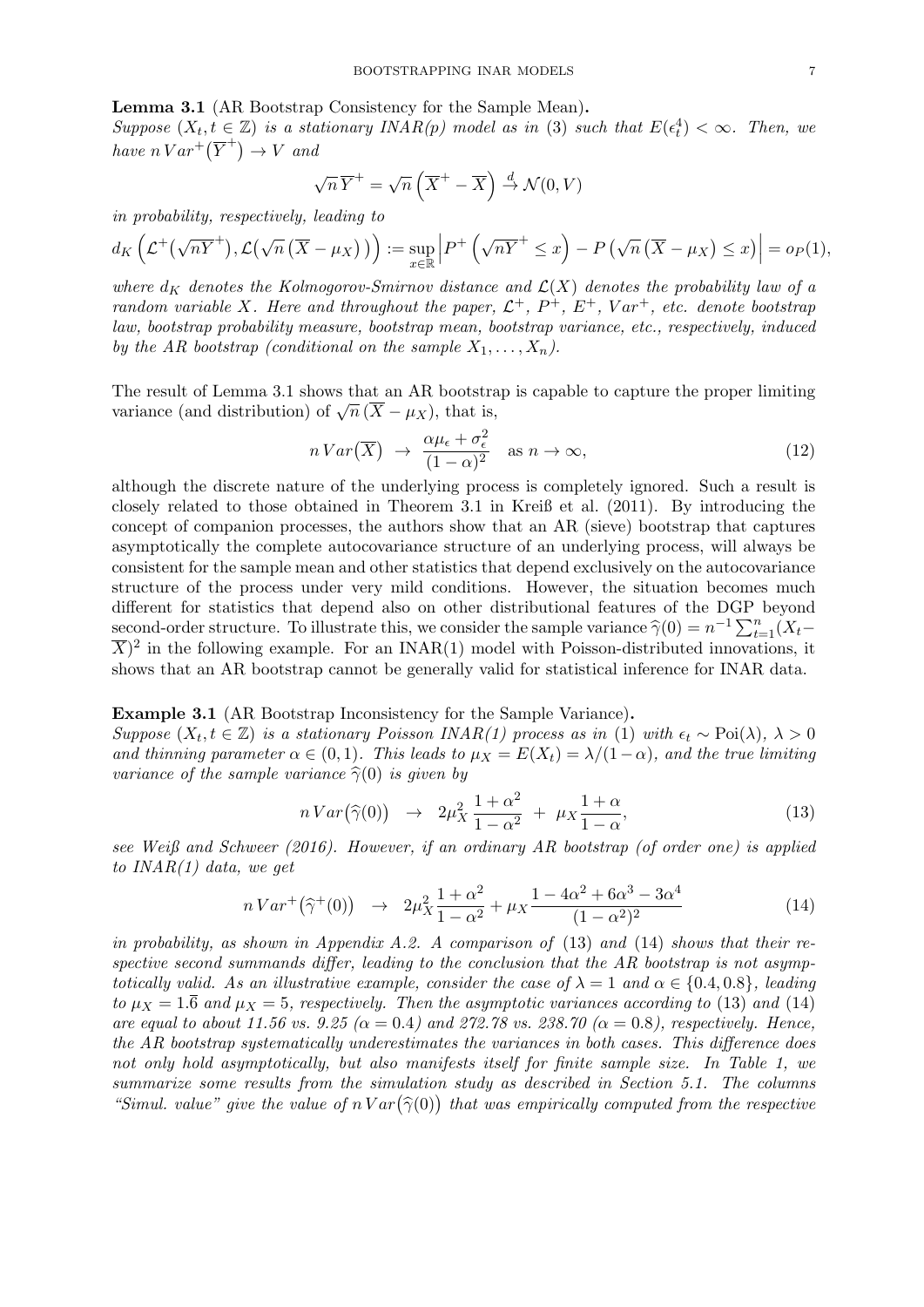**Lemma 3.1** (AR Bootstrap Consistency for the Sample Mean)**.**
*Suppose $(X_t, t \in \mathbb{Z})$ is a stationary INAR(p) model as in* (3) *such that $E(\epsilon_t^4) < \infty$. Then, we have $n\,Var^+\big(\overline{Y}^+\big) \to V$ and*

$$\sqrt{n}\,\overline{Y}^+ = \sqrt{n}\left(\overline{X}^+ - \overline{X}\right) \xrightarrow{d} \mathcal{N}(0, V)$$

*in probability, respectively, leading to*

$$d_K\left(\mathcal{L}^+\big(\sqrt{n}\overline{Y}^+\big), \mathcal{L}\big(\sqrt{n}\left(\overline{X} - \mu_X\right)\big)\right) := \sup_{x\in\mathbb{R}} \left| P^+\left(\sqrt{n}\overline{Y}^+ \le x\right) - P\left(\sqrt{n}\left(\overline{X} - \mu_X\right) \le x\right)\right| = o_P(1),$$

*where $d_K$ denotes the Kolmogorov-Smirnov distance and $\mathcal{L}(X)$ denotes the probability law of a random variable $X$. Here and throughout the paper, $\mathcal{L}^+$, $P^+$, $E^+$, $Var^+$, etc. denote bootstrap law, bootstrap probability measure, bootstrap mean, bootstrap variance, etc., respectively, induced by the AR bootstrap (conditional on the sample $X_1, \ldots, X_n$).*

The result of Lemma 3.1 shows that an AR bootstrap is capable to capture the proper limiting variance (and distribution) of $\sqrt{n}\,(\overline{X} - \mu_X)$, that is,

$$n\,Var\big(\overline{X}\big) \;\to\; \frac{\alpha\mu_\epsilon + \sigma_\epsilon^2}{(1-\alpha)^2} \quad \text{as } n \to \infty, \tag{12}$$

although the discrete nature of the underlying process is completely ignored. Such a result is closely related to those obtained in Theorem 3.1 in Kreiß et al. (2011). By introducing the concept of companion processes, the authors show that an AR (sieve) bootstrap that captures asymptotically the complete autocovariance structure of an underlying process, will always be consistent for the sample mean and other statistics that depend exclusively on the autocovariance structure of the process under very mild conditions. However, the situation becomes much different for statistics that depend also on other distributional features of the DGP beyond second-order structure. To illustrate this, we consider the sample variance $\widehat{\gamma}(0) = n^{-1}\sum_{t=1}^n (X_t - \overline{X})^2$ in the following example. For an INAR(1) model with Poisson-distributed innovations, it shows that an AR bootstrap cannot be generally valid for statistical inference for INAR data.

**Example 3.1** (AR Bootstrap Inconsistency for the Sample Variance)**.**
*Suppose $(X_t, t \in \mathbb{Z})$ is a stationary Poisson INAR(1) process as in* (1) *with $\epsilon_t \sim \text{Poi}(\lambda)$, $\lambda > 0$ and thinning parameter $\alpha \in (0, 1)$. This leads to $\mu_X = E(X_t) = \lambda/(1-\alpha)$, and the true limiting variance of the sample variance $\widehat{\gamma}(0)$ is given by*

$$n\,Var\big(\widehat{\gamma}(0)\big) \;\to\; 2\mu_X^2\,\frac{1+\alpha^2}{1-\alpha^2} \;+\; \mu_X\frac{1+\alpha}{1-\alpha}, \tag{13}$$

*see Weiß and Schweer (2016). However, if an ordinary AR bootstrap (of order one) is applied to INAR(1) data, we get*

$$n\,Var^+\big(\widehat{\gamma}^+(0)\big) \;\to\; 2\mu_X^2\frac{1+\alpha^2}{1-\alpha^2} + \mu_X\frac{1-4\alpha^2+6\alpha^3-3\alpha^4}{(1-\alpha^2)^2} \tag{14}$$

*in probability, as shown in Appendix A.2. A comparison of* (13) *and* (14) *shows that their respective second summands differ, leading to the conclusion that the AR bootstrap is not asymptotically valid. As an illustrative example, consider the case of $\lambda = 1$ and $\alpha \in \{0.4, 0.8\}$, leading to $\mu_X = 1.\overline{6}$ and $\mu_X = 5$, respectively. Then the asymptotic variances according to* (13) *and* (14) *are equal to about 11.56 vs. 9.25 ($\alpha = 0.4$) and 272.78 vs. 238.70 ($\alpha = 0.8$), respectively. Hence, the AR bootstrap systematically underestimates the variances in both cases. This difference does not only hold asymptotically, but also manifests itself for finite sample size. In Table 1, we summarize some results from the simulation study as described in Section 5.1. The columns "Simul. value" give the value of $n\,Var\big(\widehat{\gamma}(0)\big)$ that was empirically computed from the respective*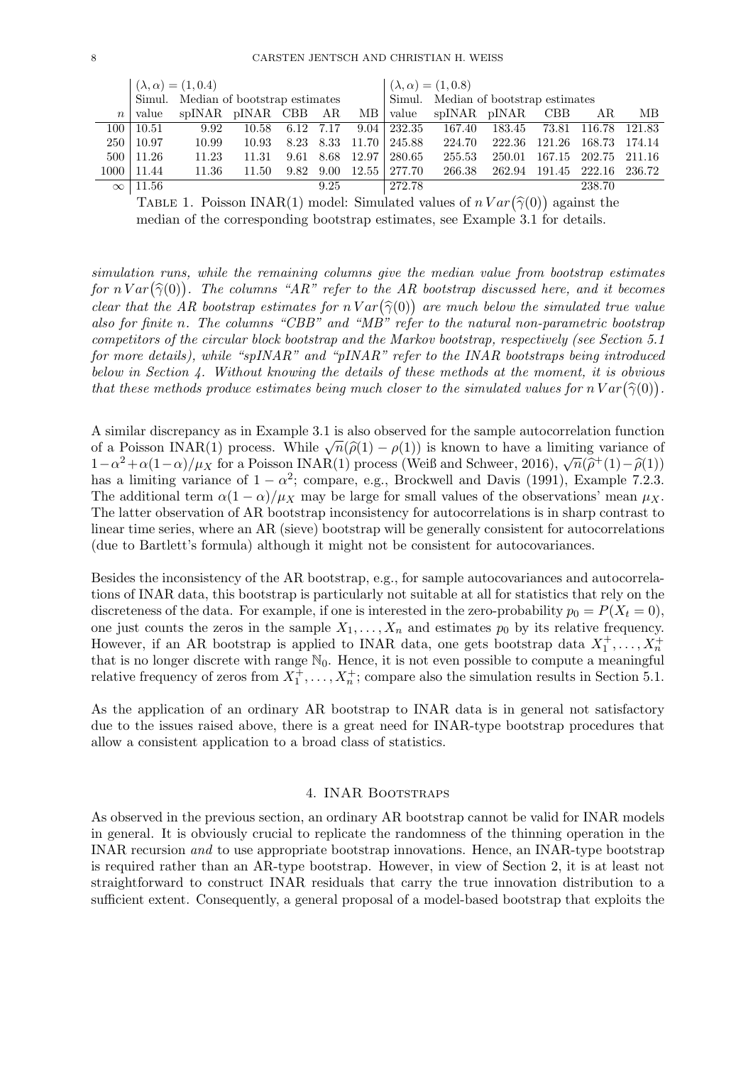|  | $(\lambda, \alpha) = (1, 0.4)$ | | | | | | $(\lambda, \alpha) = (1, 0.8)$ | | | | | |
|---|---|---|---|---|---|---|---|---|---|---|---|---|
|  | Simul. | Median of bootstrap estimates | | | | | Simul. | Median of bootstrap estimates | | | | |
| $n$ | value | spINAR | pINAR | CBB | AR | MB | value | spINAR | pINAR | CBB | AR | MB |
| 100 | 10.51 | 9.92 | 10.58 | 6.12 | 7.17 | 9.04 | 232.35 | 167.40 | 183.45 | 73.81 | 116.78 | 121.83 |
| 250 | 10.97 | 10.99 | 10.93 | 8.23 | 8.33 | 11.70 | 245.88 | 224.70 | 222.36 | 121.26 | 168.73 | 174.14 |
| 500 | 11.26 | 11.23 | 11.31 | 9.61 | 8.68 | 12.97 | 280.65 | 255.53 | 250.01 | 167.15 | 202.75 | 211.16 |
| 1000 | 11.44 | 11.36 | 11.50 | 9.82 | 9.00 | 12.55 | 277.70 | 266.38 | 262.94 | 191.45 | 222.16 | 236.72 |
| $\infty$ | 11.56 |  |  |  | 9.25 |  | 272.78 |  |  |  | 238.70 |  |

Table 1. Poisson INAR(1) model: Simulated values of $n\,Var\big(\widehat{\gamma}(0)\big)$ against the median of the corresponding bootstrap estimates, see Example 3.1 for details.

*simulation runs, while the remaining columns give the median value from bootstrap estimates for $n\,Var\big(\widehat{\gamma}(0)\big)$. The columns "AR" refer to the AR bootstrap discussed here, and it becomes clear that the AR bootstrap estimates for $n\,Var\big(\widehat{\gamma}(0)\big)$ are much below the simulated true value also for finite $n$. The columns "CBB" and "MB" refer to the natural non-parametric bootstrap competitors of the circular block bootstrap and the Markov bootstrap, respectively (see Section 5.1 for more details), while "spINAR" and "pINAR" refer to the INAR bootstraps being introduced below in Section 4. Without knowing the details of these methods at the moment, it is obvious that these methods produce estimates being much closer to the simulated values for $n\,Var\big(\widehat{\gamma}(0)\big)$.*

A similar discrepancy as in Example 3.1 is also observed for the sample autocorrelation function of a Poisson INAR(1) process. While $\sqrt{n}(\widehat{\rho}(1)-\rho(1))$ is known to have a limiting variance of $1-\alpha^2+\alpha(1-\alpha)/\mu_X$ for a Poisson INAR(1) process (Weiß and Schweer, 2016), $\sqrt{n}(\widehat{\rho}^+(1)-\widehat{\rho}(1))$ has a limiting variance of $1-\alpha^2$; compare, e.g., Brockwell and Davis (1991), Example 7.2.3. The additional term $\alpha(1-\alpha)/\mu_X$ may be large for small values of the observations' mean $\mu_X$. The latter observation of AR bootstrap inconsistency for autocorrelations is in sharp contrast to linear time series, where an AR (sieve) bootstrap will be generally consistent for autocorrelations (due to Bartlett's formula) although it might not be consistent for autocovariances.

Besides the inconsistency of the AR bootstrap, e.g., for sample autocovariances and autocorrelations of INAR data, this bootstrap is particularly not suitable at all for statistics that rely on the discreteness of the data. For example, if one is interested in the zero-probability $p_0 = P(X_t = 0)$, one just counts the zeros in the sample $X_1, \ldots, X_n$ and estimates $p_0$ by its relative frequency. However, if an AR bootstrap is applied to INAR data, one gets bootstrap data $X_1^+, \ldots, X_n^+$ that is no longer discrete with range $\mathbb{N}_0$. Hence, it is not even possible to compute a meaningful relative frequency of zeros from $X_1^+, \ldots, X_n^+$; compare also the simulation results in Section 5.1.

As the application of an ordinary AR bootstrap to INAR data is in general not satisfactory due to the issues raised above, there is a great need for INAR-type bootstrap procedures that allow a consistent application to a broad class of statistics.

## 4. INAR Bootstraps

As observed in the previous section, an ordinary AR bootstrap cannot be valid for INAR models in general. It is obviously crucial to replicate the randomness of the thinning operation in the INAR recursion *and* to use appropriate bootstrap innovations. Hence, an INAR-type bootstrap is required rather than an AR-type bootstrap. However, in view of Section 2, it is at least not straightforward to construct INAR residuals that carry the true innovation distribution to a sufficient extent. Consequently, a general proposal of a model-based bootstrap that exploits the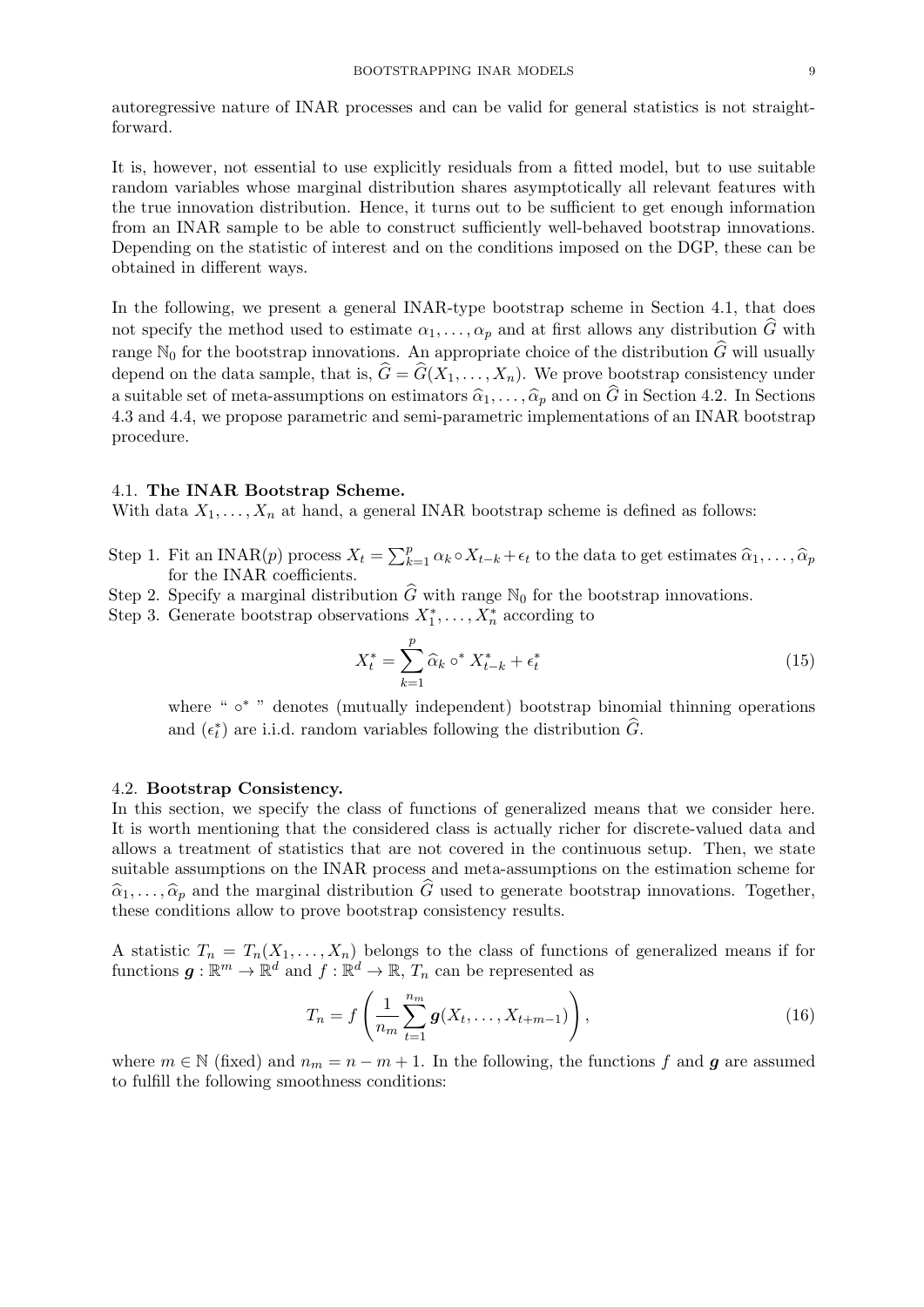autoregressive nature of INAR processes and can be valid for general statistics is not straightforward.

It is, however, not essential to use explicitly residuals from a fitted model, but to use suitable random variables whose marginal distribution shares asymptotically all relevant features with the true innovation distribution. Hence, it turns out to be sufficient to get enough information from an INAR sample to be able to construct sufficiently well-behaved bootstrap innovations. Depending on the statistic of interest and on the conditions imposed on the DGP, these can be obtained in different ways.

In the following, we present a general INAR-type bootstrap scheme in Section 4.1, that does not specify the method used to estimate $\alpha_1, \dots, \alpha_p$ and at first allows any distribution $\widehat{G}$ with range $\mathbb{N}_0$ for the bootstrap innovations. An appropriate choice of the distribution $\widehat{G}$ will usually depend on the data sample, that is, $\widehat{G} = \widehat{G}(X_1, \dots, X_n)$. We prove bootstrap consistency under a suitable set of meta-assumptions on estimators $\widehat{\alpha}_1, \dots, \widehat{\alpha}_p$ and on $\widehat{G}$ in Section 4.2. In Sections 4.3 and 4.4, we propose parametric and semi-parametric implementations of an INAR bootstrap procedure.

### 4.1. **The INAR Bootstrap Scheme.**

With data $X_1, \dots, X_n$ at hand, a general INAR bootstrap scheme is defined as follows:

Step 1. Fit an INAR($p$) process $X_t = \sum_{k=1}^{p} \alpha_k \circ X_{t-k} + \epsilon_t$ to the data to get estimates $\widehat{\alpha}_1, \dots, \widehat{\alpha}_p$ for the INAR coefficients.

Step 2. Specify a marginal distribution $\widehat{G}$ with range $\mathbb{N}_0$ for the bootstrap innovations.

Step 3. Generate bootstrap observations $X_1^*, \dots, X_n^*$ according to

$$X_t^* = \sum_{k=1}^{p} \widehat{\alpha}_k \circ^* X_{t-k}^* + \epsilon_t^* \tag{15}$$

where " $\circ^*$ " denotes (mutually independent) bootstrap binomial thinning operations and $(\epsilon_t^*)$ are i.i.d. random variables following the distribution $\widehat{G}$.

### 4.2. **Bootstrap Consistency.**

In this section, we specify the class of functions of generalized means that we consider here. It is worth mentioning that the considered class is actually richer for discrete-valued data and allows a treatment of statistics that are not covered in the continuous setup. Then, we state suitable assumptions on the INAR process and meta-assumptions on the estimation scheme for $\widehat{\alpha}_1, \dots, \widehat{\alpha}_p$ and the marginal distribution $\widehat{G}$ used to generate bootstrap innovations. Together, these conditions allow to prove bootstrap consistency results.

A statistic $T_n = T_n(X_1, \dots, X_n)$ belongs to the class of functions of generalized means if for functions $\boldsymbol{g} : \mathbb{R}^m \to \mathbb{R}^d$ and $f : \mathbb{R}^d \to \mathbb{R}$, $T_n$ can be represented as

$$T_n = f\left(\frac{1}{n_m} \sum_{t=1}^{n_m} \boldsymbol{g}(X_t, \dots, X_{t+m-1})\right), \tag{16}$$

where $m \in \mathbb{N}$ (fixed) and $n_m = n - m + 1$. In the following, the functions $f$ and $\boldsymbol{g}$ are assumed to fulfill the following smoothness conditions: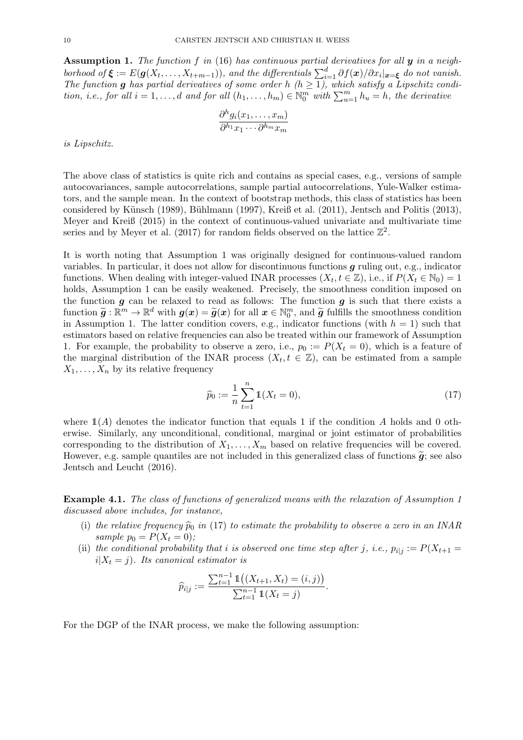**Assumption 1.** *The function $f$ in (16) has continuous partial derivatives for all $\boldsymbol{y}$ in a neighborhood of $\boldsymbol{\xi} := E(\boldsymbol{g}(X_t, \ldots, X_{t+m-1}))$, and the differentials $\sum_{i=1}^{d} \partial f(\boldsymbol{x})/\partial x_i|_{\boldsymbol{x}=\boldsymbol{\xi}}$ do not vanish. The function $\boldsymbol{g}$ has partial derivatives of some order $h$ ($h \geq 1$), which satisfy a Lipschitz condition, i.e., for all $i = 1, \ldots, d$ and for all $(h_1, \ldots, h_m) \in \mathbb{N}_0^m$ with $\sum_{u=1}^{m} h_u = h$, the derivative*

$$\frac{\partial^h g_i(x_1, \ldots, x_m)}{\partial^{h_1} x_1 \cdots \partial^{h_m} x_m}$$

*is Lipschitz.*

The above class of statistics is quite rich and contains as special cases, e.g., versions of sample autocovariances, sample autocorrelations, sample partial autocorrelations, Yule-Walker estimators, and the sample mean. In the context of bootstrap methods, this class of statistics has been considered by Künsch (1989), Bühlmann (1997), Kreiß et al. (2011), Jentsch and Politis (2013), Meyer and Kreiß (2015) in the context of continuous-valued univariate and multivariate time series and by Meyer et al. (2017) for random fields observed on the lattice $\mathbb{Z}^2$.

It is worth noting that Assumption 1 was originally designed for continuous-valued random variables. In particular, it does not allow for discontinuous functions $\boldsymbol{g}$ ruling out, e.g., indicator functions. When dealing with integer-valued INAR processes $(X_t, t \in \mathbb{Z})$, i.e., if $P(X_t \in \mathbb{N}_0) = 1$ holds, Assumption 1 can be easily weakened. Precisely, the smoothness condition imposed on the function $\boldsymbol{g}$ can be relaxed to read as follows: The function $\boldsymbol{g}$ is such that there exists a function $\widetilde{\boldsymbol{g}} : \mathbb{R}^m \to \mathbb{R}^d$ with $\boldsymbol{g}(\boldsymbol{x}) = \widetilde{\boldsymbol{g}}(\boldsymbol{x})$ for all $\boldsymbol{x} \in \mathbb{N}_0^m$, and $\widetilde{\boldsymbol{g}}$ fulfills the smoothness condition in Assumption 1. The latter condition covers, e.g., indicator functions (with $h = 1$) such that estimators based on relative frequencies can also be treated within our framework of Assumption 1. For example, the probability to observe a zero, i.e., $p_0 := P(X_t = 0)$, which is a feature of the marginal distribution of the INAR process $(X_t, t \in \mathbb{Z})$, can be estimated from a sample $X_1, \ldots, X_n$ by its relative frequency

$$\widehat{p}_0 := \frac{1}{n} \sum_{t=1}^{n} \mathbb{1}(X_t = 0), \tag{17}$$

where $\mathbb{1}(A)$ denotes the indicator function that equals 1 if the condition $A$ holds and 0 otherwise. Similarly, any unconditional, conditional, marginal or joint estimator of probabilities corresponding to the distribution of $X_1, \ldots, X_m$ based on relative frequencies will be covered. However, e.g. sample quantiles are not included in this generalized class of functions $\widetilde{\boldsymbol{g}}$; see also Jentsch and Leucht (2016).

**Example 4.1.** *The class of functions of generalized means with the relaxation of Assumption 1 discussed above includes, for instance,*

(i) *the relative frequency $\widehat{p}_0$ in (17) to estimate the probability to observe a zero in an INAR sample $p_0 = P(X_t = 0)$;*

(ii) *the conditional probability that $i$ is observed one time step after $j$, i.e., $p_{i|j} := P(X_{t+1} = i | X_t = j)$. Its canonical estimator is*

$$\widehat{p}_{i|j} := \frac{\sum_{t=1}^{n-1} \mathbb{1}\big((X_{t+1}, X_t) = (i, j)\big)}{\sum_{t=1}^{n-1} \mathbb{1}(X_t = j)}.$$

For the DGP of the INAR process, we make the following assumption: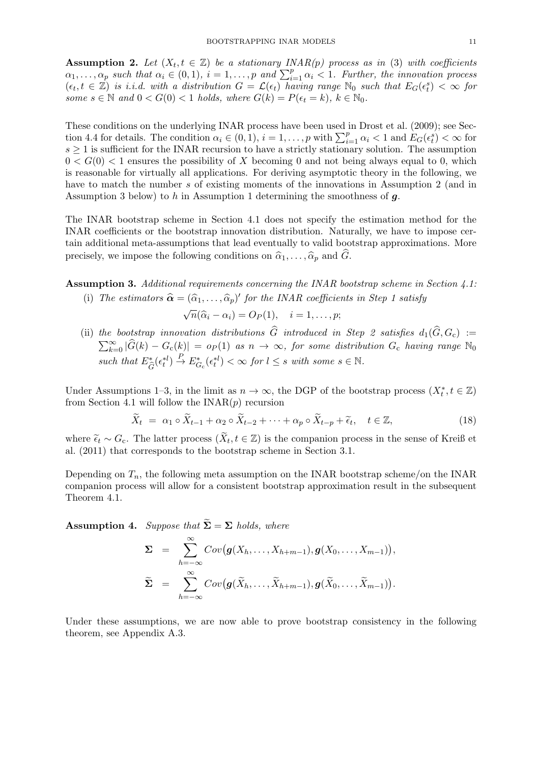**Assumption 2.** *Let $(X_t, t \in \mathbb{Z})$ be a stationary INAR(p) process as in* (3) *with coefficients $\alpha_1, \ldots, \alpha_p$ such that $\alpha_i \in (0,1)$, $i = 1, \ldots, p$ and $\sum_{i=1}^p \alpha_i < 1$. Further, the innovation process $(\epsilon_t, t \in \mathbb{Z})$ is i.i.d. with a distribution $G = \mathcal{L}(\epsilon_t)$ having range $\mathbb{N}_0$ such that $E_G(\epsilon_t^s) < \infty$ for some $s \in \mathbb{N}$ and $0 < G(0) < 1$ holds, where $G(k) = P(\epsilon_t = k)$, $k \in \mathbb{N}_0$.*

These conditions on the underlying INAR process have been used in Drost et al. (2009); see Section 4.4 for details. The condition $\alpha_i \in (0,1)$, $i = 1, \ldots, p$ with $\sum_{i=1}^p \alpha_i < 1$ and $E_G(\epsilon_t^s) < \infty$ for $s \geq 1$ is sufficient for the INAR recursion to have a strictly stationary solution. The assumption $0 < G(0) < 1$ ensures the possibility of $X$ becoming 0 and not being always equal to 0, which is reasonable for virtually all applications. For deriving asymptotic theory in the following, we have to match the number $s$ of existing moments of the innovations in Assumption 2 (and in Assumption 3 below) to $h$ in Assumption 1 determining the smoothness of $\boldsymbol{g}$.

The INAR bootstrap scheme in Section 4.1 does not specify the estimation method for the INAR coefficients or the bootstrap innovation distribution. Naturally, we have to impose certain additional meta-assumptions that lead eventually to valid bootstrap approximations. More precisely, we impose the following conditions on $\widehat{\alpha}_1, \ldots, \widehat{\alpha}_p$ and $\widehat{G}$.

**Assumption 3.** *Additional requirements concerning the INAR bootstrap scheme in Section 4.1:*

(i) *The estimators $\widehat{\boldsymbol{\alpha}} = (\widehat{\alpha}_1, \ldots, \widehat{\alpha}_p)'$ for the INAR coefficients in Step 1 satisfy*

$$\sqrt{n}(\widehat{\alpha}_i - \alpha_i) = O_P(1), \quad i = 1, \ldots, p;$$

(ii) *the bootstrap innovation distributions $\widehat{G}$ introduced in Step 2 satisfies $d_1(\widehat{G}, G_c) := \sum_{k=0}^\infty |\widehat{G}(k) - G_c(k)| = o_P(1)$ as $n \to \infty$, for some distribution $G_c$ having range $\mathbb{N}_0$ such that $E^*_{\widehat{G}}(\epsilon_t^{*l}) \xrightarrow{P} E^*_{G_c}(\epsilon_t^{*l}) < \infty$ for $l \leq s$ with some $s \in \mathbb{N}$.*

Under Assumptions 1–3, in the limit as $n \to \infty$, the DGP of the bootstrap process $(X_t^*, t \in \mathbb{Z})$ from Section 4.1 will follow the INAR($p$) recursion

$$\widetilde{X}_t \;=\; \alpha_1 \circ \widetilde{X}_{t-1} + \alpha_2 \circ \widetilde{X}_{t-2} + \cdots + \alpha_p \circ \widetilde{X}_{t-p} + \widetilde{\epsilon}_t, \quad t \in \mathbb{Z}, \tag{18}$$

where $\widetilde{\epsilon}_t \sim G_c$. The latter process $(\widetilde{X}_t, t \in \mathbb{Z})$ is the companion process in the sense of Kreiß et al. (2011) that corresponds to the bootstrap scheme in Section 3.1.

Depending on $T_n$, the following meta assumption on the INAR bootstrap scheme/on the INAR companion process will allow for a consistent bootstrap approximation result in the subsequent Theorem 4.1.

**Assumption 4.** *Suppose that $\widetilde{\boldsymbol{\Sigma}} = \boldsymbol{\Sigma}$ holds, where*

$$\begin{aligned}
\boldsymbol{\Sigma} &= \sum_{h=-\infty}^{\infty} Cov\big(\boldsymbol{g}(X_h, \ldots, X_{h+m-1}), \boldsymbol{g}(X_0, \ldots, X_{m-1})\big), \\
\widetilde{\boldsymbol{\Sigma}} &= \sum_{h=-\infty}^{\infty} Cov\big(\boldsymbol{g}(\widetilde{X}_h, \ldots, \widetilde{X}_{h+m-1}), \boldsymbol{g}(\widetilde{X}_0, \ldots, \widetilde{X}_{m-1})\big).
\end{aligned}$$

Under these assumptions, we are now able to prove bootstrap consistency in the following theorem, see Appendix A.3.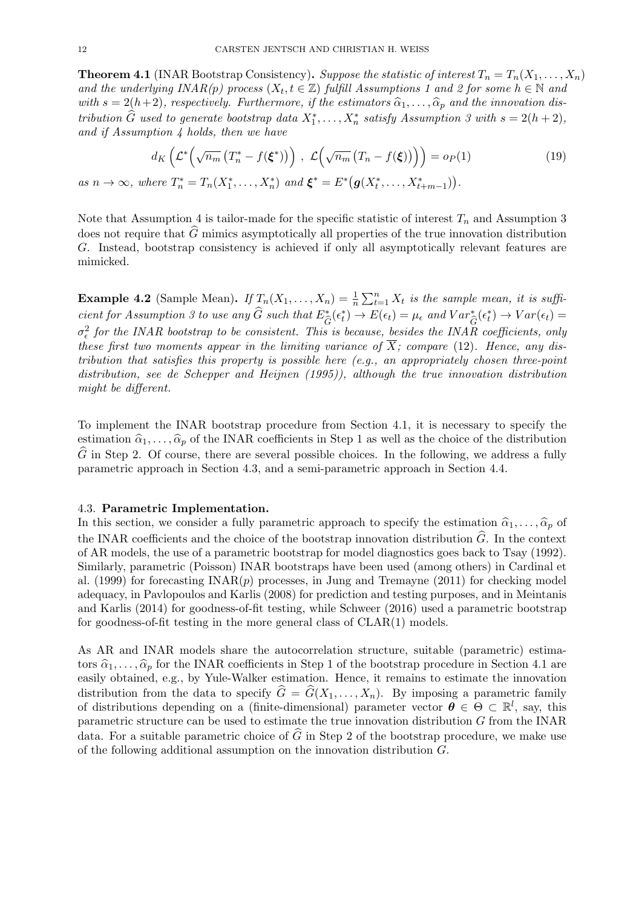**Theorem 4.1** (INAR Bootstrap Consistency)**.** *Suppose the statistic of interest $T_n = T_n(X_1, \ldots, X_n)$ and the underlying INAR(p) process $(X_t, t \in \mathbb{Z})$ fulfill Assumptions 1 and 2 for some $h \in \mathbb{N}$ and with $s = 2(h+2)$, respectively. Furthermore, if the estimators $\widehat{\alpha}_1, \ldots, \widehat{\alpha}_p$ and the innovation distribution $\widehat{G}$ used to generate bootstrap data $X_1^*, \ldots, X_n^*$ satisfy Assumption 3 with $s = 2(h+2)$, and if Assumption 4 holds, then we have*

$$d_K\left(\mathcal{L}^*\Big(\sqrt{n_m}\left(T_n^* - f(\boldsymbol{\xi}^*)\right)\Big)\ ,\ \mathcal{L}\Big(\sqrt{n_m}\left(T_n - f(\boldsymbol{\xi})\right)\Big)\right) = o_P(1) \tag{19}$$

*as $n \to \infty$, where $T_n^* = T_n(X_1^*, \ldots, X_n^*)$ and $\boldsymbol{\xi}^* = E^*\big(\boldsymbol{g}(X_t^*, \ldots, X_{t+m-1}^*)\big)$.*

Note that Assumption 4 is tailor-made for the specific statistic of interest $T_n$ and Assumption 3 does not require that $\widehat{G}$ mimics asymptotically all properties of the true innovation distribution $G$. Instead, bootstrap consistency is achieved if only all asymptotically relevant features are mimicked.

**Example 4.2** (Sample Mean)**.** *If $T_n(X_1, \ldots, X_n) = \frac{1}{n}\sum_{t=1}^n X_t$ is the sample mean, it is sufficient for Assumption 3 to use any $\widehat{G}$ such that $E^*_{\widehat{G}}(\epsilon_t^*) \to E(\epsilon_t) = \mu_\epsilon$ and $Var^*_{\widehat{G}}(\epsilon_t^*) \to Var(\epsilon_t) = \sigma_\epsilon^2$ for the INAR bootstrap to be consistent. This is because, besides the INAR coefficients, only these first two moments appear in the limiting variance of $\overline{X}$; compare* (12)*. Hence, any distribution that satisfies this property is possible here (e.g., an appropriately chosen three-point distribution, see de Schepper and Heijnen (1995)), although the true innovation distribution might be different.*

To implement the INAR bootstrap procedure from Section 4.1, it is necessary to specify the estimation $\widehat{\alpha}_1, \ldots, \widehat{\alpha}_p$ of the INAR coefficients in Step 1 as well as the choice of the distribution $\widehat{G}$ in Step 2. Of course, there are several possible choices. In the following, we address a fully parametric approach in Section 4.3, and a semi-parametric approach in Section 4.4.

## 4.3. Parametric Implementation.

In this section, we consider a fully parametric approach to specify the estimation $\widehat{\alpha}_1, \ldots, \widehat{\alpha}_p$ of the INAR coefficients and the choice of the bootstrap innovation distribution $\widehat{G}$. In the context of AR models, the use of a parametric bootstrap for model diagnostics goes back to Tsay (1992). Similarly, parametric (Poisson) INAR bootstraps have been used (among others) in Cardinal et al. (1999) for forecasting INAR($p$) processes, in Jung and Tremayne (2011) for checking model adequacy, in Pavlopoulos and Karlis (2008) for prediction and testing purposes, and in Meintanis and Karlis (2014) for goodness-of-fit testing, while Schweer (2016) used a parametric bootstrap for goodness-of-fit testing in the more general class of CLAR(1) models.

As AR and INAR models share the autocorrelation structure, suitable (parametric) estimators $\widehat{\alpha}_1, \ldots, \widehat{\alpha}_p$ for the INAR coefficients in Step 1 of the bootstrap procedure in Section 4.1 are easily obtained, e.g., by Yule-Walker estimation. Hence, it remains to estimate the innovation distribution from the data to specify $\widehat{G} = \widehat{G}(X_1, \ldots, X_n)$. By imposing a parametric family of distributions depending on a (finite-dimensional) parameter vector $\boldsymbol{\theta} \in \Theta \subset \mathbb{R}^l$, say, this parametric structure can be used to estimate the true innovation distribution $G$ from the INAR data. For a suitable parametric choice of $\widehat{G}$ in Step 2 of the bootstrap procedure, we make use of the following additional assumption on the innovation distribution $G$.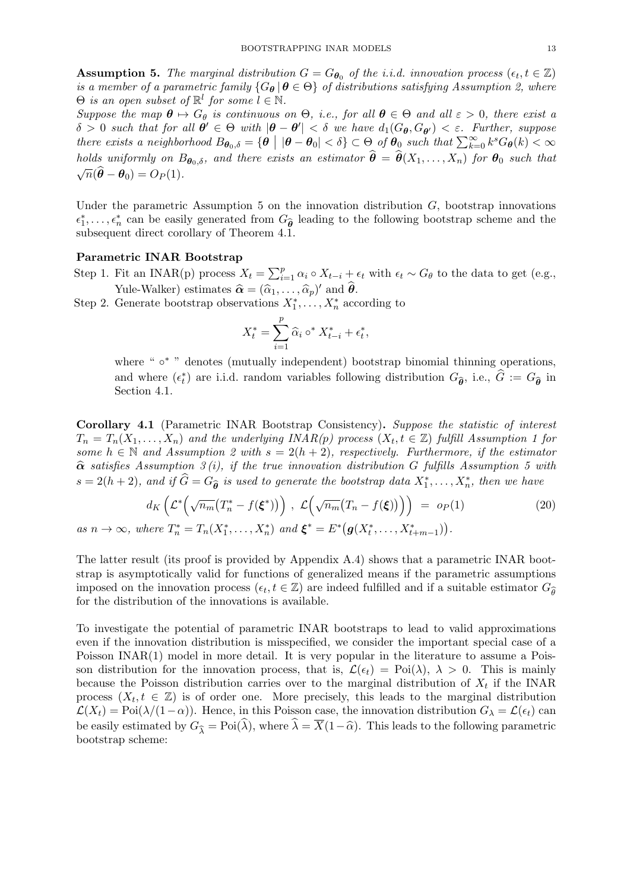**Assumption 5.** *The marginal distribution $G = G_{\boldsymbol{\theta}_0}$ of the i.i.d. innovation process $(\epsilon_t, t \in \mathbb{Z})$ is a member of a parametric family $\{G_{\boldsymbol{\theta}} \,|\, \boldsymbol{\theta} \in \Theta\}$ of distributions satisfying Assumption 2, where $\Theta$ is an open subset of $\mathbb{R}^l$ for some $l \in \mathbb{N}$.*

*Suppose the map $\boldsymbol{\theta} \mapsto G_\theta$ is continuous on $\Theta$, i.e., for all $\boldsymbol{\theta} \in \Theta$ and all $\varepsilon > 0$, there exist a $\delta > 0$ such that for all $\boldsymbol{\theta}' \in \Theta$ with $|\boldsymbol{\theta} - \boldsymbol{\theta}'| < \delta$ we have $d_1(G_{\boldsymbol{\theta}}, G_{\boldsymbol{\theta}'}) < \varepsilon$. Further, suppose there exists a neighborhood $B_{\boldsymbol{\theta}_0,\delta} = \{\boldsymbol{\theta} \mid |\boldsymbol{\theta} - \boldsymbol{\theta}_0| < \delta\} \subset \Theta$ of $\boldsymbol{\theta}_0$ such that $\sum_{k=0}^{\infty} k^s G_{\boldsymbol{\theta}}(k) < \infty$ holds uniformly on $B_{\boldsymbol{\theta}_0,\delta}$, and there exists an estimator $\widehat{\boldsymbol{\theta}} = \widehat{\boldsymbol{\theta}}(X_1, \ldots, X_n)$ for $\boldsymbol{\theta}_0$ such that $\sqrt{n}(\widehat{\boldsymbol{\theta}} - \boldsymbol{\theta}_0) = O_P(1)$.*

Under the parametric Assumption 5 on the innovation distribution $G$, bootstrap innovations $\epsilon_1^*, \ldots, \epsilon_n^*$ can be easily generated from $G_{\widehat{\boldsymbol{\theta}}}$ leading to the following bootstrap scheme and the subsequent direct corollary of Theorem 4.1.

**Parametric INAR Bootstrap**

Step 1. Fit an INAR(p) process $X_t = \sum_{i=1}^{p} \alpha_i \circ X_{t-i} + \epsilon_t$ with $\epsilon_t \sim G_\theta$ to the data to get (e.g., Yule-Walker) estimates $\widehat{\boldsymbol{\alpha}} = (\widehat{\alpha}_1, \ldots, \widehat{\alpha}_p)'$ and $\widehat{\boldsymbol{\theta}}$.

Step 2. Generate bootstrap observations $X_1^*, \ldots, X_n^*$ according to

$$X_t^* = \sum_{i=1}^{p} \widehat{\alpha}_i \circ^* X_{t-i}^* + \epsilon_t^*,$$

where " $\circ^*$ " denotes (mutually independent) bootstrap binomial thinning operations, and where $(\epsilon_t^*)$ are i.i.d. random variables following distribution $G_{\widehat{\boldsymbol{\theta}}}$, i.e., $\widehat{G} := G_{\widehat{\boldsymbol{\theta}}}$ in Section 4.1.

**Corollary 4.1** (Parametric INAR Bootstrap Consistency)**.** *Suppose the statistic of interest $T_n = T_n(X_1, \ldots, X_n)$ and the underlying INAR(p) process $(X_t, t \in \mathbb{Z})$ fulfill Assumption 1 for some $h \in \mathbb{N}$ and Assumption 2 with $s = 2(h+2)$, respectively. Furthermore, if the estimator $\widehat{\boldsymbol{\alpha}}$ satisfies Assumption 3 (i), if the true innovation distribution $G$ fulfills Assumption 5 with $s = 2(h+2)$, and if $\widehat{G} = G_{\widehat{\boldsymbol{\theta}}}$ is used to generate the bootstrap data $X_1^*, \ldots, X_n^*$, then we have*

$$d_K\left(\mathcal{L}^*\Big(\sqrt{n_m}\big(T_n^* - f(\boldsymbol{\xi}^*)\big)\Big)\ ,\ \mathcal{L}\Big(\sqrt{n_m}\big(T_n - f(\boldsymbol{\xi})\big)\Big)\right) \ = \ o_P(1) \tag{20}$$

*as $n \to \infty$, where $T_n^* = T_n(X_1^*, \ldots, X_n^*)$ and $\boldsymbol{\xi}^* = E^*\big(\boldsymbol{g}(X_t^*, \ldots, X_{t+m-1}^*)\big)$.*

The latter result (its proof is provided by Appendix A.4) shows that a parametric INAR bootstrap is asymptotically valid for functions of generalized means if the parametric assumptions imposed on the innovation process $(\epsilon_t, t \in \mathbb{Z})$ are indeed fulfilled and if a suitable estimator $G_{\widehat{\theta}}$ for the distribution of the innovations is available.

To investigate the potential of parametric INAR bootstraps to lead to valid approximations even if the innovation distribution is misspecified, we consider the important special case of a Poisson INAR(1) model in more detail. It is very popular in the literature to assume a Poisson distribution for the innovation process, that is, $\mathcal{L}(\epsilon_t) = \mathrm{Poi}(\lambda)$, $\lambda > 0$. This is mainly because the Poisson distribution carries over to the marginal distribution of $X_t$ if the INAR process $(X_t, t \in \mathbb{Z})$ is of order one. More precisely, this leads to the marginal distribution $\mathcal{L}(X_t) = \mathrm{Poi}(\lambda/(1-\alpha))$. Hence, in this Poisson case, the innovation distribution $G_\lambda = \mathcal{L}(\epsilon_t)$ can be easily estimated by $G_{\widehat{\lambda}} = \mathrm{Poi}(\widehat{\lambda})$, where $\widehat{\lambda} = \overline{X}(1-\widehat{\alpha})$. This leads to the following parametric bootstrap scheme: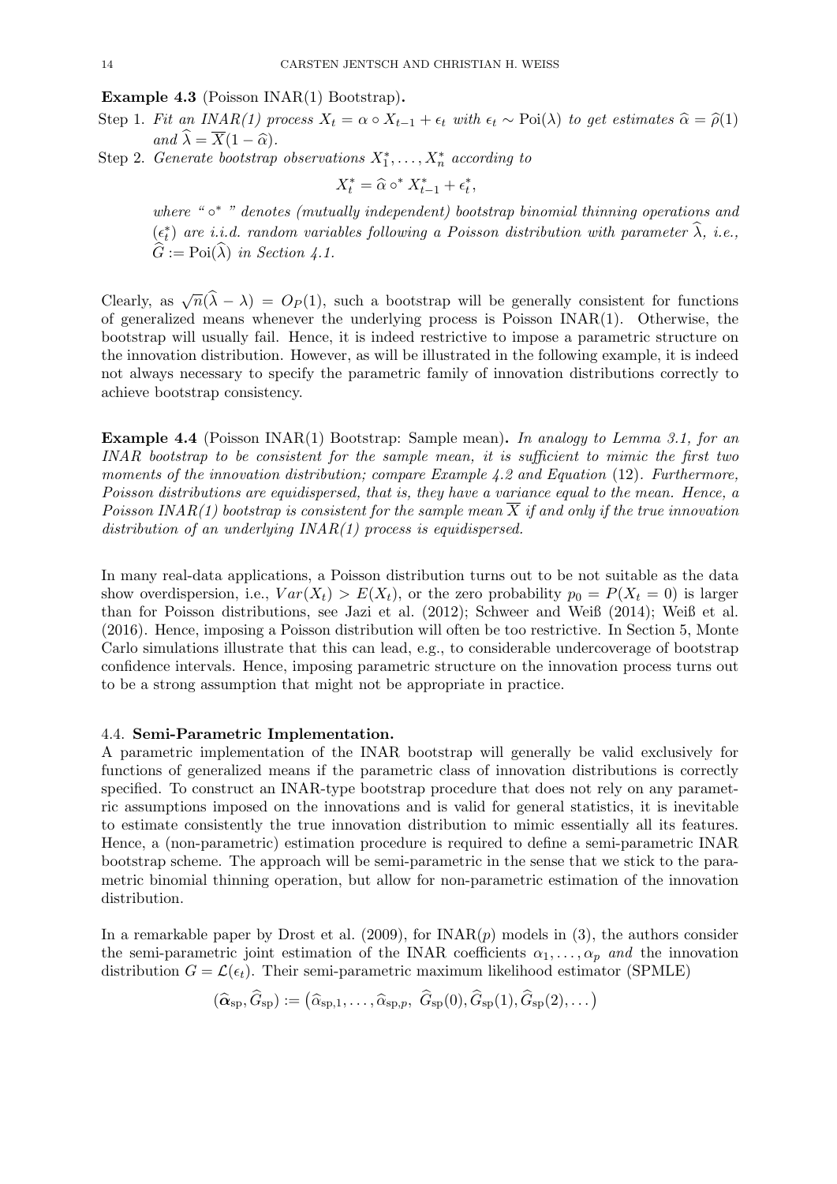**Example 4.3** (Poisson INAR(1) Bootstrap)**.**

Step 1. *Fit an INAR(1) process* $X_t = \alpha \circ X_{t-1} + \epsilon_t$ *with* $\epsilon_t \sim \text{Poi}(\lambda)$ *to get estimates* $\widehat{\alpha} = \widehat{\rho}(1)$ *and* $\widehat{\lambda} = \overline{X}(1 - \widehat{\alpha})$.

Step 2. *Generate bootstrap observations* $X_1^*, \ldots, X_n^*$ *according to*

$$X_t^* = \widehat{\alpha} \circ^* X_{t-1}^* + \epsilon_t^*,$$

*where "* $\circ^*$ *" denotes (mutually independent) bootstrap binomial thinning operations and* $(\epsilon_t^*)$ *are i.i.d. random variables following a Poisson distribution with parameter* $\widehat{\lambda}$*, i.e.,* $\widehat{G} := \text{Poi}(\widehat{\lambda})$ *in Section 4.1.*

Clearly, as $\sqrt{n}(\widehat{\lambda} - \lambda) = O_P(1)$, such a bootstrap will be generally consistent for functions of generalized means whenever the underlying process is Poisson INAR(1). Otherwise, the bootstrap will usually fail. Hence, it is indeed restrictive to impose a parametric structure on the innovation distribution. However, as will be illustrated in the following example, it is indeed not always necessary to specify the parametric family of innovation distributions correctly to achieve bootstrap consistency.

**Example 4.4** (Poisson INAR(1) Bootstrap: Sample mean)**.** *In analogy to Lemma 3.1, for an INAR bootstrap to be consistent for the sample mean, it is sufficient to mimic the first two moments of the innovation distribution; compare Example 4.2 and Equation* (12)*. Furthermore, Poisson distributions are equidispersed, that is, they have a variance equal to the mean. Hence, a Poisson INAR(1) bootstrap is consistent for the sample mean* $\overline{X}$ *if and only if the true innovation distribution of an underlying INAR(1) process is equidispersed.*

In many real-data applications, a Poisson distribution turns out to be not suitable as the data show overdispersion, i.e., $Var(X_t) > E(X_t)$, or the zero probability $p_0 = P(X_t = 0)$ is larger than for Poisson distributions, see Jazi et al. (2012); Schweer and Weiß (2014); Weiß et al. (2016). Hence, imposing a Poisson distribution will often be too restrictive. In Section 5, Monte Carlo simulations illustrate that this can lead, e.g., to considerable undercoverage of bootstrap confidence intervals. Hence, imposing parametric structure on the innovation process turns out to be a strong assumption that might not be appropriate in practice.

### 4.4. Semi-Parametric Implementation.

A parametric implementation of the INAR bootstrap will generally be valid exclusively for functions of generalized means if the parametric class of innovation distributions is correctly specified. To construct an INAR-type bootstrap procedure that does not rely on any parametric assumptions imposed on the innovations and is valid for general statistics, it is inevitable to estimate consistently the true innovation distribution to mimic essentially all its features. Hence, a (non-parametric) estimation procedure is required to define a semi-parametric INAR bootstrap scheme. The approach will be semi-parametric in the sense that we stick to the parametric binomial thinning operation, but allow for non-parametric estimation of the innovation distribution.

In a remarkable paper by Drost et al. (2009), for INAR($p$) models in (3), the authors consider the semi-parametric joint estimation of the INAR coefficients $\alpha_1, \ldots, \alpha_p$ *and* the innovation distribution $G = \mathcal{L}(\epsilon_t)$. Their semi-parametric maximum likelihood estimator (SPMLE)

$$(\widehat{\boldsymbol{\alpha}}_{\text{sp}}, \widehat{G}_{\text{sp}}) := \left(\widehat{\alpha}_{\text{sp},1}, \ldots, \widehat{\alpha}_{\text{sp},p},\ \widehat{G}_{\text{sp}}(0), \widehat{G}_{\text{sp}}(1), \widehat{G}_{\text{sp}}(2), \ldots\right)$$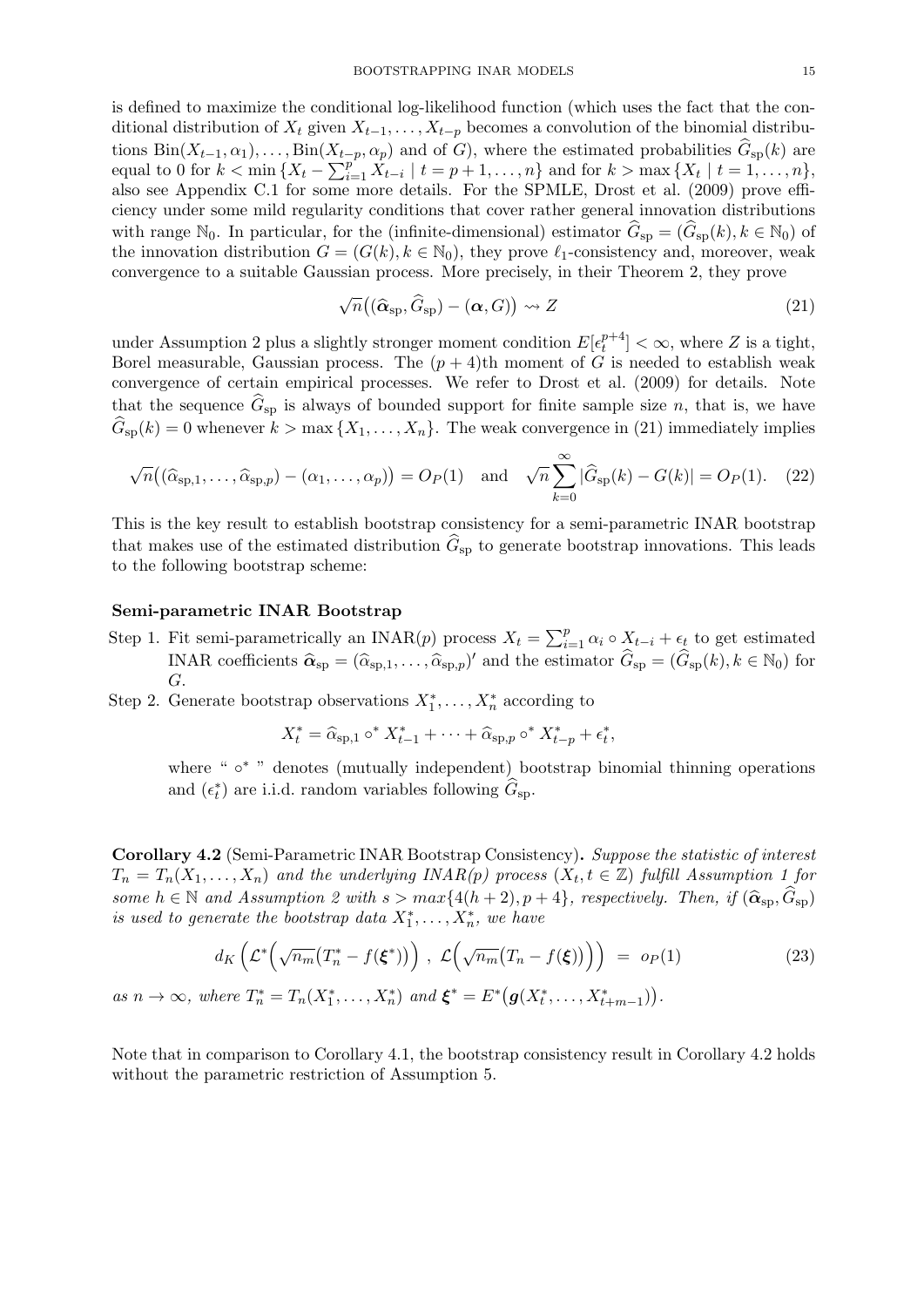is defined to maximize the conditional log-likelihood function (which uses the fact that the conditional distribution of $X_t$ given $X_{t-1}, \dots, X_{t-p}$ becomes a convolution of the binomial distributions $\text{Bin}(X_{t-1}, \alpha_1), \dots, \text{Bin}(X_{t-p}, \alpha_p)$ and of $G$), where the estimated probabilities $\widehat{G}_{\text{sp}}(k)$ are equal to 0 for $k < \min\{X_t - \sum_{i=1}^p X_{t-i} \mid t = p+1, \dots, n\}$ and for $k > \max\{X_t \mid t = 1, \dots, n\}$, also see Appendix C.1 for some more details. For the SPMLE, Drost et al. (2009) prove efficiency under some mild regularity conditions that cover rather general innovation distributions with range $\mathbb{N}_0$. In particular, for the (infinite-dimensional) estimator $\widehat{G}_{\text{sp}} = (\widehat{G}_{\text{sp}}(k), k \in \mathbb{N}_0)$ of the innovation distribution $G = (G(k), k \in \mathbb{N}_0)$, they prove $\ell_1$-consistency and, moreover, weak convergence to a suitable Gaussian process. More precisely, in their Theorem 2, they prove

$$\sqrt{n}\big((\widehat{\boldsymbol{\alpha}}_{\text{sp}}, \widehat{G}_{\text{sp}}) - (\boldsymbol{\alpha}, G)\big) \rightsquigarrow Z \tag{21}$$

under Assumption 2 plus a slightly stronger moment condition $E[\epsilon_t^{p+4}] < \infty$, where $Z$ is a tight, Borel measurable, Gaussian process. The $(p+4)$th moment of $G$ is needed to establish weak convergence of certain empirical processes. We refer to Drost et al. (2009) for details. Note that the sequence $\widehat{G}_{\text{sp}}$ is always of bounded support for finite sample size $n$, that is, we have $\widehat{G}_{\text{sp}}(k) = 0$ whenever $k > \max\{X_1, \dots, X_n\}$. The weak convergence in (21) immediately implies

$$\sqrt{n}\big((\widehat{\alpha}_{\text{sp},1}, \dots, \widehat{\alpha}_{\text{sp},p}) - (\alpha_1, \dots, \alpha_p)\big) = O_P(1) \quad \text{and} \quad \sqrt{n}\sum_{k=0}^{\infty} |\widehat{G}_{\text{sp}}(k) - G(k)| = O_P(1). \tag{22}$$

This is the key result to establish bootstrap consistency for a semi-parametric INAR bootstrap that makes use of the estimated distribution $\widehat{G}_{\text{sp}}$ to generate bootstrap innovations. This leads to the following bootstrap scheme:

**Semi-parametric INAR Bootstrap**

Step 1. Fit semi-parametrically an INAR($p$) process $X_t = \sum_{i=1}^p \alpha_i \circ X_{t-i} + \epsilon_t$ to get estimated INAR coefficients $\widehat{\boldsymbol{\alpha}}_{\text{sp}} = (\widehat{\alpha}_{\text{sp},1}, \dots, \widehat{\alpha}_{\text{sp},p})'$ and the estimator $\widehat{G}_{\text{sp}} = (\widehat{G}_{\text{sp}}(k), k \in \mathbb{N}_0)$ for $G$.

Step 2. Generate bootstrap observations $X_1^*, \dots, X_n^*$ according to

$$X_t^* = \widehat{\alpha}_{\text{sp},1} \circ^* X_{t-1}^* + \dots + \widehat{\alpha}_{\text{sp},p} \circ^* X_{t-p}^* + \epsilon_t^*,$$

where " $\circ^*$ " denotes (mutually independent) bootstrap binomial thinning operations and $(\epsilon_t^*)$ are i.i.d. random variables following $\widehat{G}_{\text{sp}}$.

**Corollary 4.2** (Semi-Parametric INAR Bootstrap Consistency). *Suppose the statistic of interest $T_n = T_n(X_1, \dots, X_n)$ and the underlying INAR(p) process $(X_t, t \in \mathbb{Z})$ fulfill Assumption 1 for some $h \in \mathbb{N}$ and Assumption 2 with $s > max\{4(h+2), p+4\}$, respectively. Then, if $(\widehat{\boldsymbol{\alpha}}_{\text{sp}}, \widehat{G}_{\text{sp}})$ is used to generate the bootstrap data $X_1^*, \dots, X_n^*$, we have*

$$d_K\left(\mathcal{L}^*\Big(\sqrt{n_m}\big(T_n^* - f(\boldsymbol{\xi}^*)\big)\Big)\ ,\ \mathcal{L}\Big(\sqrt{n_m}\big(T_n - f(\boldsymbol{\xi})\big)\Big)\right) \ = \ o_P(1) \tag{23}$$

*as $n \to \infty$, where $T_n^* = T_n(X_1^*, \dots, X_n^*)$ and $\boldsymbol{\xi}^* = E^*\big(\boldsymbol{g}(X_t^*, \dots, X_{t+m-1}^*)\big)$.*

Note that in comparison to Corollary 4.1, the bootstrap consistency result in Corollary 4.2 holds without the parametric restriction of Assumption 5.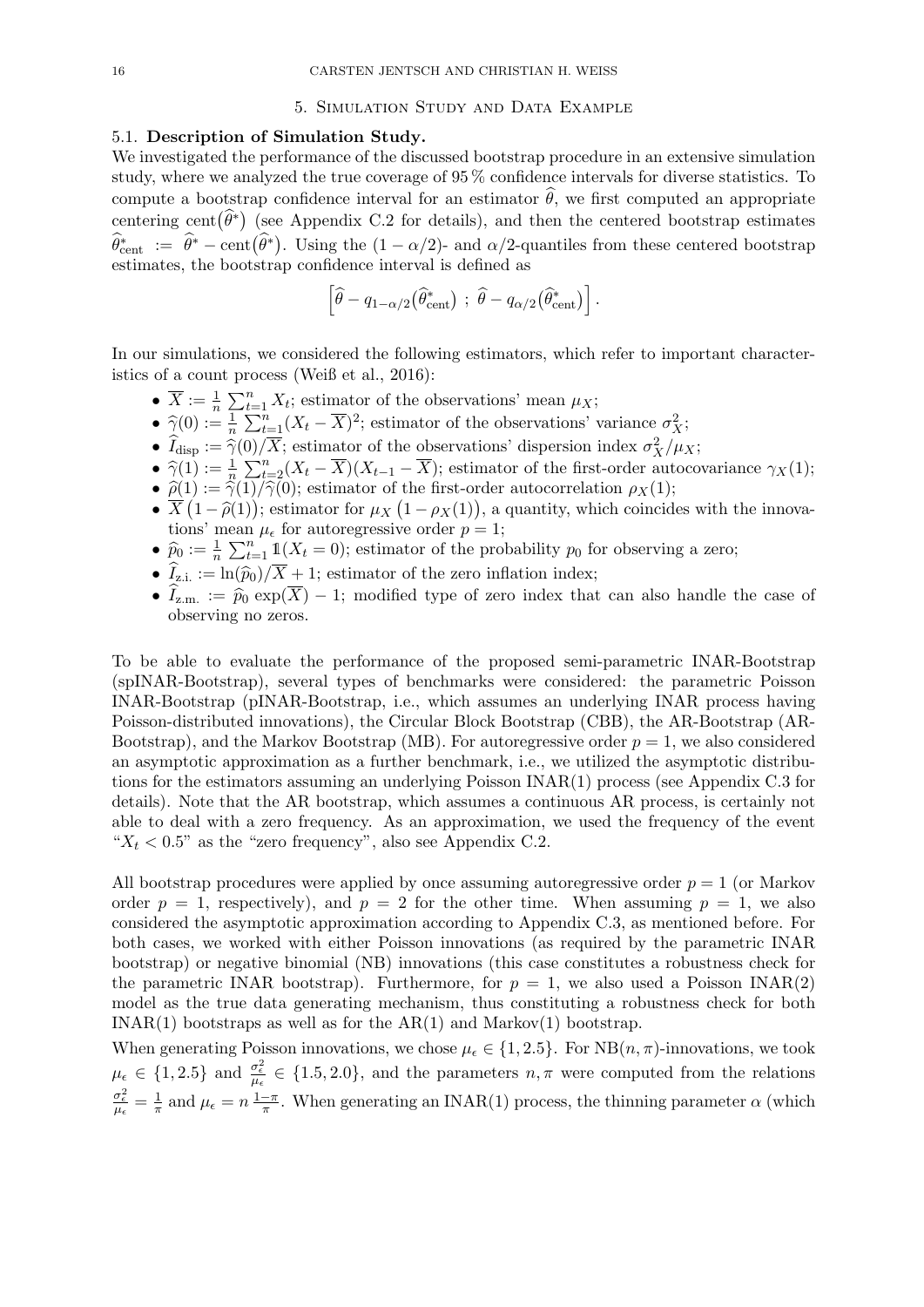## 5. Simulation Study and Data Example

### 5.1. Description of Simulation Study.

We investigated the performance of the discussed bootstrap procedure in an extensive simulation study, where we analyzed the true coverage of 95 % confidence intervals for diverse statistics. To compute a bootstrap confidence interval for an estimator $\widehat{\theta}$, we first computed an appropriate centering $\mathrm{cent}(\widehat{\theta}^*)$ (see Appendix C.2 for details), and then the centered bootstrap estimates $\widehat{\theta}^*_{\mathrm{cent}} := \widehat{\theta}^* - \mathrm{cent}(\widehat{\theta}^*)$. Using the $(1-\alpha/2)$- and $\alpha/2$-quantiles from these centered bootstrap estimates, the bootstrap confidence interval is defined as

$$\left[\widehat{\theta} - q_{1-\alpha/2}\big(\widehat{\theta}^*_{\mathrm{cent}}\big)\ ;\ \widehat{\theta} - q_{\alpha/2}\big(\widehat{\theta}^*_{\mathrm{cent}}\big)\right].$$

In our simulations, we considered the following estimators, which refer to important characteristics of a count process (Weiß et al., 2016):

- $\overline{X} := \frac{1}{n}\sum_{t=1}^{n} X_t$; estimator of the observations' mean $\mu_X$;
- $\widehat{\gamma}(0) := \frac{1}{n}\sum_{t=1}^{n}(X_t - \overline{X})^2$; estimator of the observations' variance $\sigma_X^2$;
- $\widehat{I}_{\mathrm{disp}} := \widehat{\gamma}(0)/\overline{X}$; estimator of the observations' dispersion index $\sigma_X^2/\mu_X$;
- $\widehat{\gamma}(1) := \frac{1}{n}\sum_{t=2}^{n}(X_t - \overline{X})(X_{t-1} - \overline{X})$; estimator of the first-order autocovariance $\gamma_X(1)$;
- $\widehat{\rho}(1) := \widehat{\gamma}(1)/\widehat{\gamma}(0)$; estimator of the first-order autocorrelation $\rho_X(1)$;
- $\overline{X}\,\big(1-\widehat{\rho}(1)\big)$; estimator for $\mu_X\,\big(1-\rho_X(1)\big)$, a quantity, which coincides with the innovations' mean $\mu_\epsilon$ for autoregressive order $p=1$;
- $\widehat{p}_0 := \frac{1}{n}\sum_{t=1}^{n}\mathbb{1}(X_t = 0)$; estimator of the probability $p_0$ for observing a zero;
- $\widehat{I}_{\mathrm{z.i.}} := \ln(\widehat{p}_0)/\overline{X} + 1$; estimator of the zero inflation index;
- $\widehat{I}_{\mathrm{z.m.}} := \widehat{p}_0\,\exp(\overline{X}) - 1$; modified type of zero index that can also handle the case of observing no zeros.

To be able to evaluate the performance of the proposed semi-parametric INAR-Bootstrap (spINAR-Bootstrap), several types of benchmarks were considered: the parametric Poisson INAR-Bootstrap (pINAR-Bootstrap, i.e., which assumes an underlying INAR process having Poisson-distributed innovations), the Circular Block Bootstrap (CBB), the AR-Bootstrap (AR-Bootstrap), and the Markov Bootstrap (MB). For autoregressive order $p=1$, we also considered an asymptotic approximation as a further benchmark, i.e., we utilized the asymptotic distributions for the estimators assuming an underlying Poisson INAR(1) process (see Appendix C.3 for details). Note that the AR bootstrap, which assumes a continuous AR process, is certainly not able to deal with a zero frequency. As an approximation, we used the frequency of the event "$X_t < 0.5$" as the "zero frequency", also see Appendix C.2.

All bootstrap procedures were applied by once assuming autoregressive order $p=1$ (or Markov order $p=1$, respectively), and $p=2$ for the other time. When assuming $p=1$, we also considered the asymptotic approximation according to Appendix C.3, as mentioned before. For both cases, we worked with either Poisson innovations (as required by the parametric INAR bootstrap) or negative binomial (NB) innovations (this case constitutes a robustness check for the parametric INAR bootstrap). Furthermore, for $p=1$, we also used a Poisson INAR(2) model as the true data generating mechanism, thus constituting a robustness check for both INAR(1) bootstraps as well as for the AR(1) and Markov(1) bootstrap.

When generating Poisson innovations, we chose $\mu_\epsilon \in \{1, 2.5\}$. For $\mathrm{NB}(n,\pi)$-innovations, we took $\mu_\epsilon \in \{1, 2.5\}$ and $\frac{\sigma_\epsilon^2}{\mu_\epsilon} \in \{1.5, 2.0\}$, and the parameters $n,\pi$ were computed from the relations $\frac{\sigma_\epsilon^2}{\mu_\epsilon} = \frac{1}{\pi}$ and $\mu_\epsilon = n\,\frac{1-\pi}{\pi}$. When generating an INAR(1) process, the thinning parameter $\alpha$ (which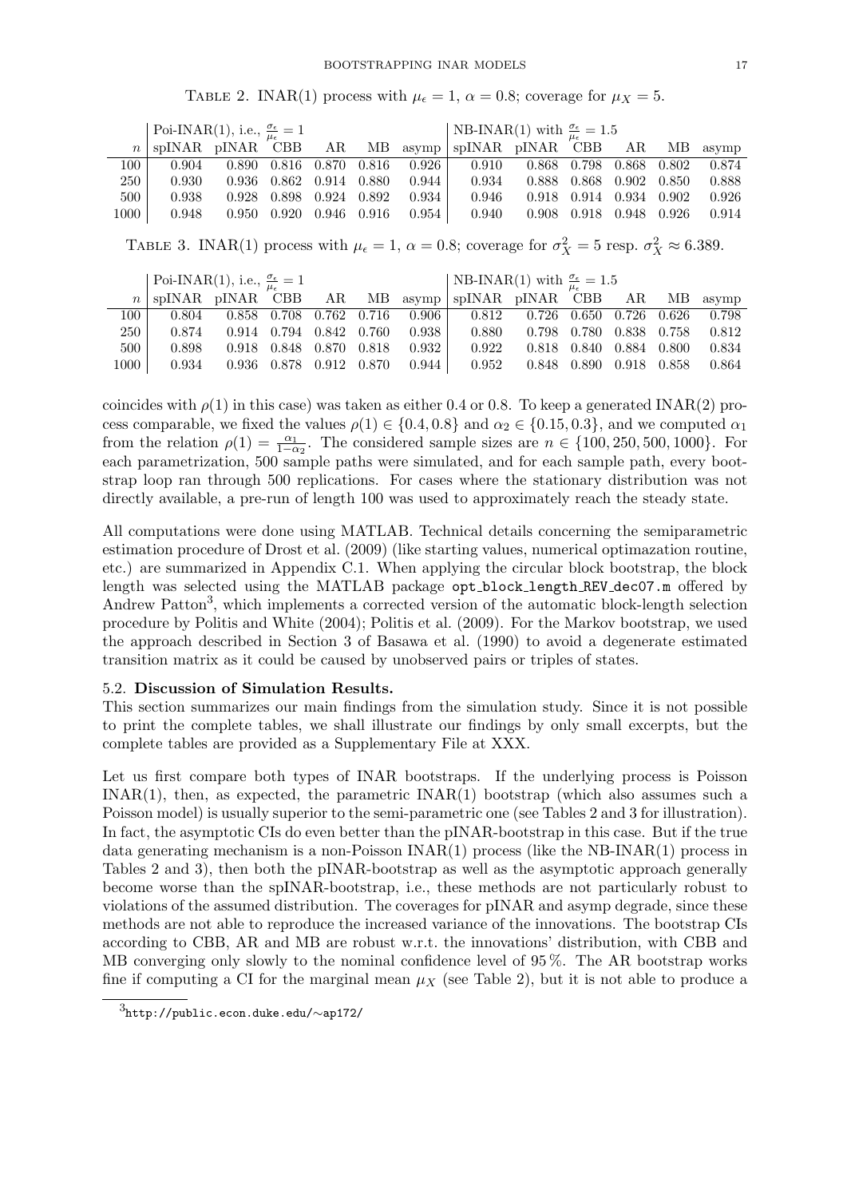TABLE 2. INAR(1) process with $\mu_\epsilon = 1$, $\alpha = 0.8$; coverage for $\mu_X = 5$.

| | Poi-INAR(1), i.e., $\frac{\sigma_\epsilon}{\mu_\epsilon} = 1$ | | | | | | NB-INAR(1) with $\frac{\sigma_\epsilon}{\mu_\epsilon} = 1.5$ | | | | | |
|---|---|---|---|---|---|---|---|---|---|---|---|---|
| $n$ | spINAR | pINAR | CBB | AR | MB | asymp | spINAR | pINAR | CBB | AR | MB | asymp |
| 100 | 0.904 | 0.890 | 0.816 | 0.870 | 0.816 | 0.926 | 0.910 | 0.868 | 0.798 | 0.868 | 0.802 | 0.874 |
| 250 | 0.930 | 0.936 | 0.862 | 0.914 | 0.880 | 0.944 | 0.934 | 0.888 | 0.868 | 0.902 | 0.850 | 0.888 |
| 500 | 0.938 | 0.928 | 0.898 | 0.924 | 0.892 | 0.934 | 0.946 | 0.918 | 0.914 | 0.934 | 0.902 | 0.926 |
| 1000 | 0.948 | 0.950 | 0.920 | 0.946 | 0.916 | 0.954 | 0.940 | 0.908 | 0.918 | 0.948 | 0.926 | 0.914 |

TABLE 3. INAR(1) process with $\mu_\epsilon = 1$, $\alpha = 0.8$; coverage for $\sigma_X^2 = 5$ resp. $\sigma_X^2 \approx 6.389$.

| | Poi-INAR(1), i.e., $\frac{\sigma_\epsilon}{\mu_\epsilon} = 1$ | | | | | | NB-INAR(1) with $\frac{\sigma_\epsilon}{\mu_\epsilon} = 1.5$ | | | | | |
|---|---|---|---|---|---|---|---|---|---|---|---|---|
| $n$ | spINAR | pINAR | CBB | AR | MB | asymp | spINAR | pINAR | CBB | AR | MB | asymp |
| 100 | 0.804 | 0.858 | 0.708 | 0.762 | 0.716 | 0.906 | 0.812 | 0.726 | 0.650 | 0.726 | 0.626 | 0.798 |
| 250 | 0.874 | 0.914 | 0.794 | 0.842 | 0.760 | 0.938 | 0.880 | 0.798 | 0.780 | 0.838 | 0.758 | 0.812 |
| 500 | 0.898 | 0.918 | 0.848 | 0.870 | 0.818 | 0.932 | 0.922 | 0.818 | 0.840 | 0.884 | 0.800 | 0.834 |
| 1000 | 0.934 | 0.936 | 0.878 | 0.912 | 0.870 | 0.944 | 0.952 | 0.848 | 0.890 | 0.918 | 0.858 | 0.864 |

coincides with $\rho(1)$ in this case) was taken as either 0.4 or 0.8. To keep a generated INAR(2) process comparable, we fixed the values $\rho(1) \in \{0.4, 0.8\}$ and $\alpha_2 \in \{0.15, 0.3\}$, and we computed $\alpha_1$ from the relation $\rho(1) = \frac{\alpha_1}{1-\alpha_2}$. The considered sample sizes are $n \in \{100, 250, 500, 1000\}$. For each parametrization, 500 sample paths were simulated, and for each sample path, every bootstrap loop ran through 500 replications. For cases where the stationary distribution was not directly available, a pre-run of length 100 was used to approximately reach the steady state.

All computations were done using MATLAB. Technical details concerning the semiparametric estimation procedure of Drost et al. (2009) (like starting values, numerical optimazation routine, etc.) are summarized in Appendix C.1. When applying the circular block bootstrap, the block length was selected using the MATLAB package opt_block_length_REV_dec07.m offered by Andrew Patton[3], which implements a corrected version of the automatic block-length selection procedure by Politis and White (2004); Politis et al. (2009). For the Markov bootstrap, we used the approach described in Section 3 of Basawa et al. (1990) to avoid a degenerate estimated transition matrix as it could be caused by unobserved pairs or triples of states.

### 5.2. Discussion of Simulation Results.

This section summarizes our main findings from the simulation study. Since it is not possible to print the complete tables, we shall illustrate our findings by only small excerpts, but the complete tables are provided as a Supplementary File at XXX.

Let us first compare both types of INAR bootstraps. If the underlying process is Poisson INAR(1), then, as expected, the parametric INAR(1) bootstrap (which also assumes such a Poisson model) is usually superior to the semi-parametric one (see Tables 2 and 3 for illustration). In fact, the asymptotic CIs do even better than the pINAR-bootstrap in this case. But if the true data generating mechanism is a non-Poisson INAR(1) process (like the NB-INAR(1) process in Tables 2 and 3), then both the pINAR-bootstrap as well as the asymptotic approach generally become worse than the spINAR-bootstrap, i.e., these methods are not particularly robust to violations of the assumed distribution. The coverages for pINAR and asymp degrade, since these methods are not able to reproduce the increased variance of the innovations. The bootstrap CIs according to CBB, AR and MB are robust w.r.t. the innovations' distribution, with CBB and MB converging only slowly to the nominal confidence level of 95 %. The AR bootstrap works fine if computing a CI for the marginal mean $\mu_X$ (see Table 2), but it is not able to produce a

[3] http://public.econ.duke.edu/∼ap172/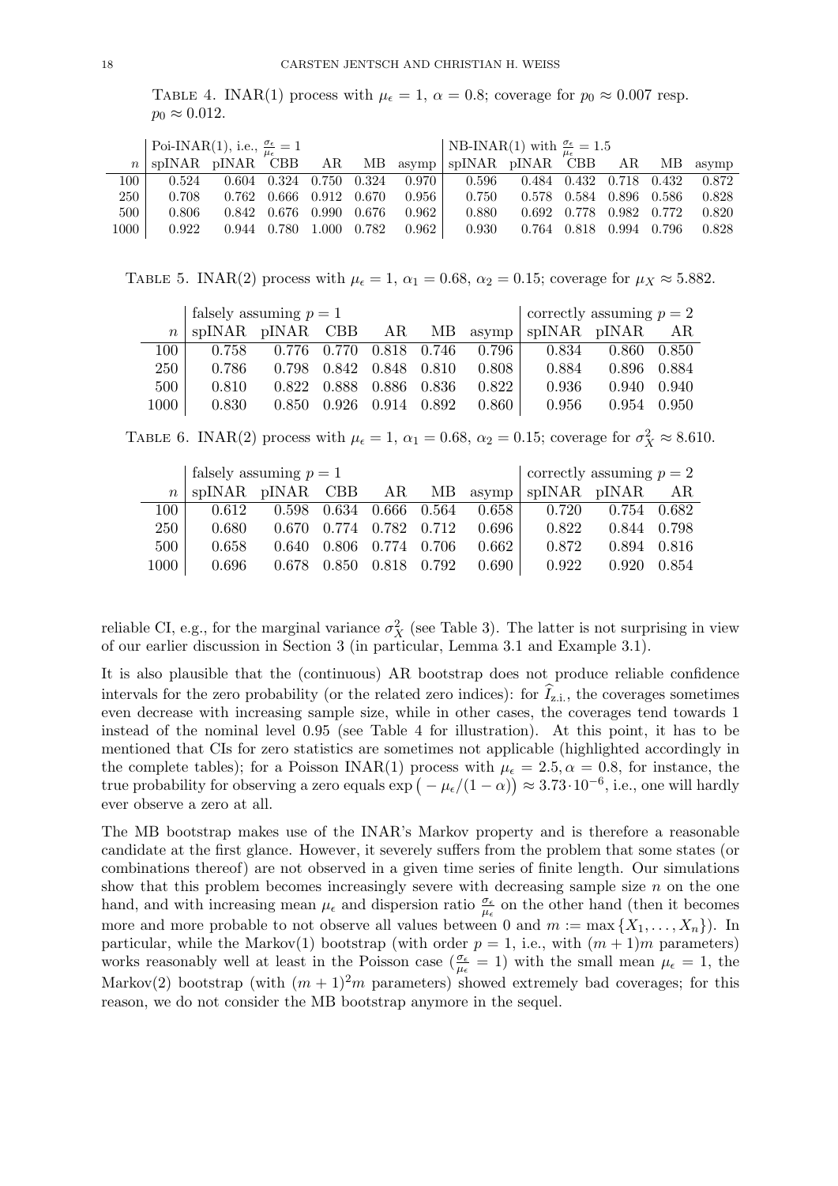Table 4. INAR(1) process with $\mu_\epsilon = 1$, $\alpha = 0.8$; coverage for $p_0 \approx 0.007$ resp. $p_0 \approx 0.012$.

| | Poi-INAR(1), i.e., $\frac{\sigma_\epsilon}{\mu_\epsilon} = 1$ | | | | | | NB-INAR(1) with $\frac{\sigma_\epsilon}{\mu_\epsilon} = 1.5$ | | | | | |
|---|---|---|---|---|---|---|---|---|---|---|---|---|
| $n$ | spINAR | pINAR | CBB | AR | MB | asymp | spINAR | pINAR | CBB | AR | MB | asymp |
| 100 | 0.524 | 0.604 | 0.324 | 0.750 | 0.324 | 0.970 | 0.596 | 0.484 | 0.432 | 0.718 | 0.432 | 0.872 |
| 250 | 0.708 | 0.762 | 0.666 | 0.912 | 0.670 | 0.956 | 0.750 | 0.578 | 0.584 | 0.896 | 0.586 | 0.828 |
| 500 | 0.806 | 0.842 | 0.676 | 0.990 | 0.676 | 0.962 | 0.880 | 0.692 | 0.778 | 0.982 | 0.772 | 0.820 |
| 1000 | 0.922 | 0.944 | 0.780 | 1.000 | 0.782 | 0.962 | 0.930 | 0.764 | 0.818 | 0.994 | 0.796 | 0.828 |

Table 5. INAR(2) process with $\mu_\epsilon = 1$, $\alpha_1 = 0.68$, $\alpha_2 = 0.15$; coverage for $\mu_X \approx 5.882$.

| | falsely assuming $p = 1$ | | | | | | correctly assuming $p = 2$ | | |
|---|---|---|---|---|---|---|---|---|---|
| $n$ | spINAR | pINAR | CBB | AR | MB | asymp | spINAR | pINAR | AR |
| 100 | 0.758 | 0.776 | 0.770 | 0.818 | 0.746 | 0.796 | 0.834 | 0.860 | 0.850 |
| 250 | 0.786 | 0.798 | 0.842 | 0.848 | 0.810 | 0.808 | 0.884 | 0.896 | 0.884 |
| 500 | 0.810 | 0.822 | 0.888 | 0.886 | 0.836 | 0.822 | 0.936 | 0.940 | 0.940 |
| 1000 | 0.830 | 0.850 | 0.926 | 0.914 | 0.892 | 0.860 | 0.956 | 0.954 | 0.950 |

Table 6. INAR(2) process with $\mu_\epsilon = 1$, $\alpha_1 = 0.68$, $\alpha_2 = 0.15$; coverage for $\sigma_X^2 \approx 8.610$.

| | falsely assuming $p = 1$ | | | | | | correctly assuming $p = 2$ | | |
|---|---|---|---|---|---|---|---|---|---|
| $n$ | spINAR | pINAR | CBB | AR | MB | asymp | spINAR | pINAR | AR |
| 100 | 0.612 | 0.598 | 0.634 | 0.666 | 0.564 | 0.658 | 0.720 | 0.754 | 0.682 |
| 250 | 0.680 | 0.670 | 0.774 | 0.782 | 0.712 | 0.696 | 0.822 | 0.844 | 0.798 |
| 500 | 0.658 | 0.640 | 0.806 | 0.774 | 0.706 | 0.662 | 0.872 | 0.894 | 0.816 |
| 1000 | 0.696 | 0.678 | 0.850 | 0.818 | 0.792 | 0.690 | 0.922 | 0.920 | 0.854 |

reliable CI, e.g., for the marginal variance $\sigma_X^2$ (see Table 3). The latter is not surprising in view of our earlier discussion in Section 3 (in particular, Lemma 3.1 and Example 3.1).

It is also plausible that the (continuous) AR bootstrap does not produce reliable confidence intervals for the zero probability (or the related zero indices): for $\widehat{I}_{\text{z.i.}}$, the coverages sometimes even decrease with increasing sample size, while in other cases, the coverages tend towards 1 instead of the nominal level 0.95 (see Table 4 for illustration). At this point, it has to be mentioned that CIs for zero statistics are sometimes not applicable (highlighted accordingly in the complete tables); for a Poisson INAR(1) process with $\mu_\epsilon = 2.5, \alpha = 0.8$, for instance, the true probability for observing a zero equals $\exp\big(-\mu_\epsilon/(1-\alpha)\big) \approx 3.73 \cdot 10^{-6}$, i.e., one will hardly ever observe a zero at all.

The MB bootstrap makes use of the INAR's Markov property and is therefore a reasonable candidate at the first glance. However, it severely suffers from the problem that some states (or combinations thereof) are not observed in a given time series of finite length. Our simulations show that this problem becomes increasingly severe with decreasing sample size $n$ on the one hand, and with increasing mean $\mu_\epsilon$ and dispersion ratio $\frac{\sigma_\epsilon}{\mu_\epsilon}$ on the other hand (then it becomes more and more probable to not observe all values between 0 and $m := \max\{X_1, \ldots, X_n\}$). In particular, while the Markov(1) bootstrap (with order $p = 1$, i.e., with $(m+1)m$ parameters) works reasonably well at least in the Poisson case ($\frac{\sigma_\epsilon}{\mu_\epsilon} = 1$) with the small mean $\mu_\epsilon = 1$, the Markov(2) bootstrap (with $(m+1)^2 m$ parameters) showed extremely bad coverages; for this reason, we do not consider the MB bootstrap anymore in the sequel.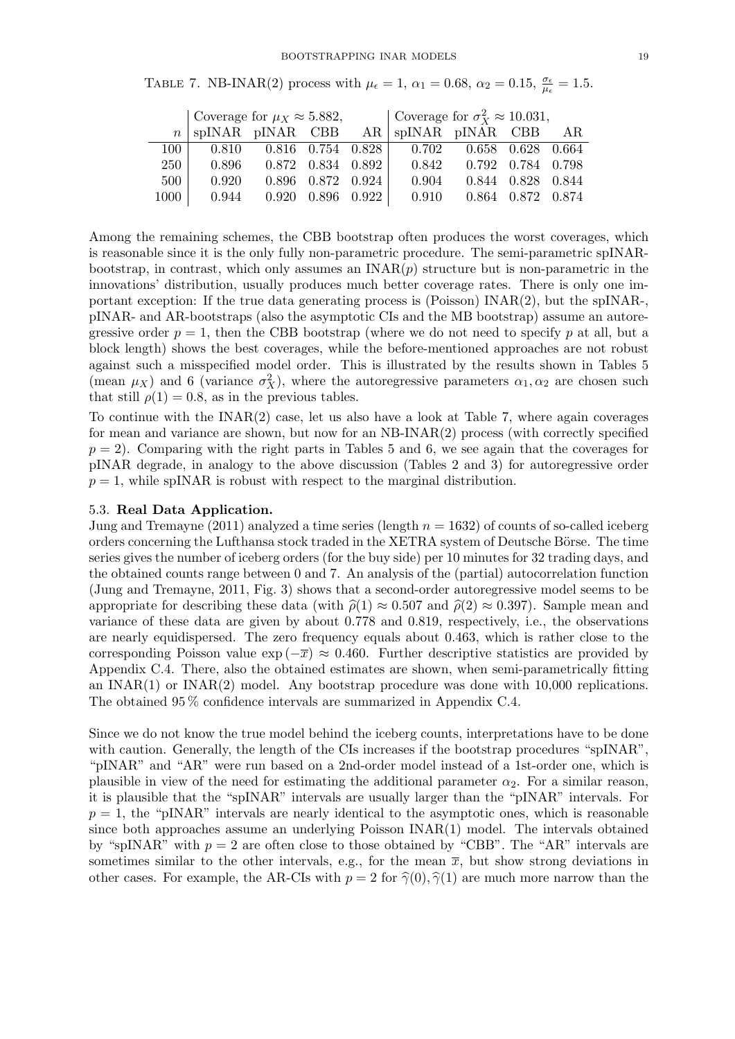Table 7. NB-INAR(2) process with $\mu_\epsilon = 1$, $\alpha_1 = 0.68$, $\alpha_2 = 0.15$, $\frac{\sigma_\epsilon}{\mu_\epsilon} = 1.5$.

| | Coverage for $\mu_X \approx 5.882$, | | | | Coverage for $\sigma_X^2 \approx 10.031$, | | | |
|---|---|---|---|---|---|---|---|---|
| $n$ | spINAR | pINAR | CBB | AR | spINAR | pINAR | CBB | AR |
| 100 | 0.810 | 0.816 | 0.754 | 0.828 | 0.702 | 0.658 | 0.628 | 0.664 |
| 250 | 0.896 | 0.872 | 0.834 | 0.892 | 0.842 | 0.792 | 0.784 | 0.798 |
| 500 | 0.920 | 0.896 | 0.872 | 0.924 | 0.904 | 0.844 | 0.828 | 0.844 |
| 1000 | 0.944 | 0.920 | 0.896 | 0.922 | 0.910 | 0.864 | 0.872 | 0.874 |

Among the remaining schemes, the CBB bootstrap often produces the worst coverages, which is reasonable since it is the only fully non-parametric procedure. The semi-parametric spINAR-bootstrap, in contrast, which only assumes an INAR($p$) structure but is non-parametric in the innovations' distribution, usually produces much better coverage rates. There is only one important exception: If the true data generating process is (Poisson) INAR(2), but the spINAR-, pINAR- and AR-bootstraps (also the asymptotic CIs and the MB bootstrap) assume an autoregressive order $p = 1$, then the CBB bootstrap (where we do not need to specify $p$ at all, but a block length) shows the best coverages, while the before-mentioned approaches are not robust against such a misspecified model order. This is illustrated by the results shown in Tables 5 (mean $\mu_X$) and 6 (variance $\sigma_X^2$), where the autoregressive parameters $\alpha_1, \alpha_2$ are chosen such that still $\rho(1) = 0.8$, as in the previous tables.

To continue with the INAR(2) case, let us also have a look at Table 7, where again coverages for mean and variance are shown, but now for an NB-INAR(2) process (with correctly specified $p = 2$). Comparing with the right parts in Tables 5 and 6, we see again that the coverages for pINAR degrade, in analogy to the above discussion (Tables 2 and 3) for autoregressive order $p = 1$, while spINAR is robust with respect to the marginal distribution.

### 5.3. Real Data Application.

Jung and Tremayne (2011) analyzed a time series (length $n = 1632$) of counts of so-called iceberg orders concerning the Lufthansa stock traded in the XETRA system of Deutsche Börse. The time series gives the number of iceberg orders (for the buy side) per 10 minutes for 32 trading days, and the obtained counts range between 0 and 7. An analysis of the (partial) autocorrelation function (Jung and Tremayne, 2011, Fig. 3) shows that a second-order autoregressive model seems to be appropriate for describing these data (with $\widehat{\rho}(1) \approx 0.507$ and $\widehat{\rho}(2) \approx 0.397$). Sample mean and variance of these data are given by about 0.778 and 0.819, respectively, i.e., the observations are nearly equidispersed. The zero frequency equals about 0.463, which is rather close to the corresponding Poisson value $\exp(-\overline{x}) \approx 0.460$. Further descriptive statistics are provided by Appendix C.4. There, also the obtained estimates are shown, when semi-parametrically fitting an INAR(1) or INAR(2) model. Any bootstrap procedure was done with 10,000 replications. The obtained 95 % confidence intervals are summarized in Appendix C.4.

Since we do not know the true model behind the iceberg counts, interpretations have to be done with caution. Generally, the length of the CIs increases if the bootstrap procedures "spINAR", "pINAR" and "AR" were run based on a 2nd-order model instead of a 1st-order one, which is plausible in view of the need for estimating the additional parameter $\alpha_2$. For a similar reason, it is plausible that the "spINAR" intervals are usually larger than the "pINAR" intervals. For $p = 1$, the "pINAR" intervals are nearly identical to the asymptotic ones, which is reasonable since both approaches assume an underlying Poisson INAR(1) model. The intervals obtained by "spINAR" with $p = 2$ are often close to those obtained by "CBB". The "AR" intervals are sometimes similar to the other intervals, e.g., for the mean $\overline{x}$, but show strong deviations in other cases. For example, the AR-CIs with $p = 2$ for $\widehat{\gamma}(0), \widehat{\gamma}(1)$ are much more narrow than the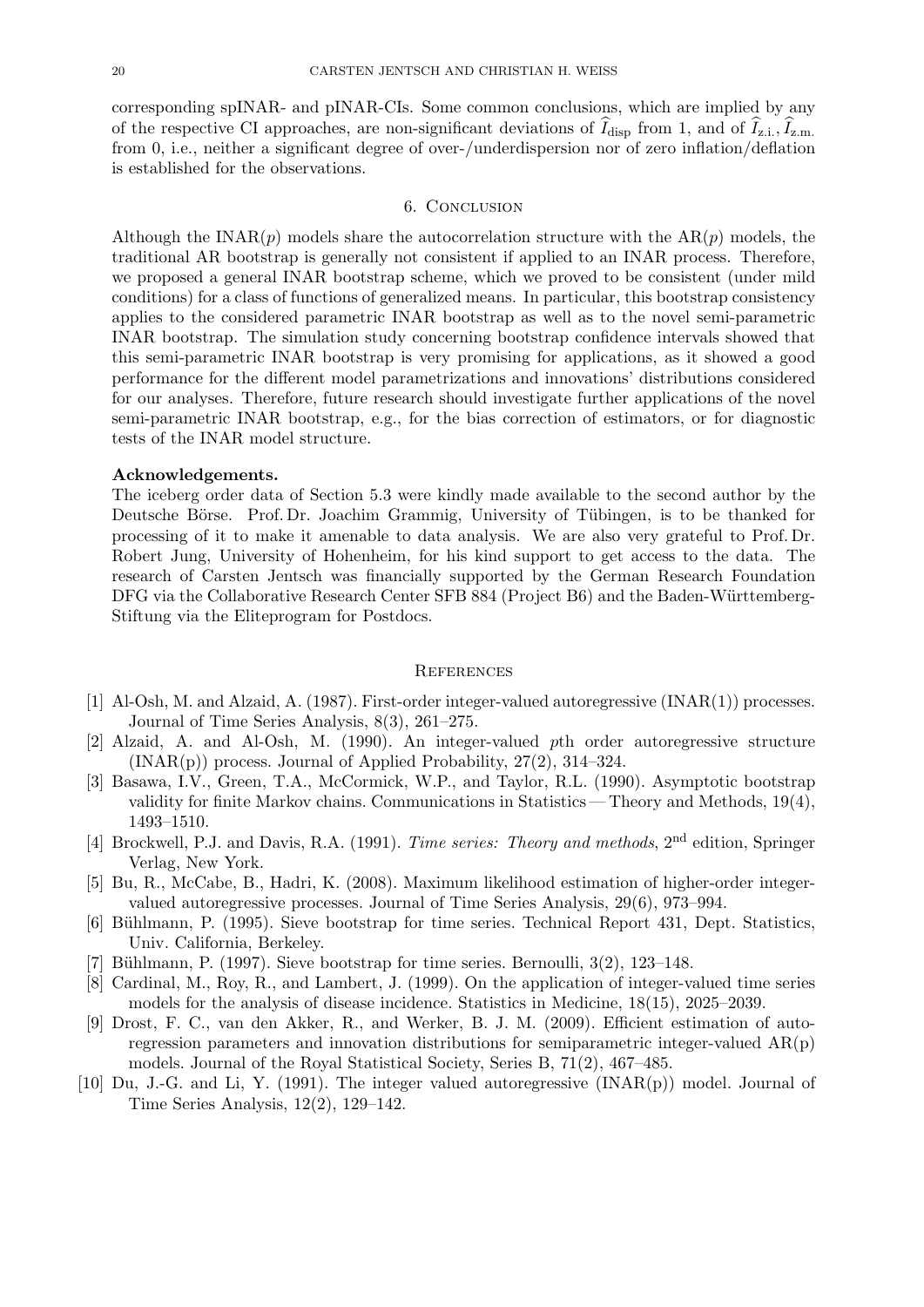corresponding spINAR- and pINAR-CIs. Some common conclusions, which are implied by any of the respective CI approaches, are non-significant deviations of $\widehat{I}_{\text{disp}}$ from 1, and of $\widehat{I}_{\text{z.i.}}, \widehat{I}_{\text{z.m.}}$ from 0, i.e., neither a significant degree of over-/underdispersion nor of zero inflation/deflation is established for the observations.

## 6. Conclusion

Although the INAR($p$) models share the autocorrelation structure with the AR($p$) models, the traditional AR bootstrap is generally not consistent if applied to an INAR process. Therefore, we proposed a general INAR bootstrap scheme, which we proved to be consistent (under mild conditions) for a class of functions of generalized means. In particular, this bootstrap consistency applies to the considered parametric INAR bootstrap as well as to the novel semi-parametric INAR bootstrap. The simulation study concerning bootstrap confidence intervals showed that this semi-parametric INAR bootstrap is very promising for applications, as it showed a good performance for the different model parametrizations and innovations' distributions considered for our analyses. Therefore, future research should investigate further applications of the novel semi-parametric INAR bootstrap, e.g., for the bias correction of estimators, or for diagnostic tests of the INAR model structure.

**Acknowledgements.**
The iceberg order data of Section 5.3 were kindly made available to the second author by the Deutsche Börse. Prof. Dr. Joachim Grammig, University of Tübingen, is to be thanked for processing of it to make it amenable to data analysis. We are also very grateful to Prof. Dr. Robert Jung, University of Hohenheim, for his kind support to get access to the data. The research of Carsten Jentsch was financially supported by the German Research Foundation DFG via the Collaborative Research Center SFB 884 (Project B6) and the Baden-Württemberg-Stiftung via the Eliteprogram for Postdocs.

## References

[1] Al-Osh, M. and Alzaid, A. (1987). First-order integer-valued autoregressive (INAR(1)) processes. Journal of Time Series Analysis, 8(3), 261–275.

[2] Alzaid, A. and Al-Osh, M. (1990). An integer-valued $p$th order autoregressive structure (INAR(p)) process. Journal of Applied Probability, 27(2), 314–324.

[3] Basawa, I.V., Green, T.A., McCormick, W.P., and Taylor, R.L. (1990). Asymptotic bootstrap validity for finite Markov chains. Communications in Statistics — Theory and Methods, 19(4), 1493–1510.

[4] Brockwell, P.J. and Davis, R.A. (1991). *Time series: Theory and methods*, 2nd edition, Springer Verlag, New York.

[5] Bu, R., McCabe, B., Hadri, K. (2008). Maximum likelihood estimation of higher-order integer-valued autoregressive processes. Journal of Time Series Analysis, 29(6), 973–994.

[6] Bühlmann, P. (1995). Sieve bootstrap for time series. Technical Report 431, Dept. Statistics, Univ. California, Berkeley.

[7] Bühlmann, P. (1997). Sieve bootstrap for time series. Bernoulli, 3(2), 123–148.

[8] Cardinal, M., Roy, R., and Lambert, J. (1999). On the application of integer-valued time series models for the analysis of disease incidence. Statistics in Medicine, 18(15), 2025–2039.

[9] Drost, F. C., van den Akker, R., and Werker, B. J. M. (2009). Efficient estimation of auto-regression parameters and innovation distributions for semiparametric integer-valued AR(p) models. Journal of the Royal Statistical Society, Series B, 71(2), 467–485.

[10] Du, J.-G. and Li, Y. (1991). The integer valued autoregressive (INAR(p)) model. Journal of Time Series Analysis, 12(2), 129–142.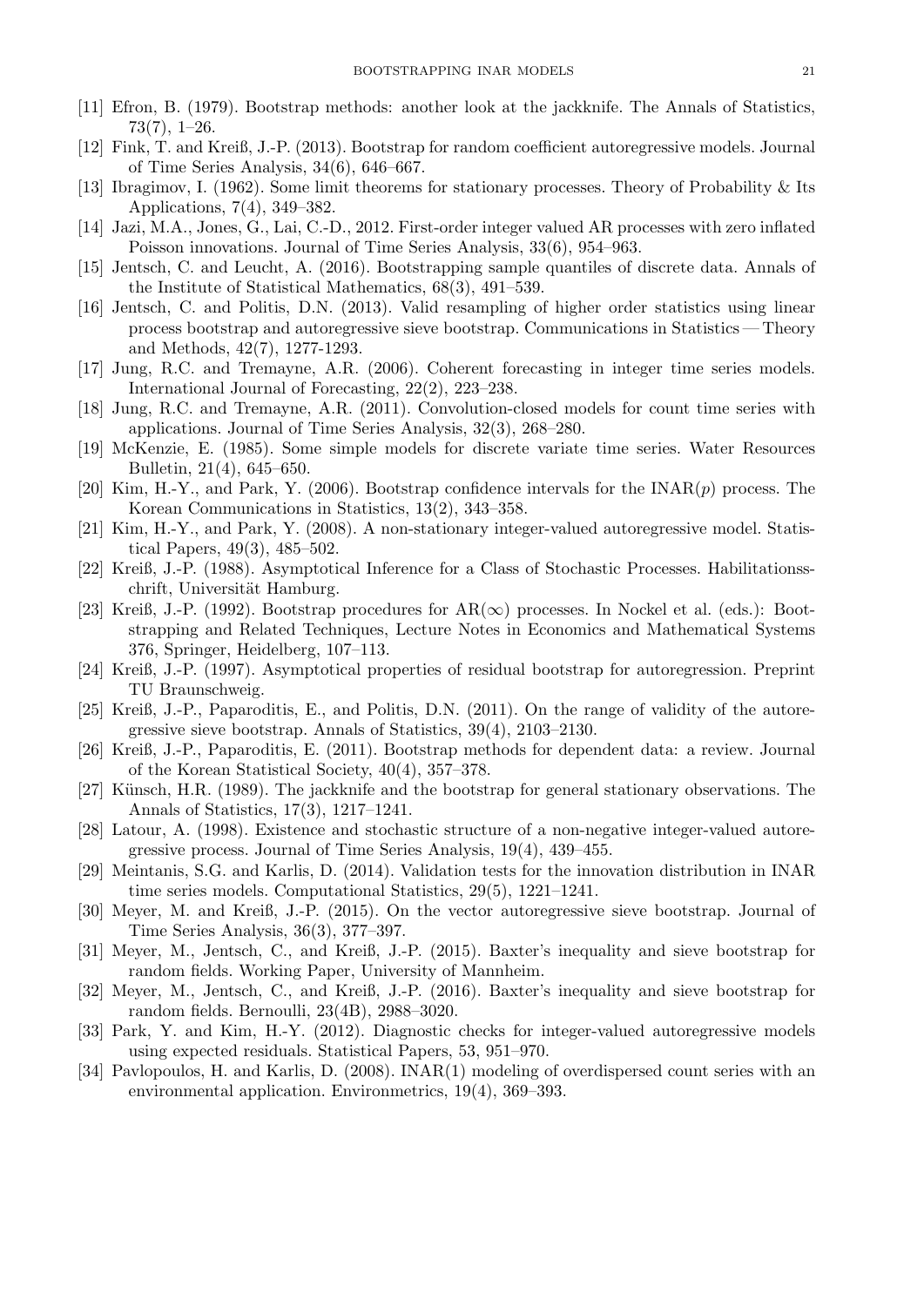- [11] Efron, B. (1979). Bootstrap methods: another look at the jackknife. The Annals of Statistics, 73(7), 1–26.
- [12] Fink, T. and Kreiß, J.-P. (2013). Bootstrap for random coefficient autoregressive models. Journal of Time Series Analysis, 34(6), 646–667.
- [13] Ibragimov, I. (1962). Some limit theorems for stationary processes. Theory of Probability & Its Applications, 7(4), 349–382.
- [14] Jazi, M.A., Jones, G., Lai, C.-D., 2012. First-order integer valued AR processes with zero inflated Poisson innovations. Journal of Time Series Analysis, 33(6), 954–963.
- [15] Jentsch, C. and Leucht, A. (2016). Bootstrapping sample quantiles of discrete data. Annals of the Institute of Statistical Mathematics, 68(3), 491–539.
- [16] Jentsch, C. and Politis, D.N. (2013). Valid resampling of higher order statistics using linear process bootstrap and autoregressive sieve bootstrap. Communications in Statistics — Theory and Methods, 42(7), 1277-1293.
- [17] Jung, R.C. and Tremayne, A.R. (2006). Coherent forecasting in integer time series models. International Journal of Forecasting, 22(2), 223–238.
- [18] Jung, R.C. and Tremayne, A.R. (2011). Convolution-closed models for count time series with applications. Journal of Time Series Analysis, 32(3), 268–280.
- [19] McKenzie, E. (1985). Some simple models for discrete variate time series. Water Resources Bulletin, 21(4), 645–650.
- [20] Kim, H.-Y., and Park, Y. (2006). Bootstrap confidence intervals for the INAR($p$) process. The Korean Communications in Statistics, 13(2), 343–358.
- [21] Kim, H.-Y., and Park, Y. (2008). A non-stationary integer-valued autoregressive model. Statistical Papers, 49(3), 485–502.
- [22] Kreiß, J.-P. (1988). Asymptotical Inference for a Class of Stochastic Processes. Habilitationsschrift, Universität Hamburg.
- [23] Kreiß, J.-P. (1992). Bootstrap procedures for AR($\infty$) processes. In Nockel et al. (eds.): Bootstrapping and Related Techniques, Lecture Notes in Economics and Mathematical Systems 376, Springer, Heidelberg, 107–113.
- [24] Kreiß, J.-P. (1997). Asymptotical properties of residual bootstrap for autoregression. Preprint TU Braunschweig.
- [25] Kreiß, J.-P., Paparoditis, E., and Politis, D.N. (2011). On the range of validity of the autoregressive sieve bootstrap. Annals of Statistics, 39(4), 2103–2130.
- [26] Kreiß, J.-P., Paparoditis, E. (2011). Bootstrap methods for dependent data: a review. Journal of the Korean Statistical Society, 40(4), 357–378.
- [27] Künsch, H.R. (1989). The jackknife and the bootstrap for general stationary observations. The Annals of Statistics, 17(3), 1217–1241.
- [28] Latour, A. (1998). Existence and stochastic structure of a non-negative integer-valued autoregressive process. Journal of Time Series Analysis, 19(4), 439–455.
- [29] Meintanis, S.G. and Karlis, D. (2014). Validation tests for the innovation distribution in INAR time series models. Computational Statistics, 29(5), 1221–1241.
- [30] Meyer, M. and Kreiß, J.-P. (2015). On the vector autoregressive sieve bootstrap. Journal of Time Series Analysis, 36(3), 377–397.
- [31] Meyer, M., Jentsch, C., and Kreiß, J.-P. (2015). Baxter's inequality and sieve bootstrap for random fields. Working Paper, University of Mannheim.
- [32] Meyer, M., Jentsch, C., and Kreiß, J.-P. (2016). Baxter's inequality and sieve bootstrap for random fields. Bernoulli, 23(4B), 2988–3020.
- [33] Park, Y. and Kim, H.-Y. (2012). Diagnostic checks for integer-valued autoregressive models using expected residuals. Statistical Papers, 53, 951–970.
- [34] Pavlopoulos, H. and Karlis, D. (2008). INAR(1) modeling of overdispersed count series with an environmental application. Environmetrics, 19(4), 369–393.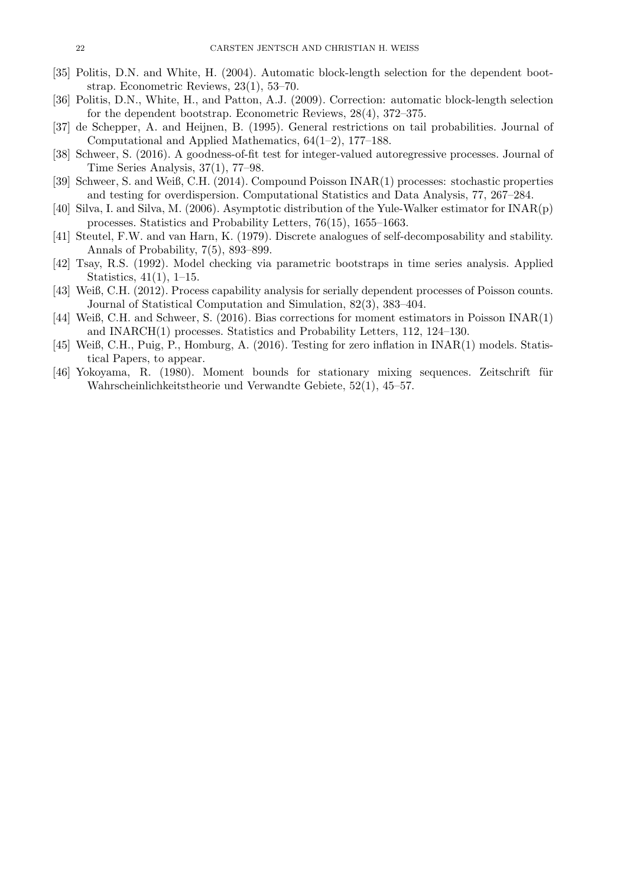[35] Politis, D.N. and White, H. (2004). Automatic block-length selection for the dependent bootstrap. Econometric Reviews, 23(1), 53–70.

[36] Politis, D.N., White, H., and Patton, A.J. (2009). Correction: automatic block-length selection for the dependent bootstrap. Econometric Reviews, 28(4), 372–375.

[37] de Schepper, A. and Heijnen, B. (1995). General restrictions on tail probabilities. Journal of Computational and Applied Mathematics, 64(1–2), 177–188.

[38] Schweer, S. (2016). A goodness-of-fit test for integer-valued autoregressive processes. Journal of Time Series Analysis, 37(1), 77–98.

[39] Schweer, S. and Weiß, C.H. (2014). Compound Poisson INAR(1) processes: stochastic properties and testing for overdispersion. Computational Statistics and Data Analysis, 77, 267–284.

[40] Silva, I. and Silva, M. (2006). Asymptotic distribution of the Yule-Walker estimator for INAR(p) processes. Statistics and Probability Letters, 76(15), 1655–1663.

[41] Steutel, F.W. and van Harn, K. (1979). Discrete analogues of self-decomposability and stability. Annals of Probability, 7(5), 893–899.

[42] Tsay, R.S. (1992). Model checking via parametric bootstraps in time series analysis. Applied Statistics, 41(1), 1–15.

[43] Weiß, C.H. (2012). Process capability analysis for serially dependent processes of Poisson counts. Journal of Statistical Computation and Simulation, 82(3), 383–404.

[44] Weiß, C.H. and Schweer, S. (2016). Bias corrections for moment estimators in Poisson INAR(1) and INARCH(1) processes. Statistics and Probability Letters, 112, 124–130.

[45] Weiß, C.H., Puig, P., Homburg, A. (2016). Testing for zero inflation in INAR(1) models. Statistical Papers, to appear.

[46] Yokoyama, R. (1980). Moment bounds for stationary mixing sequences. Zeitschrift für Wahrscheinlichkeitstheorie und Verwandte Gebiete, 52(1), 45–57.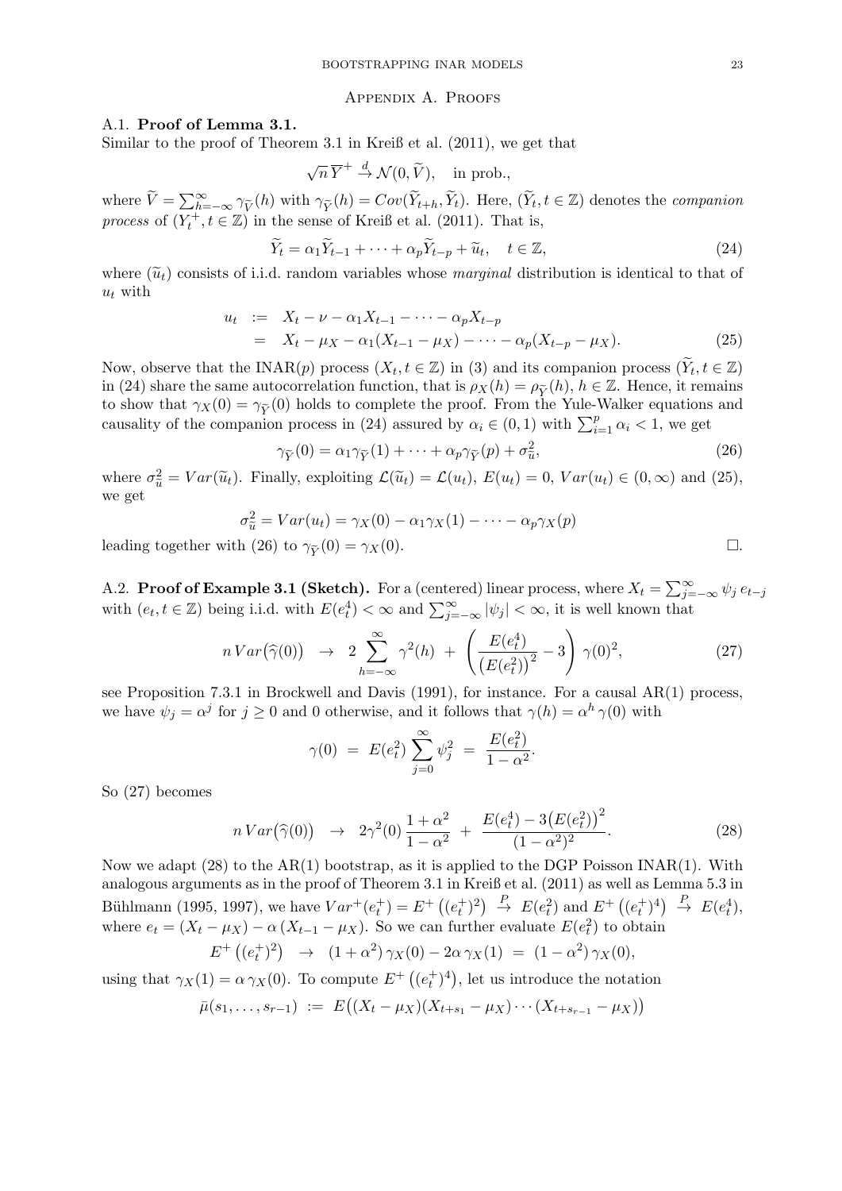## Appendix A. Proofs

### A.1. Proof of Lemma 3.1.

Similar to the proof of Theorem 3.1 in Kreiß et al. (2011), we get that

$$\sqrt{n}\,\overline{Y}^+ \xrightarrow{d} \mathcal{N}(0,\widetilde{V}), \quad \text{in prob.},$$

where $\widetilde{V}=\sum_{h=-\infty}^{\infty}\gamma_{\widetilde{Y}}(h)$ with $\gamma_{\widetilde{Y}}(h)=Cov(\widetilde{Y}_{t+h},\widetilde{Y}_t)$. Here, $(\widetilde{Y}_t, t\in\mathbb{Z})$ denotes the *companion process* of $(Y_t^+, t\in\mathbb{Z})$ in the sense of Kreiß et al. (2011). That is,

$$\widetilde{Y}_t=\alpha_1\widetilde{Y}_{t-1}+\cdots+\alpha_p\widetilde{Y}_{t-p}+\widetilde{u}_t, \quad t\in\mathbb{Z}, \tag{24}$$

where $(\widetilde{u}_t)$ consists of i.i.d. random variables whose *marginal* distribution is identical to that of $u_t$ with

$$\begin{aligned} u_t &:= X_t-\nu-\alpha_1X_{t-1}-\cdots-\alpha_pX_{t-p} \\ &= X_t-\mu_X-\alpha_1(X_{t-1}-\mu_X)-\cdots-\alpha_p(X_{t-p}-\mu_X). \end{aligned} \tag{25}$$

Now, observe that the INAR($p$) process $(X_t, t\in\mathbb{Z})$ in (3) and its companion process $(\widetilde{Y}_t, t\in\mathbb{Z})$ in (24) share the same autocorrelation function, that is $\rho_X(h)=\rho_{\widetilde{Y}}(h)$, $h\in\mathbb{Z}$. Hence, it remains to show that $\gamma_X(0)=\gamma_{\widetilde{Y}}(0)$ holds to complete the proof. From the Yule-Walker equations and causality of the companion process in (24) assured by $\alpha_i\in(0,1)$ with $\sum_{i=1}^p\alpha_i<1$, we get

$$\gamma_{\widetilde{Y}}(0)=\alpha_1\gamma_{\widetilde{Y}}(1)+\cdots+\alpha_p\gamma_{\widetilde{Y}}(p)+\sigma_{\widetilde{u}}^2, \tag{26}$$

where $\sigma_{\widetilde{u}}^2=Var(\widetilde{u}_t)$. Finally, exploiting $\mathcal{L}(\widetilde{u}_t)=\mathcal{L}(u_t)$, $E(u_t)=0$, $Var(u_t)\in(0,\infty)$ and (25), we get

$$\sigma_{\widetilde{u}}^2=Var(u_t)=\gamma_X(0)-\alpha_1\gamma_X(1)-\cdots-\alpha_p\gamma_X(p)$$

leading together with (26) to $\gamma_{\widetilde{Y}}(0)=\gamma_X(0)$. □.

### A.2. Proof of Example 3.1 (Sketch).

For a (centered) linear process, where $X_t=\sum_{j=-\infty}^{\infty}\psi_j\,e_{t-j}$ with $(e_t, t\in\mathbb{Z})$ being i.i.d. with $E(e_t^4)<\infty$ and $\sum_{j=-\infty}^{\infty}|\psi_j|<\infty$, it is well known that

$$n\,Var\big(\widehat{\gamma}(0)\big) \;\to\; 2\sum_{h=-\infty}^{\infty}\gamma^2(h) \;+\; \left(\frac{E(e_t^4)}{\big(E(e_t^2)\big)^2}-3\right)\gamma(0)^2, \tag{27}$$

see Proposition 7.3.1 in Brockwell and Davis (1991), for instance. For a causal AR(1) process, we have $\psi_j=\alpha^j$ for $j\geq 0$ and 0 otherwise, and it follows that $\gamma(h)=\alpha^h\,\gamma(0)$ with

$$\gamma(0) \;=\; E(e_t^2)\sum_{j=0}^{\infty}\psi_j^2 \;=\; \frac{E(e_t^2)}{1-\alpha^2}.$$

So (27) becomes

$$n\,Var\big(\widehat{\gamma}(0)\big) \;\to\; 2\gamma^2(0)\,\frac{1+\alpha^2}{1-\alpha^2} \;+\; \frac{E(e_t^4)-3\big(E(e_t^2)\big)^2}{(1-\alpha^2)^2}. \tag{28}$$

Now we adapt (28) to the AR(1) bootstrap, as it is applied to the DGP Poisson INAR(1). With analogous arguments as in the proof of Theorem 3.1 in Kreiß et al. (2011) as well as Lemma 5.3 in Bühlmann (1995, 1997), we have $Var^+(e_t^+)=E^+\big((e_t^+)^2\big)\xrightarrow{P}E(e_t^2)$ and $E^+\big((e_t^+)^4\big)\xrightarrow{P}E(e_t^4)$, where $e_t=(X_t-\mu_X)-\alpha\,(X_{t-1}-\mu_X)$. So we can further evaluate $E(e_t^2)$ to obtain

$$E^+\big((e_t^+)^2\big) \;\to\; (1+\alpha^2)\,\gamma_X(0)-2\alpha\,\gamma_X(1) \;=\; (1-\alpha^2)\,\gamma_X(0),$$

using that $\gamma_X(1)=\alpha\,\gamma_X(0)$. To compute $E^+\big((e_t^+)^4\big)$, let us introduce the notation

$$\bar{\mu}(s_1,\ldots,s_{r-1}) \;:=\; E\big((X_t-\mu_X)(X_{t+s_1}-\mu_X)\cdots(X_{t+s_{r-1}}-\mu_X)\big)$$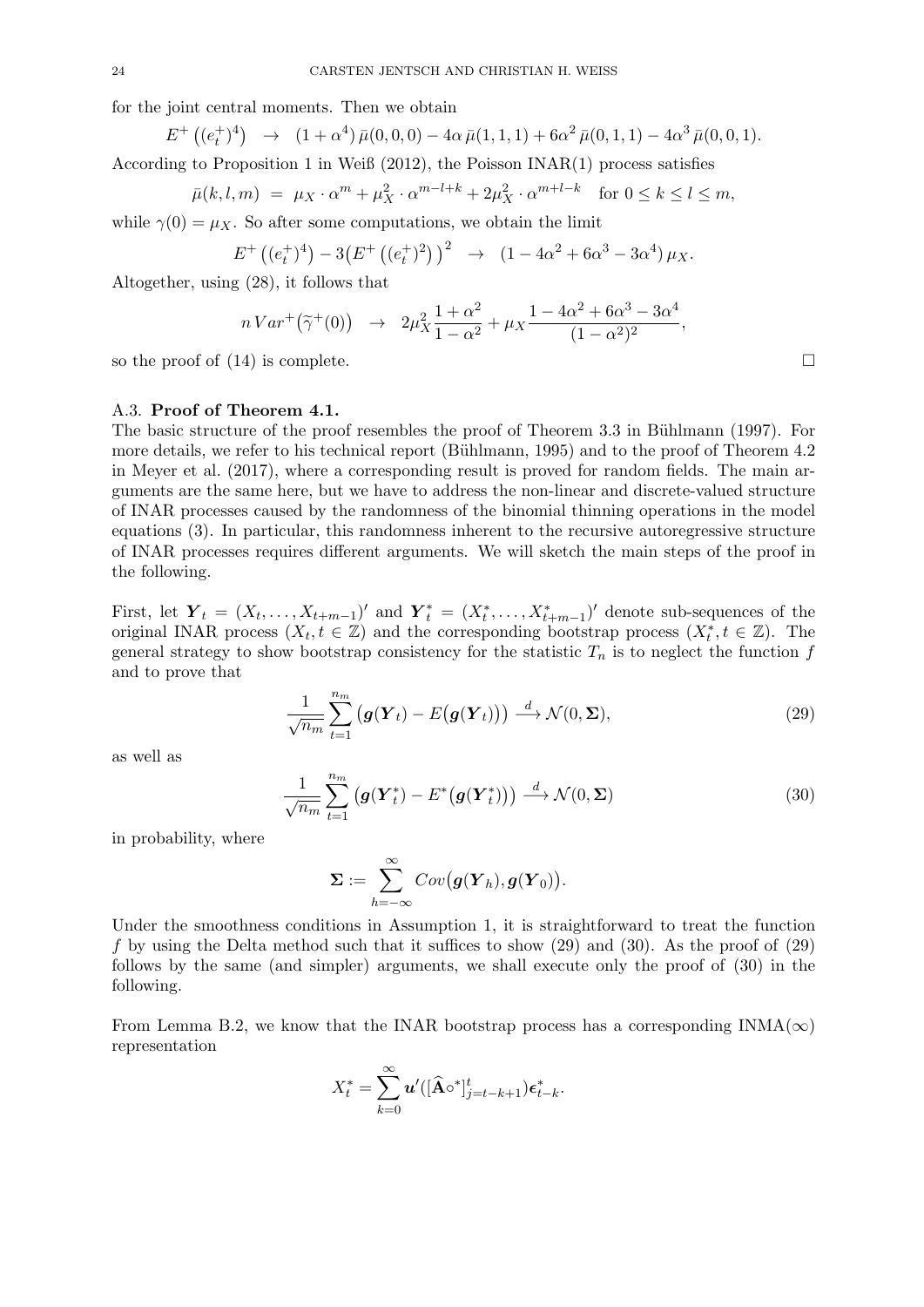for the joint central moments. Then we obtain

$$E^+\left((e_t^+)^4\right) \quad \to \quad (1+\alpha^4)\,\bar{\mu}(0,0,0) - 4\alpha\,\bar{\mu}(1,1,1) + 6\alpha^2\,\bar{\mu}(0,1,1) - 4\alpha^3\,\bar{\mu}(0,0,1).$$

According to Proposition 1 in Weiß (2012), the Poisson INAR(1) process satisfies

$$\bar{\mu}(k,l,m) \;=\; \mu_X\cdot\alpha^m + \mu_X^2\cdot\alpha^{m-l+k} + 2\mu_X^2\cdot\alpha^{m+l-k} \quad \text{for } 0\le k\le l\le m,$$

while $\gamma(0)=\mu_X$. So after some computations, we obtain the limit

$$E^+\left((e_t^+)^4\right) - 3\big(E^+\left((e_t^+)^2\right)\big)^2 \quad \to \quad (1-4\alpha^2+6\alpha^3-3\alpha^4)\,\mu_X.$$

Altogether, using (28), it follows that

$$n\,Var^+\big(\widetilde{\gamma}^+(0)\big) \quad \to \quad 2\mu_X^2\frac{1+\alpha^2}{1-\alpha^2} + \mu_X\frac{1-4\alpha^2+6\alpha^3-3\alpha^4}{(1-\alpha^2)^2},$$

so the proof of (14) is complete. □

### A.3. Proof of Theorem 4.1.

The basic structure of the proof resembles the proof of Theorem 3.3 in Bühlmann (1997). For more details, we refer to his technical report (Bühlmann, 1995) and to the proof of Theorem 4.2 in Meyer et al. (2017), where a corresponding result is proved for random fields. The main arguments are the same here, but we have to address the non-linear and discrete-valued structure of INAR processes caused by the randomness of the binomial thinning operations in the model equations (3). In particular, this randomness inherent to the recursive autoregressive structure of INAR processes requires different arguments. We will sketch the main steps of the proof in the following.

First, let $\boldsymbol{Y}_t = (X_t,\ldots,X_{t+m-1})'$ and $\boldsymbol{Y}_t^* = (X_t^*,\ldots,X_{t+m-1}^*)'$ denote sub-sequences of the original INAR process $(X_t, t\in\mathbb{Z})$ and the corresponding bootstrap process $(X_t^*, t\in\mathbb{Z})$. The general strategy to show bootstrap consistency for the statistic $T_n$ is to neglect the function $f$ and to prove that

$$\frac{1}{\sqrt{n_m}}\sum_{t=1}^{n_m}\big(\boldsymbol{g}(\boldsymbol{Y}_t) - E\big(\boldsymbol{g}(\boldsymbol{Y}_t)\big)\big) \xrightarrow{d} \mathcal{N}(0,\boldsymbol{\Sigma}), \tag{29}$$

as well as

$$\frac{1}{\sqrt{n_m}}\sum_{t=1}^{n_m}\big(\boldsymbol{g}(\boldsymbol{Y}_t^*) - E^*\big(\boldsymbol{g}(\boldsymbol{Y}_t^*)\big)\big) \xrightarrow{d} \mathcal{N}(0,\boldsymbol{\Sigma}) \tag{30}$$

in probability, where

$$\boldsymbol{\Sigma} := \sum_{h=-\infty}^{\infty} Cov\big(\boldsymbol{g}(\boldsymbol{Y}_h),\boldsymbol{g}(\boldsymbol{Y}_0)\big).$$

Under the smoothness conditions in Assumption 1, it is straightforward to treat the function $f$ by using the Delta method such that it suffices to show (29) and (30). As the proof of (29) follows by the same (and simpler) arguments, we shall execute only the proof of (30) in the following.

From Lemma B.2, we know that the INAR bootstrap process has a corresponding INMA($\infty$) representation

$$X_t^* = \sum_{k=0}^{\infty}\boldsymbol{u}'([\widehat{\mathbf{A}}\circ^*]_{j=t-k+1}^{t})\boldsymbol{\epsilon}_{t-k}^*.$$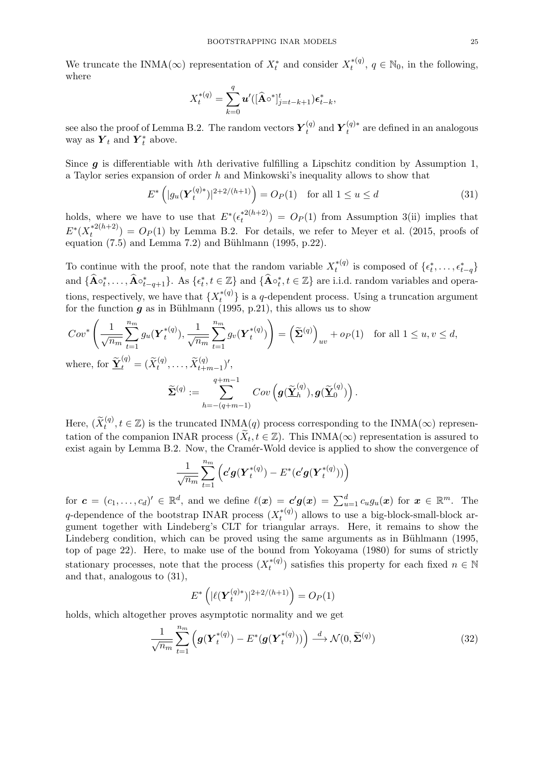We truncate the INMA($\infty$) representation of $X_t^*$ and consider $X_t^{*(q)}$, $q \in \mathbb{N}_0$, in the following, where

$$X_t^{*(q)} = \sum_{k=0}^{q} \boldsymbol{u}'([\widehat{\mathbf{A}}\circ^*]_{j=t-k+1}^{t})\boldsymbol{\epsilon}_{t-k}^*,$$

see also the proof of Lemma B.2. The random vectors $\boldsymbol{Y}_t^{(q)}$ and $\boldsymbol{Y}_t^{(q)*}$ are defined in an analogous way as $\boldsymbol{Y}_t$ and $\boldsymbol{Y}_t^*$ above.

Since $\boldsymbol{g}$ is differentiable with $h$th derivative fulfilling a Lipschitz condition by Assumption 1, a Taylor series expansion of order $h$ and Minkowski's inequality allows to show that

$$E^*\left(|g_u(\boldsymbol{Y}_t^{(q)*})|^{2+2/(h+1)}\right) = O_P(1) \quad \text{for all } 1 \leq u \leq d \tag{31}$$

holds, where we have to use that $E^*(\epsilon_t^{*2(h+2)}) = O_P(1)$ from Assumption 3(ii) implies that $E^*(X_t^{*2(h+2)}) = O_P(1)$ by Lemma B.2. For details, we refer to Meyer et al. (2015, proofs of equation (7.5) and Lemma 7.2) and Bühlmann (1995, p.22).

To continue with the proof, note that the random variable $X_t^{*(q)}$ is composed of $\{\epsilon_t^*, \ldots, \epsilon_{t-q}^*\}$ and $\{\widehat{\mathbf{A}}\circ_t^*, \ldots, \widehat{\mathbf{A}}\circ_{t-q+1}^*\}$. As $\{\epsilon_t^*, t \in \mathbb{Z}\}$ and $\{\widehat{\mathbf{A}}\circ_t^*, t \in \mathbb{Z}\}$ are i.i.d. random variables and operations, respectively, we have that $\{X_t^{*(q)}\}$ is a $q$-dependent process. Using a truncation argument for the function $\boldsymbol{g}$ as in Bühlmann (1995, p.21), this allows us to show

$$Cov^*\left(\frac{1}{\sqrt{n_m}}\sum_{t=1}^{n_m} g_u(\boldsymbol{Y}_t^{*(q)}), \frac{1}{\sqrt{n_m}}\sum_{t=1}^{n_m} g_v(\boldsymbol{Y}_t^{*(q)})\right) = \left(\widetilde{\boldsymbol{\Sigma}}^{(q)}\right)_{uv} + o_P(1) \quad \text{for all } 1 \leq u, v \leq d,$$

where, for $\widetilde{\underline{\mathbf{Y}}}_t^{(q)} = (\widetilde{X}_t^{(q)}, \ldots, \widetilde{X}_{t+m-1}^{(q)})'$,

$$\widetilde{\boldsymbol{\Sigma}}^{(q)} := \sum_{h=-(q+m-1)}^{q+m-1} Cov\left(\boldsymbol{g}(\widetilde{\underline{\mathbf{Y}}}_h^{(q)}), \boldsymbol{g}(\widetilde{\underline{\mathbf{Y}}}_0^{(q)})\right).$$

Here, $(\widetilde{X}_t^{(q)}, t \in \mathbb{Z})$ is the truncated INMA($q$) process corresponding to the INMA($\infty$) representation of the companion INAR process $(\widetilde{X}_t, t \in \mathbb{Z})$. This INMA($\infty$) representation is assured to exist again by Lemma B.2. Now, the Cramér-Wold device is applied to show the convergence of

$$\frac{1}{\sqrt{n_m}}\sum_{t=1}^{n_m}\left(\boldsymbol{c}'\boldsymbol{g}(\boldsymbol{Y}_t^{*(q)}) - E^*(\boldsymbol{c}'\boldsymbol{g}(\boldsymbol{Y}_t^{*(q)}))\right)$$

for $\boldsymbol{c} = (c_1, \ldots, c_d)' \in \mathbb{R}^d$, and we define $\ell(\boldsymbol{x}) = \boldsymbol{c}'\boldsymbol{g}(\boldsymbol{x}) = \sum_{u=1}^d c_u g_u(\boldsymbol{x})$ for $\boldsymbol{x} \in \mathbb{R}^m$. The $q$-dependence of the bootstrap INAR process $(X_t^{*(q)})$ allows to use a big-block-small-block argument together with Lindeberg's CLT for triangular arrays. Here, it remains to show the Lindeberg condition, which can be proved using the same arguments as in Bühlmann (1995, top of page 22). Here, to make use of the bound from Yokoyama (1980) for sums of strictly stationary processes, note that the process $(X_t^{*(q)})$ satisfies this property for each fixed $n \in \mathbb{N}$ and that, analogous to (31),

$$E^*\left(|\ell(\boldsymbol{Y}_t^{(q)*})|^{2+2/(h+1)}\right) = O_P(1)$$

holds, which altogether proves asymptotic normality and we get

$$\frac{1}{\sqrt{n_m}}\sum_{t=1}^{n_m}\left(\boldsymbol{g}(\boldsymbol{Y}_t^{*(q)}) - E^*(\boldsymbol{g}(\boldsymbol{Y}_t^{*(q)}))\right) \xrightarrow{d} \mathcal{N}(0, \widetilde{\boldsymbol{\Sigma}}^{(q)}) \tag{32}$$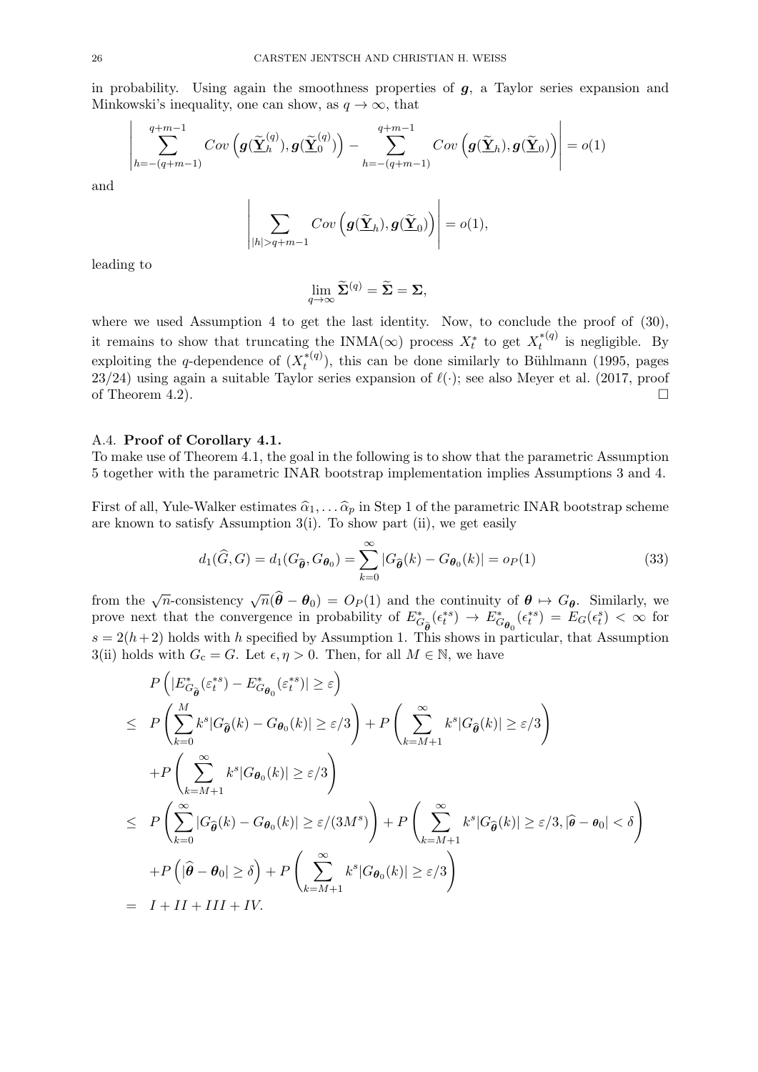in probability. Using again the smoothness properties of $\boldsymbol{g}$, a Taylor series expansion and Minkowski's inequality, one can show, as $q \to \infty$, that

$$\left| \sum_{h=-(q+m-1)}^{q+m-1} Cov\left(\boldsymbol{g}(\widetilde{\underline{\mathbf{Y}}}_h^{(q)}), \boldsymbol{g}(\widetilde{\underline{\mathbf{Y}}}_0^{(q)})\right) - \sum_{h=-(q+m-1)}^{q+m-1} Cov\left(\boldsymbol{g}(\widetilde{\underline{\mathbf{Y}}}_h), \boldsymbol{g}(\widetilde{\underline{\mathbf{Y}}}_0)\right) \right| = o(1)$$

and

$$\left| \sum_{|h|>q+m-1} Cov\left(\boldsymbol{g}(\widetilde{\underline{\mathbf{Y}}}_h), \boldsymbol{g}(\widetilde{\underline{\mathbf{Y}}}_0)\right) \right| = o(1),$$

leading to

$$\lim_{q\to\infty} \widetilde{\mathbf{\Sigma}}^{(q)} = \widetilde{\mathbf{\Sigma}} = \mathbf{\Sigma},$$

where we used Assumption 4 to get the last identity. Now, to conclude the proof of (30), it remains to show that truncating the INMA($\infty$) process $X_t^*$ to get $X_t^{*(q)}$ is negligible. By exploiting the $q$-dependence of $(X_t^{*(q)})$, this can be done similarly to Bühlmann (1995, pages 23/24) using again a suitable Taylor series expansion of $\ell(\cdot)$; see also Meyer et al. (2017, proof of Theorem 4.2). $\square$

### A.4. Proof of Corollary 4.1.

To make use of Theorem 4.1, the goal in the following is to show that the parametric Assumption 5 together with the parametric INAR bootstrap implementation implies Assumptions 3 and 4.

First of all, Yule-Walker estimates $\widehat{\alpha}_1, \ldots \widehat{\alpha}_p$ in Step 1 of the parametric INAR bootstrap scheme are known to satisfy Assumption 3(i). To show part (ii), we get easily

$$d_1(\widehat{G}, G) = d_1(G_{\widehat{\boldsymbol{\theta}}}, G_{\boldsymbol{\theta}_0}) = \sum_{k=0}^{\infty} |G_{\widehat{\boldsymbol{\theta}}}(k) - G_{\boldsymbol{\theta}_0}(k)| = o_P(1) \tag{33}$$

from the $\sqrt{n}$-consistency $\sqrt{n}(\widehat{\boldsymbol{\theta}} - \boldsymbol{\theta}_0) = O_P(1)$ and the continuity of $\boldsymbol{\theta} \mapsto G_{\boldsymbol{\theta}}$. Similarly, we prove next that the convergence in probability of $E^*_{G_{\widehat{\boldsymbol{\theta}}}}(\epsilon_t^{*s}) \to E^*_{G_{\boldsymbol{\theta}_0}}(\epsilon_t^{*s}) = E_G(\epsilon_t^s) < \infty$ for $s = 2(h+2)$ holds with $h$ specified by Assumption 1. This shows in particular, that Assumption 3(ii) holds with $G_c = G$. Let $\epsilon, \eta > 0$. Then, for all $M \in \mathbb{N}$, we have

$$\begin{aligned}
& P\left(|E^*_{G_{\widehat{\boldsymbol{\theta}}}}(\varepsilon_t^{*s}) - E^*_{G_{\boldsymbol{\theta}_0}}(\varepsilon_t^{*s})| \geq \varepsilon\right) \\
\leq\ & P\left(\sum_{k=0}^{M} k^s |G_{\widehat{\boldsymbol{\theta}}}(k) - G_{\boldsymbol{\theta}_0}(k)| \geq \varepsilon/3\right) + P\left(\sum_{k=M+1}^{\infty} k^s |G_{\widehat{\boldsymbol{\theta}}}(k)| \geq \varepsilon/3\right) \\
& + P\left(\sum_{k=M+1}^{\infty} k^s |G_{\boldsymbol{\theta}_0}(k)| \geq \varepsilon/3\right) \\
\leq\ & P\left(\sum_{k=0}^{\infty} |G_{\widehat{\boldsymbol{\theta}}}(k) - G_{\boldsymbol{\theta}_0}(k)| \geq \varepsilon/(3M^s)\right) + P\left(\sum_{k=M+1}^{\infty} k^s |G_{\widehat{\boldsymbol{\theta}}}(k)| \geq \varepsilon/3, |\widehat{\boldsymbol{\theta}} - \boldsymbol{\theta}_0| < \delta\right) \\
& + P\left(|\widehat{\boldsymbol{\theta}} - \boldsymbol{\theta}_0| \geq \delta\right) + P\left(\sum_{k=M+1}^{\infty} k^s |G_{\boldsymbol{\theta}_0}(k)| \geq \varepsilon/3\right) \\
=\ & I + II + III + IV.
\end{aligned}$$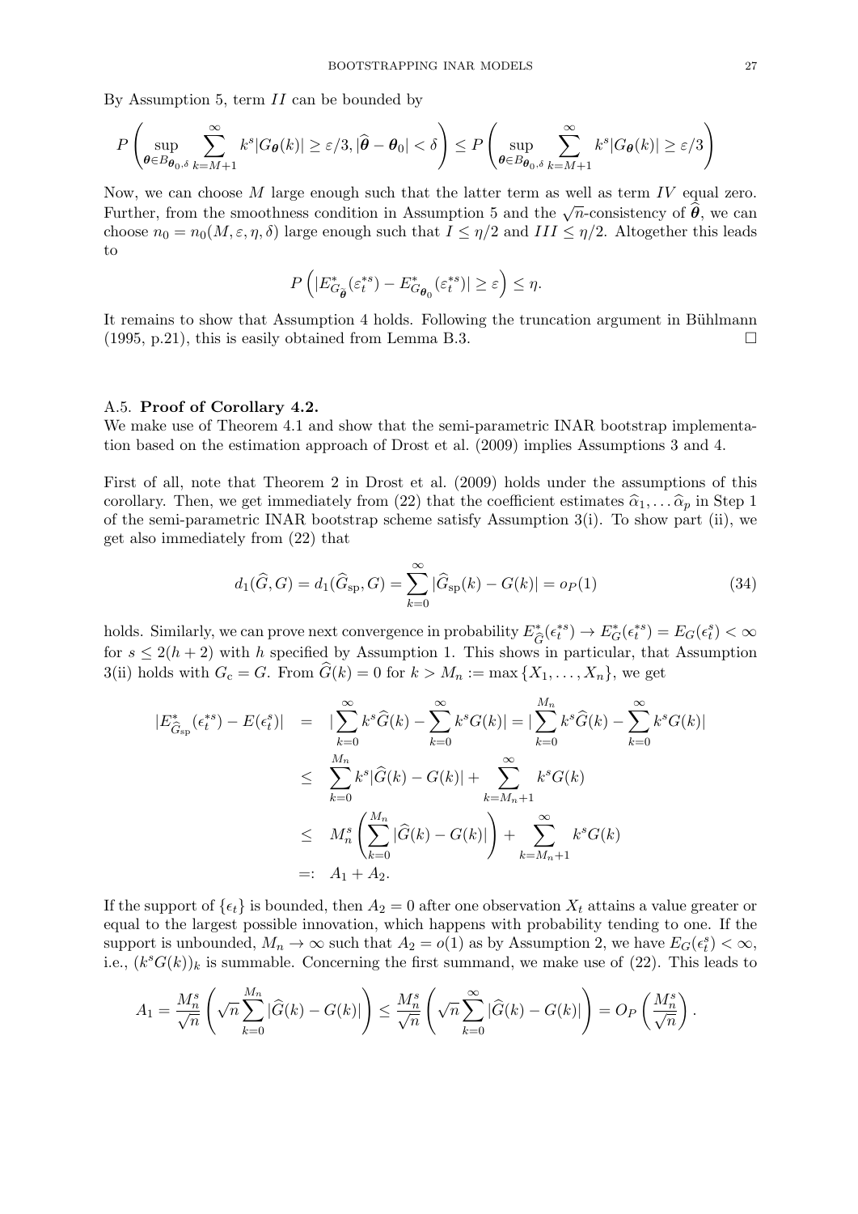By Assumption 5, term $II$ can be bounded by

$$P\left(\sup_{\boldsymbol{\theta}\in B_{\boldsymbol{\theta}_0,\delta}}\sum_{k=M+1}^{\infty}k^s|G_{\boldsymbol{\theta}}(k)|\geq\varepsilon/3,|\widehat{\boldsymbol{\theta}}-\boldsymbol{\theta}_0|<\delta\right)\leq P\left(\sup_{\boldsymbol{\theta}\in B_{\boldsymbol{\theta}_0,\delta}}\sum_{k=M+1}^{\infty}k^s|G_{\boldsymbol{\theta}}(k)|\geq\varepsilon/3\right)$$

Now, we can choose $M$ large enough such that the latter term as well as term $IV$ equal zero. Further, from the smoothness condition in Assumption 5 and the $\sqrt{n}$-consistency of $\widehat{\boldsymbol{\theta}}$, we can choose $n_0 = n_0(M,\varepsilon,\eta,\delta)$ large enough such that $I \leq \eta/2$ and $III \leq \eta/2$. Altogether this leads to

$$P\left(|E^*_{G_{\widehat{\boldsymbol{\theta}}}}(\varepsilon_t^{*s}) - E^*_{G_{\boldsymbol{\theta}_0}}(\varepsilon_t^{*s})| \geq \varepsilon\right) \leq \eta.$$

It remains to show that Assumption 4 holds. Following the truncation argument in Bühlmann (1995, p.21), this is easily obtained from Lemma B.3. $\square$

### A.5. Proof of Corollary 4.2.

We make use of Theorem 4.1 and show that the semi-parametric INAR bootstrap implementation based on the estimation approach of Drost et al. (2009) implies Assumptions 3 and 4.

First of all, note that Theorem 2 in Drost et al. (2009) holds under the assumptions of this corollary. Then, we get immediately from (22) that the coefficient estimates $\widehat{\alpha}_1,\ldots\widehat{\alpha}_p$ in Step 1 of the semi-parametric INAR bootstrap scheme satisfy Assumption 3(i). To show part (ii), we get also immediately from (22) that

$$d_1(\widehat{G},G) = d_1(\widehat{G}_{\rm sp},G) = \sum_{k=0}^{\infty}|\widehat{G}_{\rm sp}(k) - G(k)| = o_P(1) \tag{34}$$

holds. Similarly, we can prove next convergence in probability $E^*_{\widehat{G}}(\epsilon_t^{*s}) \to E^*_{G}(\epsilon_t^{*s}) = E_G(\epsilon_t^s) < \infty$ for $s \leq 2(h+2)$ with $h$ specified by Assumption 1. This shows in particular, that Assumption 3(ii) holds with $G_{\rm c} = G$. From $\widehat{G}(k) = 0$ for $k > M_n := \max\{X_1,\ldots,X_n\}$, we get

$$\begin{aligned}
|E^*_{\widehat{G}_{\rm sp}}(\epsilon_t^{*s}) - E(\epsilon_t^s)| &= |\sum_{k=0}^{\infty}k^s\widehat{G}(k) - \sum_{k=0}^{\infty}k^sG(k)| = |\sum_{k=0}^{M_n}k^s\widehat{G}(k) - \sum_{k=0}^{\infty}k^sG(k)| \\
&\leq \sum_{k=0}^{M_n}k^s|\widehat{G}(k)-G(k)| + \sum_{k=M_n+1}^{\infty}k^sG(k) \\
&\leq M_n^s\left(\sum_{k=0}^{M_n}|\widehat{G}(k)-G(k)|\right) + \sum_{k=M_n+1}^{\infty}k^sG(k) \\
&=: A_1 + A_2.
\end{aligned}$$

If the support of $\{\epsilon_t\}$ is bounded, then $A_2 = 0$ after one observation $X_t$ attains a value greater or equal to the largest possible innovation, which happens with probability tending to one. If the support is unbounded, $M_n \to \infty$ such that $A_2 = o(1)$ as by Assumption 2, we have $E_G(\epsilon_t^s) < \infty$, i.e., $(k^sG(k))_k$ is summable. Concerning the first summand, we make use of (22). This leads to

$$A_1 = \frac{M_n^s}{\sqrt{n}}\left(\sqrt{n}\sum_{k=0}^{M_n}|\widehat{G}(k)-G(k)|\right) \leq \frac{M_n^s}{\sqrt{n}}\left(\sqrt{n}\sum_{k=0}^{\infty}|\widehat{G}(k)-G(k)|\right) = O_P\left(\frac{M_n^s}{\sqrt{n}}\right).$$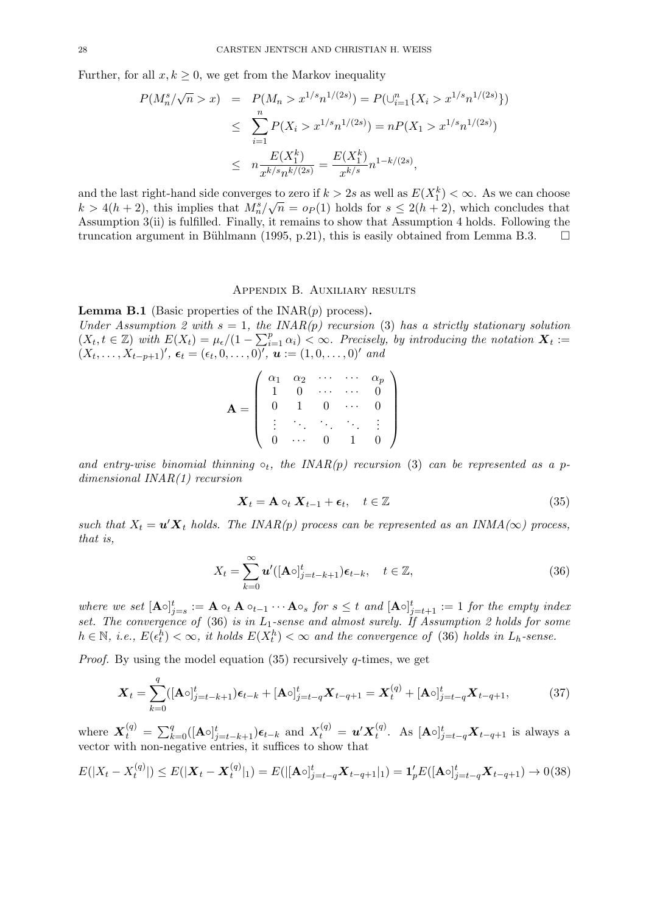Further, for all $x, k \geq 0$, we get from the Markov inequality

$$
\begin{aligned}
P(M_n^s/\sqrt{n} > x) &= P(M_n > x^{1/s} n^{1/(2s)}) = P(\cup_{i=1}^n \{X_i > x^{1/s} n^{1/(2s)}\}) \\
&\leq \sum_{i=1}^n P(X_i > x^{1/s} n^{1/(2s)}) = nP(X_1 > x^{1/s} n^{1/(2s)}) \\
&\leq n \frac{E(X_1^k)}{x^{k/s} n^{k/(2s)}} = \frac{E(X_1^k)}{x^{k/s}} n^{1-k/(2s)},
\end{aligned}
$$

and the last right-hand side converges to zero if $k > 2s$ as well as $E(X_1^k) < \infty$. As we can choose $k > 4(h+2)$, this implies that $M_n^s/\sqrt{n} = o_P(1)$ holds for $s \leq 2(h+2)$, which concludes that Assumption 3(ii) is fulfilled. Finally, it remains to show that Assumption 4 holds. Following the truncation argument in Bühlmann (1995, p.21), this is easily obtained from Lemma B.3. $\square$

## Appendix B. Auxiliary results

**Lemma B.1** (Basic properties of the INAR($p$) process)**.** *Under Assumption 2 with $s = 1$, the INAR(p) recursion* (3) *has a strictly stationary solution $(X_t, t \in \mathbb{Z})$ with $E(X_t) = \mu_\epsilon/(1 - \sum_{i=1}^p \alpha_i) < \infty$. Precisely, by introducing the notation $\boldsymbol{X}_t := (X_t, \ldots, X_{t-p+1})'$, $\boldsymbol{\epsilon}_t = (\epsilon_t, 0, \ldots, 0)'$, $\boldsymbol{u} := (1, 0, \ldots, 0)'$ and*

$$
\mathbf{A} = \begin{pmatrix} \alpha_1 & \alpha_2 & \cdots & \cdots & \alpha_p \\ 1 & 0 & \cdots & \cdots & 0 \\ 0 & 1 & 0 & \cdots & 0 \\ \vdots & \ddots & \ddots & \ddots & \vdots \\ 0 & \cdots & 0 & 1 & 0 \end{pmatrix}
$$

*and entry-wise binomial thinning $\circ_t$, the INAR($p$) recursion* (3) *can be represented as a $p$-dimensional INAR(1) recursion*

$$
\boldsymbol{X}_t = \mathbf{A} \circ_t \boldsymbol{X}_{t-1} + \boldsymbol{\epsilon}_t, \quad t \in \mathbb{Z} \tag{35}
$$

*such that $X_t = \boldsymbol{u}'\boldsymbol{X}_t$ holds. The INAR(p) process can be represented as an INMA($\infty$) process, that is,*

$$
X_t = \sum_{k=0}^{\infty} \boldsymbol{u}'([\mathbf{A}\circ]_{j=t-k+1}^t)\boldsymbol{\epsilon}_{t-k}, \quad t \in \mathbb{Z}, \tag{36}
$$

*where we set $[\mathbf{A}\circ]_{j=s}^t := \mathbf{A} \circ_t \mathbf{A} \circ_{t-1} \cdots \mathbf{A}\circ_s$ for $s \leq t$ and $[\mathbf{A}\circ]_{j=t+1}^t := 1$ for the empty index set. The convergence of* (36) *is in $L_1$-sense and almost surely. If Assumption 2 holds for some $h \in \mathbb{N}$, i.e., $E(\epsilon_t^h) < \infty$, it holds $E(X_t^h) < \infty$ and the convergence of* (36) *holds in $L_h$-sense.*

*Proof.* By using the model equation (35) recursively $q$-times, we get

$$
\boldsymbol{X}_t = \sum_{k=0}^{q}([\mathbf{A}\circ]_{j=t-k+1}^t)\boldsymbol{\epsilon}_{t-k} + [\mathbf{A}\circ]_{j=t-q}^t \boldsymbol{X}_{t-q+1} = \boldsymbol{X}_t^{(q)} + [\mathbf{A}\circ]_{j=t-q}^t \boldsymbol{X}_{t-q+1}, \tag{37}
$$

where $\boldsymbol{X}_t^{(q)} = \sum_{k=0}^q ([\mathbf{A}\circ]_{j=t-k+1}^t)\boldsymbol{\epsilon}_{t-k}$ and $X_t^{(q)} = \boldsymbol{u}'\boldsymbol{X}_t^{(q)}$. As $[\mathbf{A}\circ]_{j=t-q}^t \boldsymbol{X}_{t-q+1}$ is always a vector with non-negative entries, it suffices to show that

$$
E(|X_t - X_t^{(q)}|) \leq E(|\boldsymbol{X}_t - \boldsymbol{X}_t^{(q)}|_1) = E(|[\mathbf{A}\circ]_{j=t-q}^t \boldsymbol{X}_{t-q+1}|_1) = \mathbf{1}_p' E([\mathbf{A}\circ]_{j=t-q}^t \boldsymbol{X}_{t-q+1}) \to 0 \tag{38}
$$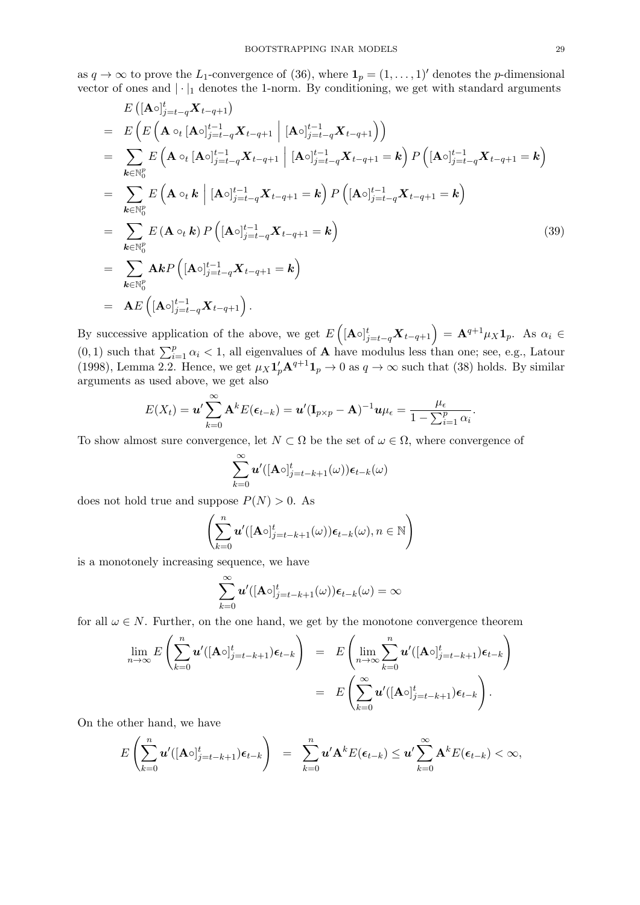as $q \to \infty$ to prove the $L_1$-convergence of (36), where $\mathbf{1}_p = (1, \ldots, 1)'$ denotes the $p$-dimensional vector of ones and $|\cdot|_1$ denotes the 1-norm. By conditioning, we get with standard arguments

$$
\begin{aligned}
& E\left([\mathbf{A}\circ]_{j=t-q}^{t}\boldsymbol{X}_{t-q+1}\right) \\
=\; & E\left(E\left(\mathbf{A}\circ_t [\mathbf{A}\circ]_{j=t-q}^{t-1}\boldsymbol{X}_{t-q+1} \;\middle|\; [\mathbf{A}\circ]_{j=t-q}^{t-1}\boldsymbol{X}_{t-q+1}\right)\right) \\
=\; & \sum_{\boldsymbol{k}\in\mathbb{N}_0^p} E\left(\mathbf{A}\circ_t [\mathbf{A}\circ]_{j=t-q}^{t-1}\boldsymbol{X}_{t-q+1} \;\middle|\; [\mathbf{A}\circ]_{j=t-q}^{t-1}\boldsymbol{X}_{t-q+1} = \boldsymbol{k}\right) P\left([\mathbf{A}\circ]_{j=t-q}^{t-1}\boldsymbol{X}_{t-q+1} = \boldsymbol{k}\right) \\
=\; & \sum_{\boldsymbol{k}\in\mathbb{N}_0^p} E\left(\mathbf{A}\circ_t \boldsymbol{k} \;\middle|\; [\mathbf{A}\circ]_{j=t-q}^{t-1}\boldsymbol{X}_{t-q+1} = \boldsymbol{k}\right) P\left([\mathbf{A}\circ]_{j=t-q}^{t-1}\boldsymbol{X}_{t-q+1} = \boldsymbol{k}\right) \\
=\; & \sum_{\boldsymbol{k}\in\mathbb{N}_0^p} E\left(\mathbf{A}\circ_t \boldsymbol{k}\right) P\left([\mathbf{A}\circ]_{j=t-q}^{t-1}\boldsymbol{X}_{t-q+1} = \boldsymbol{k}\right) \qquad\qquad (39) \\
=\; & \sum_{\boldsymbol{k}\in\mathbb{N}_0^p} \mathbf{A}\boldsymbol{k} P\left([\mathbf{A}\circ]_{j=t-q}^{t-1}\boldsymbol{X}_{t-q+1} = \boldsymbol{k}\right) \\
=\; & \mathbf{A}E\left([\mathbf{A}\circ]_{j=t-q}^{t-1}\boldsymbol{X}_{t-q+1}\right).
\end{aligned}
$$

By successive application of the above, we get $E\left([\mathbf{A}\circ]_{j=t-q}^{t}\boldsymbol{X}_{t-q+1}\right) = \mathbf{A}^{q+1}\mu_X\mathbf{1}_p$. As $\alpha_i \in (0,1)$ such that $\sum_{i=1}^p \alpha_i < 1$, all eigenvalues of $\mathbf{A}$ have modulus less than one; see, e.g., Latour (1998), Lemma 2.2. Hence, we get $\mu_X \mathbf{1}_p'\mathbf{A}^{q+1}\mathbf{1}_p \to 0$ as $q \to \infty$ such that (38) holds. By similar arguments as used above, we get also

$$
E(X_t) = \boldsymbol{u}'\sum_{k=0}^{\infty}\mathbf{A}^k E(\boldsymbol{\epsilon}_{t-k}) = \boldsymbol{u}'(\mathbf{I}_{p\times p} - \mathbf{A})^{-1}\boldsymbol{u}\mu_\epsilon = \frac{\mu_\epsilon}{1-\sum_{i=1}^p \alpha_i}.
$$

To show almost sure convergence, let $N \subset \Omega$ be the set of $\omega \in \Omega$, where convergence of

$$
\sum_{k=0}^{\infty}\boldsymbol{u}'([\mathbf{A}\circ]_{j=t-k+1}^{t}(\omega))\boldsymbol{\epsilon}_{t-k}(\omega)
$$

does not hold true and suppose $P(N) > 0$. As

$$
\left(\sum_{k=0}^{n}\boldsymbol{u}'([\mathbf{A}\circ]_{j=t-k+1}^{t}(\omega))\boldsymbol{\epsilon}_{t-k}(\omega), n \in \mathbb{N}\right)
$$

is a monotonely increasing sequence, we have

$$
\sum_{k=0}^{\infty}\boldsymbol{u}'([\mathbf{A}\circ]_{j=t-k+1}^{t}(\omega))\boldsymbol{\epsilon}_{t-k}(\omega) = \infty
$$

for all $\omega \in N$. Further, on the one hand, we get by the monotone convergence theorem

$$
\begin{aligned}
\lim_{n\to\infty} E\left(\sum_{k=0}^{n}\boldsymbol{u}'([\mathbf{A}\circ]_{j=t-k+1}^{t})\boldsymbol{\epsilon}_{t-k}\right) &= E\left(\lim_{n\to\infty}\sum_{k=0}^{n}\boldsymbol{u}'([\mathbf{A}\circ]_{j=t-k+1}^{t})\boldsymbol{\epsilon}_{t-k}\right) \\
&= E\left(\sum_{k=0}^{\infty}\boldsymbol{u}'([\mathbf{A}\circ]_{j=t-k+1}^{t})\boldsymbol{\epsilon}_{t-k}\right).
\end{aligned}
$$

On the other hand, we have

$$
E\left(\sum_{k=0}^{n}\boldsymbol{u}'([\mathbf{A}\circ]_{j=t-k+1}^{t})\boldsymbol{\epsilon}_{t-k}\right) = \sum_{k=0}^{n}\boldsymbol{u}'\mathbf{A}^k E(\boldsymbol{\epsilon}_{t-k}) \leq \boldsymbol{u}'\sum_{k=0}^{\infty}\mathbf{A}^k E(\boldsymbol{\epsilon}_{t-k}) < \infty,
$$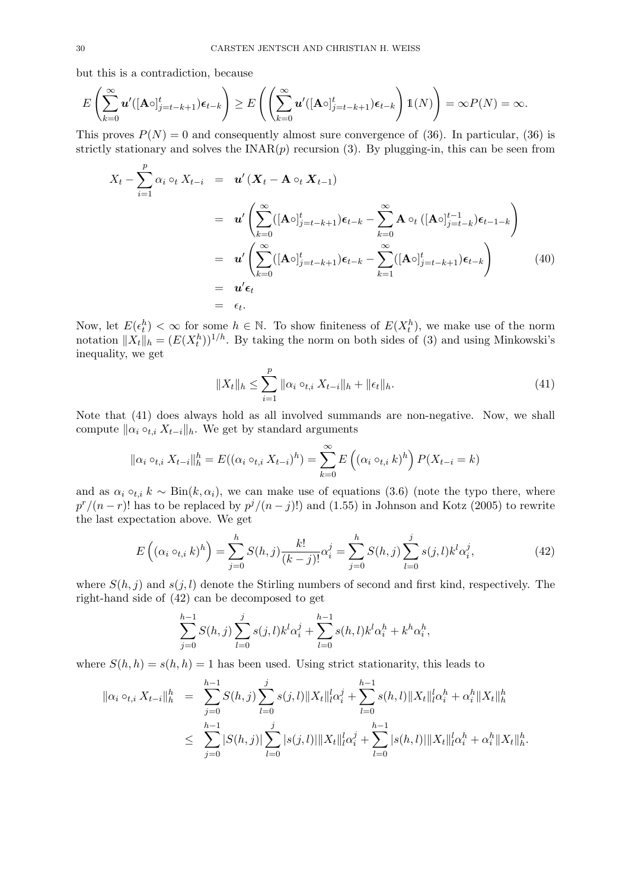but this is a contradiction, because

$$E\left(\sum_{k=0}^{\infty}\boldsymbol{u}'([\mathbf{A}\circ]_{j=t-k+1}^{t})\boldsymbol{\epsilon}_{t-k}\right) \geq E\left(\left(\sum_{k=0}^{\infty}\boldsymbol{u}'([\mathbf{A}\circ]_{j=t-k+1}^{t})\boldsymbol{\epsilon}_{t-k}\right)\mathbb{1}(N)\right) = \infty P(N) = \infty.$$

This proves $P(N) = 0$ and consequently almost sure convergence of (36). In particular, (36) is strictly stationary and solves the INAR($p$) recursion (3). By plugging-in, this can be seen from

$$\begin{aligned}
X_t - \sum_{i=1}^{p}\alpha_i \circ_t X_{t-i} &= \boldsymbol{u}'\left(\boldsymbol{X}_t - \mathbf{A}\circ_t \boldsymbol{X}_{t-1}\right) \\
&= \boldsymbol{u}'\left(\sum_{k=0}^{\infty}([\mathbf{A}\circ]_{j=t-k+1}^{t})\boldsymbol{\epsilon}_{t-k} - \sum_{k=0}^{\infty}\mathbf{A}\circ_t([\mathbf{A}\circ]_{j=t-k}^{t-1})\boldsymbol{\epsilon}_{t-1-k}\right) \\
&= \boldsymbol{u}'\left(\sum_{k=0}^{\infty}([\mathbf{A}\circ]_{j=t-k+1}^{t})\boldsymbol{\epsilon}_{t-k} - \sum_{k=1}^{\infty}([\mathbf{A}\circ]_{j=t-k+1}^{t})\boldsymbol{\epsilon}_{t-k}\right) \qquad (40)\\
&= \boldsymbol{u}'\boldsymbol{\epsilon}_t \\
&= \epsilon_t.
\end{aligned}$$

Now, let $E(\epsilon_t^h) < \infty$ for some $h \in \mathbb{N}$. To show finiteness of $E(X_t^h)$, we make use of the norm notation $\|X_t\|_h = (E(X_t^h))^{1/h}$. By taking the norm on both sides of (3) and using Minkowski's inequality, we get

$$\|X_t\|_h \leq \sum_{i=1}^{p}\|\alpha_i \circ_{t,i} X_{t-i}\|_h + \|\epsilon_t\|_h. \qquad (41)$$

Note that (41) does always hold as all involved summands are non-negative. Now, we shall compute $\|\alpha_i \circ_{t,i} X_{t-i}\|_h$. We get by standard arguments

$$\|\alpha_i \circ_{t,i} X_{t-i}\|_h^h = E((\alpha_i \circ_{t,i} X_{t-i})^h) = \sum_{k=0}^{\infty} E\left((\alpha_i \circ_{t,i} k)^h\right) P(X_{t-i} = k)$$

and as $\alpha_i \circ_{t,i} k \sim \text{Bin}(k, \alpha_i)$, we can make use of equations (3.6) (note the typo there, where $p^r/(n-r)!$ has to be replaced by $p^j/(n-j)!$) and (1.55) in Johnson and Kotz (2005) to rewrite the last expectation above. We get

$$E\left((\alpha_i \circ_{t,i} k)^h\right) = \sum_{j=0}^{h} S(h,j)\frac{k!}{(k-j)!}\alpha_i^j = \sum_{j=0}^{h} S(h,j)\sum_{l=0}^{j} s(j,l)k^l\alpha_i^j, \qquad (42)$$

where $S(h,j)$ and $s(j,l)$ denote the Stirling numbers of second and first kind, respectively. The right-hand side of (42) can be decomposed to get

$$\sum_{j=0}^{h-1} S(h,j)\sum_{l=0}^{j} s(j,l)k^l\alpha_i^j + \sum_{l=0}^{h-1} s(h,l)k^l\alpha_i^h + k^h\alpha_i^h,$$

where $S(h,h) = s(h,h) = 1$ has been used. Using strict stationarity, this leads to

$$\begin{aligned}
\|\alpha_i \circ_{t,i} X_{t-i}\|_h^h &= \sum_{j=0}^{h-1} S(h,j)\sum_{l=0}^{j} s(j,l)\|X_t\|_l^l\alpha_i^j + \sum_{l=0}^{h-1} s(h,l)\|X_t\|_l^l\alpha_i^h + \alpha_i^h\|X_t\|_h^h \\
&\leq \sum_{j=0}^{h-1} |S(h,j)|\sum_{l=0}^{j} |s(j,l)|\|X_t\|_l^l\alpha_i^j + \sum_{l=0}^{h-1} |s(h,l)|\|X_t\|_l^l\alpha_i^h + \alpha_i^h\|X_t\|_h^h.
\end{aligned}$$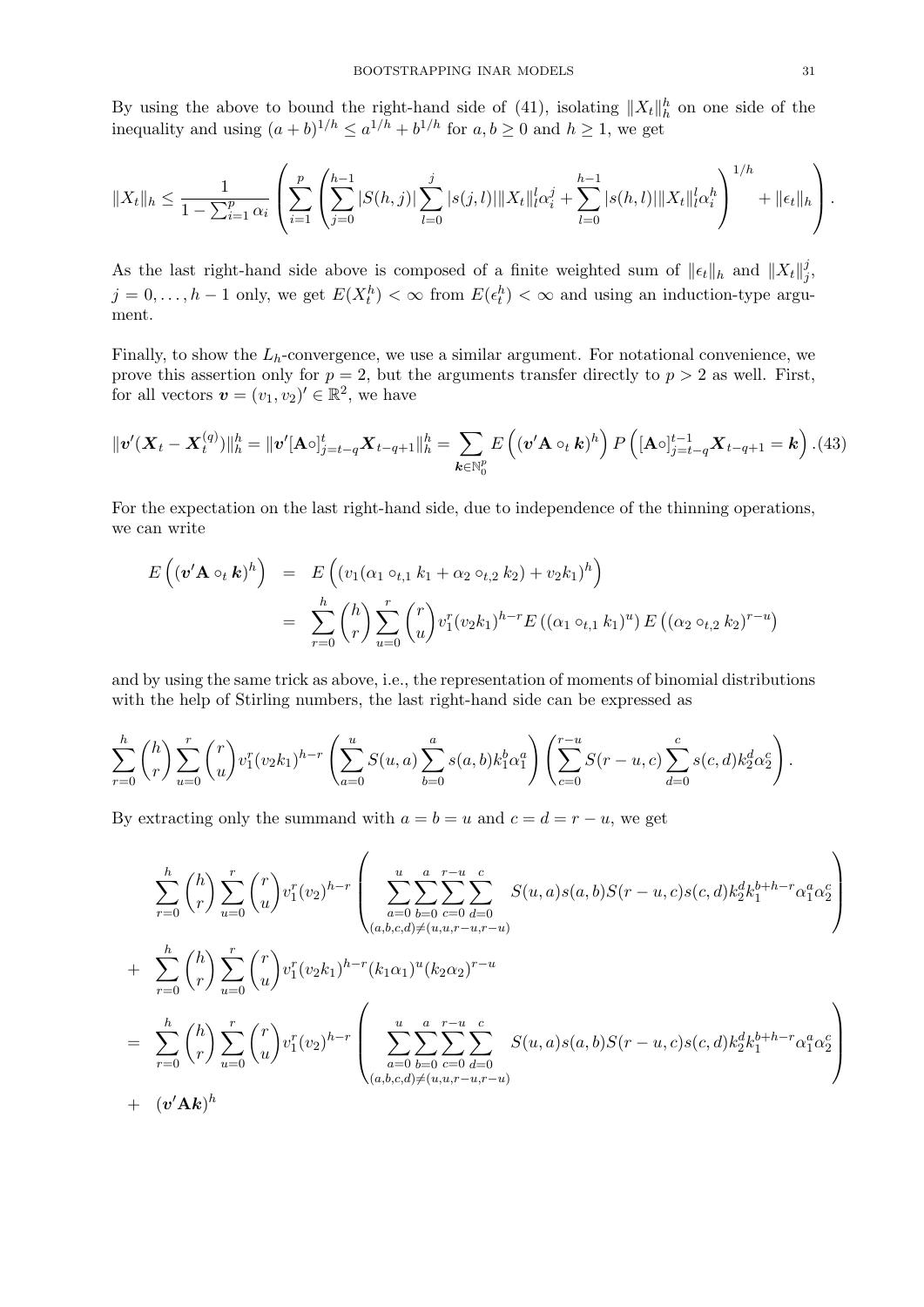By using the above to bound the right-hand side of (41), isolating $\|X_t\|_h^h$ on one side of the inequality and using $(a+b)^{1/h} \leq a^{1/h} + b^{1/h}$ for $a, b \geq 0$ and $h \geq 1$, we get

$$\|X_t\|_h \leq \frac{1}{1-\sum_{i=1}^p \alpha_i} \left( \sum_{i=1}^p \left( \sum_{j=0}^{h-1} |S(h,j)| \sum_{l=0}^{j} |s(j,l)| \|X_t\|_l^l \alpha_i^j + \sum_{l=0}^{h-1} |s(h,l)| \|X_t\|_l^l \alpha_i^h \right)^{1/h} + \|\epsilon_t\|_h \right).$$

As the last right-hand side above is composed of a finite weighted sum of $\|\epsilon_t\|_h$ and $\|X_t\|_j^j$, $j = 0, \ldots, h-1$ only, we get $E(X_t^h) < \infty$ from $E(\epsilon_t^h) < \infty$ and using an induction-type argument.

Finally, to show the $L_h$-convergence, we use a similar argument. For notational convenience, we prove this assertion only for $p = 2$, but the arguments transfer directly to $p > 2$ as well. First, for all vectors $\boldsymbol{v} = (v_1, v_2)' \in \mathbb{R}^2$, we have

$$\|\boldsymbol{v}'(\boldsymbol{X}_t - \boldsymbol{X}_t^{(q)})\|_h^h = \|\boldsymbol{v}'[\mathbf{A}\circ]_{j=t-q}^{t} \boldsymbol{X}_{t-q+1}\|_h^h = \sum_{\boldsymbol{k} \in \mathbb{N}_0^p} E\left( (\boldsymbol{v}'\mathbf{A} \circ_t \boldsymbol{k})^h \right) P\left( [\mathbf{A}\circ]_{j=t-q}^{t-1} \boldsymbol{X}_{t-q+1} = \boldsymbol{k} \right). \tag{43}$$

For the expectation on the last right-hand side, due to independence of the thinning operations, we can write

$$\begin{aligned}
E\left( (\boldsymbol{v}'\mathbf{A} \circ_t \boldsymbol{k})^h \right) &= E\left( (v_1(\alpha_1 \circ_{t,1} k_1 + \alpha_2 \circ_{t,2} k_2) + v_2 k_1)^h \right) \\
&= \sum_{r=0}^{h} \binom{h}{r} \sum_{u=0}^{r} \binom{r}{u} v_1^r (v_2 k_1)^{h-r} E\left( (\alpha_1 \circ_{t,1} k_1)^u \right) E\left( (\alpha_2 \circ_{t,2} k_2)^{r-u} \right)
\end{aligned}$$

and by using the same trick as above, i.e., the representation of moments of binomial distributions with the help of Stirling numbers, the last right-hand side can be expressed as

$$\sum_{r=0}^{h} \binom{h}{r} \sum_{u=0}^{r} \binom{r}{u} v_1^r (v_2 k_1)^{h-r} \left( \sum_{a=0}^{u} S(u,a) \sum_{b=0}^{a} s(a,b) k_1^b \alpha_1^a \right) \left( \sum_{c=0}^{r-u} S(r-u,c) \sum_{d=0}^{c} s(c,d) k_2^d \alpha_2^c \right).$$

By extracting only the summand with $a = b = u$ and $c = d = r - u$, we get

$$\begin{aligned}
& \sum_{r=0}^{h} \binom{h}{r} \sum_{u=0}^{r} \binom{r}{u} v_1^r (v_2)^{h-r} \left( \sum_{\substack{a=0 \\ (a,b,c,d) \neq (u,u,r-u,r-u)}}^{u} \sum_{b=0}^{a} \sum_{c=0}^{r-u} \sum_{d=0}^{c} S(u,a) s(a,b) S(r-u,c) s(c,d) k_2^d k_1^{b+h-r} \alpha_1^a \alpha_2^c \right) \\
+ & \sum_{r=0}^{h} \binom{h}{r} \sum_{u=0}^{r} \binom{r}{u} v_1^r (v_2 k_1)^{h-r} (k_1 \alpha_1)^u (k_2 \alpha_2)^{r-u} \\
= & \sum_{r=0}^{h} \binom{h}{r} \sum_{u=0}^{r} \binom{r}{u} v_1^r (v_2)^{h-r} \left( \sum_{\substack{a=0 \\ (a,b,c,d) \neq (u,u,r-u,r-u)}}^{u} \sum_{b=0}^{a} \sum_{c=0}^{r-u} \sum_{d=0}^{c} S(u,a) s(a,b) S(r-u,c) s(c,d) k_2^d k_1^{b+h-r} \alpha_1^a \alpha_2^c \right) \\
+ & (\boldsymbol{v}'\mathbf{A}\boldsymbol{k})^h
\end{aligned}$$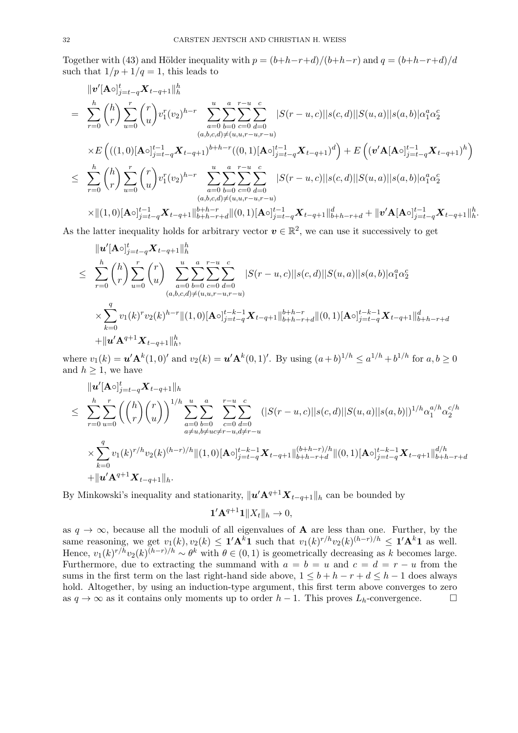Together with (43) and Hölder inequality with $p = (b+h-r+d)/(b+h-r)$ and $q = (b+h-r+d)/d$ such that $1/p + 1/q = 1$, this leads to

$$
\begin{aligned}
&\|\boldsymbol{v}'[\mathbf{A}\circ]_{j=t-q}^{t}\boldsymbol{X}_{t-q+1}\|_h^h \\
=\;& \sum_{r=0}^{h}\binom{h}{r}\sum_{u=0}^{r}\binom{r}{u}v_1^r(v_2)^{h-r}\sum_{\substack{a=0\\(a,b,c,d)\neq(u,u,r-u,r-u)}}^{u}\sum_{b=0}^{a}\sum_{c=0}^{r-u}\sum_{d=0}^{c}|S(r-u,c)||s(c,d)||S(u,a)||s(a,b)|\alpha_1^a\alpha_2^c \\
&\times E\left(((1,0)[\mathbf{A}\circ]_{j=t-q}^{t-1}\boldsymbol{X}_{t-q+1})^{b+h-r}((0,1)[\mathbf{A}\circ]_{j=t-q}^{t-1}\boldsymbol{X}_{t-q+1})^{d}\right) + E\left((\boldsymbol{v}'\mathbf{A}[\mathbf{A}\circ]_{j=t-q}^{t-1}\boldsymbol{X}_{t-q+1})^h\right) \\
\leq\;& \sum_{r=0}^{h}\binom{h}{r}\sum_{u=0}^{r}\binom{r}{u}v_1^r(v_2)^{h-r}\sum_{\substack{a=0\\(a,b,c,d)\neq(u,u,r-u,r-u)}}^{u}\sum_{b=0}^{a}\sum_{c=0}^{r-u}\sum_{d=0}^{c}|S(r-u,c)||s(c,d)||S(u,a)||s(a,b)|\alpha_1^a\alpha_2^c \\
&\times\|(1,0)[\mathbf{A}\circ]_{j=t-q}^{t-1}\boldsymbol{X}_{t-q+1}\|_{b+h-r+d}^{b+h-r}\|(0,1)[\mathbf{A}\circ]_{j=t-q}^{t-1}\boldsymbol{X}_{t-q+1}\|_{b+h-r+d}^{d} + \|\boldsymbol{v}'\mathbf{A}[\mathbf{A}\circ]_{j=t-q}^{t-1}\boldsymbol{X}_{t-q+1}\|_h^h.
\end{aligned}
$$

As the latter inequality holds for arbitrary vector $\boldsymbol{v}\in\mathbb{R}^2$, we can use it successively to get

$$
\begin{aligned}
&\|\boldsymbol{u}'[\mathbf{A}\circ]_{j=t-q}^{t}\boldsymbol{X}_{t-q+1}\|_h^h \\
\leq\;& \sum_{r=0}^{h}\binom{h}{r}\sum_{u=0}^{r}\binom{r}{u}\sum_{\substack{a=0\\(a,b,c,d)\neq(u,u,r-u,r-u)}}^{u}\sum_{b=0}^{a}\sum_{c=0}^{r-u}\sum_{d=0}^{c}|S(r-u,c)||s(c,d)||S(u,a)||s(a,b)|\alpha_1^a\alpha_2^c \\
&\times\sum_{k=0}^{q}v_1(k)^r v_2(k)^{h-r}\|(1,0)[\mathbf{A}\circ]_{j=t-q}^{t-k-1}\boldsymbol{X}_{t-q+1}\|_{b+h-r+d}^{b+h-r}\|(0,1)[\mathbf{A}\circ]_{j=t-q}^{t-k-1}\boldsymbol{X}_{t-q+1}\|_{b+h-r+d}^{d} \\
&+\|\boldsymbol{u}'\mathbf{A}^{q+1}\boldsymbol{X}_{t-q+1}\|_h^h,
\end{aligned}
$$

where $v_1(k) = \boldsymbol{u}'\mathbf{A}^k(1,0)'$ and $v_2(k) = \boldsymbol{u}'\mathbf{A}^k(0,1)'$. By using $(a+b)^{1/h} \leq a^{1/h} + b^{1/h}$ for $a,b\geq 0$ and $h\geq 1$, we have

$$
\begin{aligned}
&\|\boldsymbol{u}'[\mathbf{A}\circ]_{j=t-q}^{t}\boldsymbol{X}_{t-q+1}\|_h \\
\leq\;& \sum_{r=0}^{h}\sum_{u=0}^{r}\left(\binom{h}{r}\binom{r}{u}\right)^{1/h}\sum_{\substack{a=0\\a\neq u}}^{u}\sum_{\substack{b=0\\b\neq u}}^{a}\sum_{\substack{c=0\\c\neq r-u}}^{r-u}\sum_{\substack{d=0\\d\neq r-u}}^{c}(|S(r-u,c)||s(c,d)||S(u,a)||s(a,b)|)^{1/h}\alpha_1^{a/h}\alpha_2^{c/h} \\
&\times\sum_{k=0}^{q}v_1(k)^{r/h}v_2(k)^{(h-r)/h}\|(1,0)[\mathbf{A}\circ]_{j=t-q}^{t-k-1}\boldsymbol{X}_{t-q+1}\|_{b+h-r+d}^{(b+h-r)/h}\|(0,1)[\mathbf{A}\circ]_{j=t-q}^{t-k-1}\boldsymbol{X}_{t-q+1}\|_{b+h-r+d}^{d/h} \\
&+\|\boldsymbol{u}'\mathbf{A}^{q+1}\boldsymbol{X}_{t-q+1}\|_h.
\end{aligned}
$$

By Minkowski's inequality and stationarity, $\|\boldsymbol{u}'\mathbf{A}^{q+1}\boldsymbol{X}_{t-q+1}\|_h$ can be bounded by

$$
\mathbf{1}'\mathbf{A}^{q+1}\mathbf{1}\|X_t\|_h \to 0,
$$

as $q\to\infty$, because all the moduli of all eigenvalues of $\mathbf{A}$ are less than one. Further, by the same reasoning, we get $v_1(k), v_2(k) \leq \mathbf{1}'\mathbf{A}^k\mathbf{1}$ such that $v_1(k)^{r/h}v_2(k)^{(h-r)/h} \leq \mathbf{1}'\mathbf{A}^k\mathbf{1}$ as well. Hence, $v_1(k)^{r/h}v_2(k)^{(h-r)/h} \sim \theta^k$ with $\theta\in(0,1)$ is geometrically decreasing as $k$ becomes large. Furthermore, due to extracting the summand with $a=b=u$ and $c=d=r-u$ from the sums in the first term on the last right-hand side above, $1\leq b+h-r+d\leq h-1$ does always hold. Altogether, by using an induction-type argument, this first term above converges to zero as $q\to\infty$ as it contains only moments up to order $h-1$. This proves $L_h$-convergence. □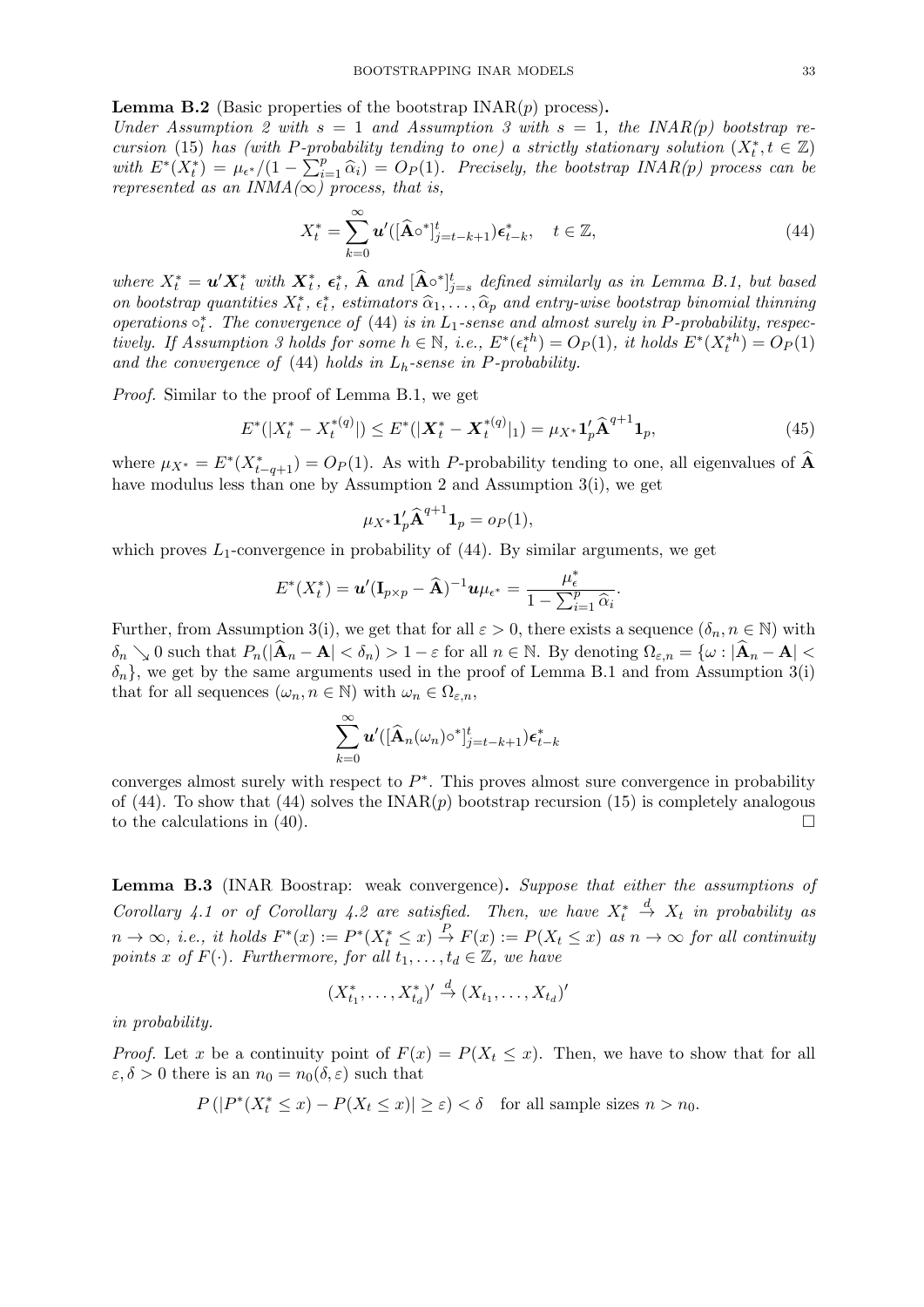**Lemma B.2** (Basic properties of the bootstrap INAR($p$) process)**.** *Under Assumption 2 with $s = 1$ and Assumption 3 with $s = 1$, the INAR($p$) bootstrap recursion* (15) *has (with $P$-probability tending to one) a strictly stationary solution $(X_t^*, t \in \mathbb{Z})$ with $E^*(X_t^*) = \mu_{\epsilon^*}/(1 - \sum_{i=1}^p \widehat{\alpha}_i) = O_P(1)$. Precisely, the bootstrap INAR($p$) process can be represented as an INMA($\infty$) process, that is,*

$$X_t^* = \sum_{k=0}^{\infty} \boldsymbol{u}'([\widehat{\mathbf{A}}\circ^*]_{j=t-k+1}^t)\boldsymbol{\epsilon}_{t-k}^*, \quad t \in \mathbb{Z}, \tag{44}$$

*where $X_t^* = \boldsymbol{u}'\boldsymbol{X}_t^*$ with $\boldsymbol{X}_t^*$, $\boldsymbol{\epsilon}_t^*$, $\widehat{\mathbf{A}}$ and $[\widehat{\mathbf{A}}\circ^*]_{j=s}^t$ defined similarly as in Lemma B.1, but based on bootstrap quantities $X_t^*$, $\epsilon_t^*$, estimators $\widehat{\alpha}_1, \ldots, \widehat{\alpha}_p$ and entry-wise bootstrap binomial thinning operations $\circ_t^*$. The convergence of* (44) *is in $L_1$-sense and almost surely in $P$-probability, respectively. If Assumption 3 holds for some $h \in \mathbb{N}$, i.e., $E^*(\epsilon_t^{*h}) = O_P(1)$, it holds $E^*(X_t^{*h}) = O_P(1)$ and the convergence of* (44) *holds in $L_h$-sense in $P$-probability.*

*Proof.* Similar to the proof of Lemma B.1, we get

$$E^*(|X_t^* - X_t^{*(q)}|) \leq E^*(|\boldsymbol{X}_t^* - \boldsymbol{X}_t^{*(q)}|_1) = \mu_{X^*}\mathbf{1}_p'\widehat{\mathbf{A}}^{q+1}\mathbf{1}_p, \tag{45}$$

where $\mu_{X^*} = E^*(X_{t-q+1}^*) = O_P(1)$. As with $P$-probability tending to one, all eigenvalues of $\widehat{\mathbf{A}}$ have modulus less than one by Assumption 2 and Assumption 3(i), we get

$$\mu_{X^*}\mathbf{1}_p'\widehat{\mathbf{A}}^{q+1}\mathbf{1}_p = o_P(1),$$

which proves $L_1$-convergence in probability of (44). By similar arguments, we get

$$E^*(X_t^*) = \boldsymbol{u}'(\mathbf{I}_{p\times p} - \widehat{\mathbf{A}})^{-1}\boldsymbol{u}\mu_{\epsilon^*} = \frac{\mu_\epsilon^*}{1 - \sum_{i=1}^p \widehat{\alpha}_i}.$$

Further, from Assumption 3(i), we get that for all $\varepsilon > 0$, there exists a sequence $(\delta_n, n \in \mathbb{N})$ with $\delta_n \searrow 0$ such that $P_n(|\widehat{\mathbf{A}}_n - \mathbf{A}| < \delta_n) > 1 - \varepsilon$ for all $n \in \mathbb{N}$. By denoting $\Omega_{\varepsilon,n} = \{\omega : |\widehat{\mathbf{A}}_n - \mathbf{A}| < \delta_n\}$, we get by the same arguments used in the proof of Lemma B.1 and from Assumption 3(i) that for all sequences $(\omega_n, n \in \mathbb{N})$ with $\omega_n \in \Omega_{\varepsilon,n}$,

$$\sum_{k=0}^{\infty} \boldsymbol{u}'([\widehat{\mathbf{A}}_n(\omega_n)\circ^*]_{j=t-k+1}^t)\boldsymbol{\epsilon}_{t-k}^*$$

converges almost surely with respect to $P^*$. This proves almost sure convergence in probability of (44). To show that (44) solves the INAR($p$) bootstrap recursion (15) is completely analogous to the calculations in (40). $\square$

**Lemma B.3** (INAR Boostrap: weak convergence)**.** *Suppose that either the assumptions of Corollary 4.1 or of Corollary 4.2 are satisfied. Then, we have $X_t^* \stackrel{d}{\to} X_t$ in probability as $n \to \infty$, i.e., it holds $F^*(x) := P^*(X_t^* \leq x) \stackrel{P}{\to} F(x) := P(X_t \leq x)$ as $n \to \infty$ for all continuity points $x$ of $F(\cdot)$. Furthermore, for all $t_1, \ldots, t_d \in \mathbb{Z}$, we have*

$$(X_{t_1}^*, \ldots, X_{t_d}^*)' \stackrel{d}{\to} (X_{t_1}, \ldots, X_{t_d})'$$

*in probability.*

*Proof.* Let $x$ be a continuity point of $F(x) = P(X_t \leq x)$. Then, we have to show that for all $\varepsilon, \delta > 0$ there is an $n_0 = n_0(\delta, \varepsilon)$ such that

$$P(|P^*(X_t^* \leq x) - P(X_t \leq x)| \geq \varepsilon) < \delta \quad \text{for all sample sizes } n > n_0.$$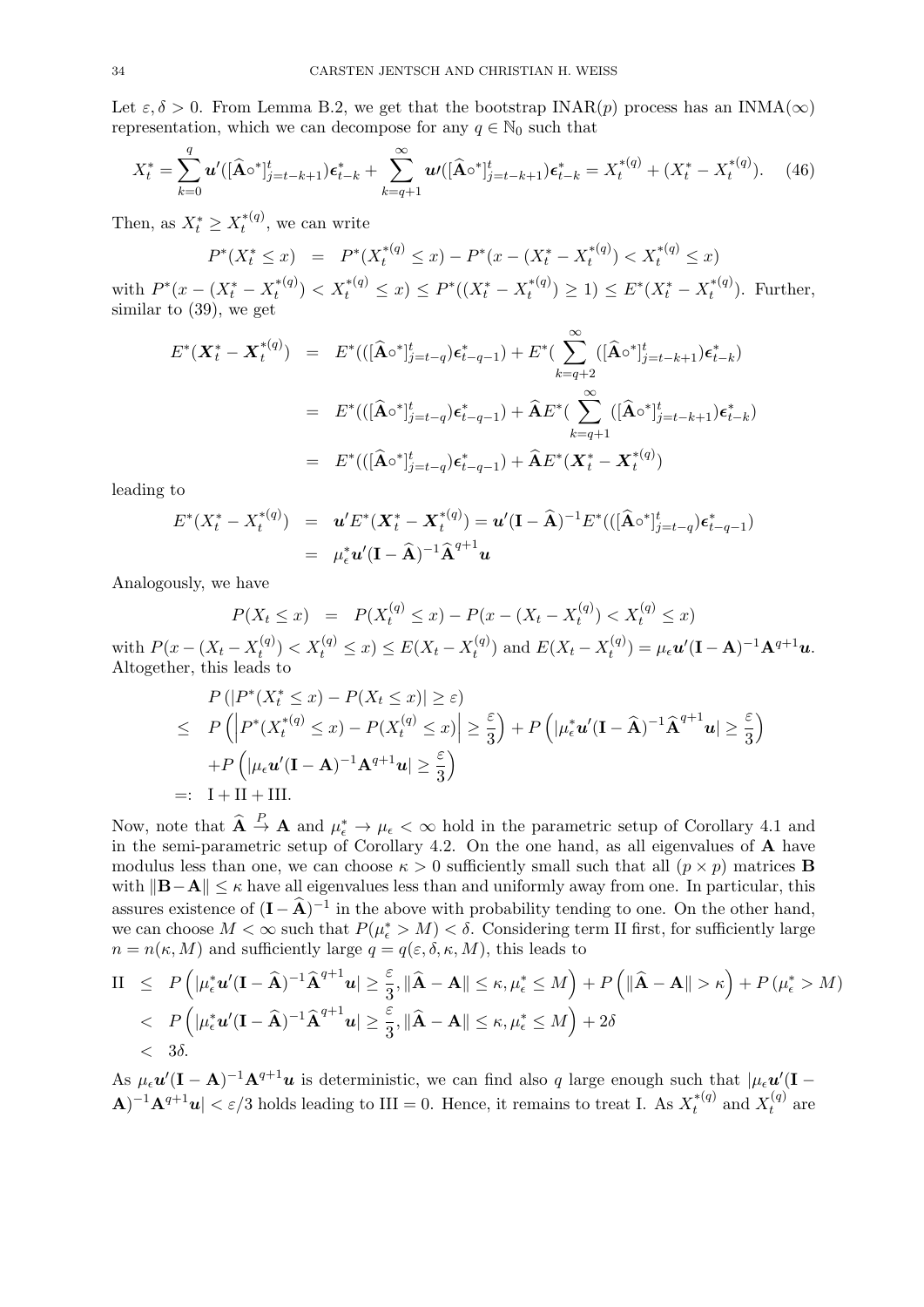Let $\varepsilon, \delta > 0$. From Lemma B.2, we get that the bootstrap INAR($p$) process has an INMA($\infty$) representation, which we can decompose for any $q \in \mathbb{N}_0$ such that

$$X_t^* = \sum_{k=0}^{q} \boldsymbol{u}'([\widehat{\mathbf{A}}\circ^*]_{j=t-k+1}^{t})\boldsymbol{\epsilon}_{t-k}^* + \sum_{k=q+1}^{\infty} \boldsymbol{u}'([\widehat{\mathbf{A}}\circ^*]_{j=t-k+1}^{t})\boldsymbol{\epsilon}_{t-k}^* = X_t^{*(q)} + (X_t^* - X_t^{*(q)}). \quad (46)$$

Then, as $X_t^* \geq X_t^{*(q)}$, we can write

$$P^*(X_t^* \leq x) \;=\; P^*(X_t^{*(q)} \leq x) - P^*(x - (X_t^* - X_t^{*(q)}) < X_t^{*(q)} \leq x)$$

with $P^*(x - (X_t^* - X_t^{*(q)}) < X_t^{*(q)} \leq x) \leq P^*((X_t^* - X_t^{*(q)}) \geq 1) \leq E^*(X_t^* - X_t^{*(q)})$. Further, similar to (39), we get

$$\begin{aligned}
E^*(\boldsymbol{X}_t^* - \boldsymbol{X}_t^{*(q)}) &= E^*(([\widehat{\mathbf{A}}\circ^*]_{j=t-q}^{t})\boldsymbol{\epsilon}_{t-q-1}^*) + E^*(\sum_{k=q+2}^{\infty}([\widehat{\mathbf{A}}\circ^*]_{j=t-k+1}^{t})\boldsymbol{\epsilon}_{t-k}^*) \\
&= E^*(([\widehat{\mathbf{A}}\circ^*]_{j=t-q}^{t})\boldsymbol{\epsilon}_{t-q-1}^*) + \widehat{\mathbf{A}}E^*(\sum_{k=q+1}^{\infty}([\widehat{\mathbf{A}}\circ^*]_{j=t-k+1}^{t})\boldsymbol{\epsilon}_{t-k}^*) \\
&= E^*(([\widehat{\mathbf{A}}\circ^*]_{j=t-q}^{t})\boldsymbol{\epsilon}_{t-q-1}^*) + \widehat{\mathbf{A}}E^*(\boldsymbol{X}_t^* - \boldsymbol{X}_t^{*(q)})
\end{aligned}$$

leading to

$$\begin{aligned}
E^*(X_t^* - X_t^{*(q)}) &= \boldsymbol{u}'E^*(\boldsymbol{X}_t^* - \boldsymbol{X}_t^{*(q)}) = \boldsymbol{u}'(\mathbf{I} - \widehat{\mathbf{A}})^{-1}E^*(([\widehat{\mathbf{A}}\circ^*]_{j=t-q}^{t})\boldsymbol{\epsilon}_{t-q-1}^*) \\
&= \mu_\epsilon^* \boldsymbol{u}'(\mathbf{I} - \widehat{\mathbf{A}})^{-1}\widehat{\mathbf{A}}^{q+1}\boldsymbol{u}
\end{aligned}$$

Analogously, we have

$$P(X_t \leq x) \;=\; P(X_t^{(q)} \leq x) - P(x - (X_t - X_t^{(q)}) < X_t^{(q)} \leq x)$$

with $P(x - (X_t - X_t^{(q)}) < X_t^{(q)} \leq x) \leq E(X_t - X_t^{(q)})$ and $E(X_t - X_t^{(q)}) = \mu_\epsilon \boldsymbol{u}'(\mathbf{I} - \mathbf{A})^{-1}\mathbf{A}^{q+1}\boldsymbol{u}$. Altogether, this leads to

$$\begin{aligned}
&P\left(|P^*(X_t^* \leq x) - P(X_t \leq x)| \geq \varepsilon\right) \\
\leq\; & P\left(\left|P^*(X_t^{*(q)} \leq x) - P(X_t^{(q)} \leq x)\right| \geq \frac{\varepsilon}{3}\right) + P\left(|\mu_\epsilon^* \boldsymbol{u}'(\mathbf{I} - \widehat{\mathbf{A}})^{-1}\widehat{\mathbf{A}}^{q+1}\boldsymbol{u}| \geq \frac{\varepsilon}{3}\right) \\
&+ P\left(|\mu_\epsilon \boldsymbol{u}'(\mathbf{I} - \mathbf{A})^{-1}\mathbf{A}^{q+1}\boldsymbol{u}| \geq \frac{\varepsilon}{3}\right) \\
=:\; & \mathrm{I} + \mathrm{II} + \mathrm{III}.
\end{aligned}$$

Now, note that $\widehat{\mathbf{A}} \overset{P}{\to} \mathbf{A}$ and $\mu_\epsilon^* \to \mu_\epsilon < \infty$ hold in the parametric setup of Corollary 4.1 and in the semi-parametric setup of Corollary 4.2. On the one hand, as all eigenvalues of $\mathbf{A}$ have modulus less than one, we can choose $\kappa > 0$ sufficiently small such that all $(p \times p)$ matrices $\mathbf{B}$ with $\|\mathbf{B} - \mathbf{A}\| \leq \kappa$ have all eigenvalues less than and uniformly away from one. In particular, this assures existence of $(\mathbf{I} - \widehat{\mathbf{A}})^{-1}$ in the above with probability tending to one. On the other hand, we can choose $M < \infty$ such that $P(\mu_\epsilon^* > M) < \delta$. Considering term II first, for sufficiently large $n = n(\kappa, M)$ and sufficiently large $q = q(\varepsilon, \delta, \kappa, M)$, this leads to

$$\begin{aligned}
\mathrm{II} &\leq P\left(|\mu_\epsilon^* \boldsymbol{u}'(\mathbf{I} - \widehat{\mathbf{A}})^{-1}\widehat{\mathbf{A}}^{q+1}\boldsymbol{u}| \geq \frac{\varepsilon}{3}, \|\widehat{\mathbf{A}} - \mathbf{A}\| \leq \kappa, \mu_\epsilon^* \leq M\right) + P\left(\|\widehat{\mathbf{A}} - \mathbf{A}\| > \kappa\right) + P\left(\mu_\epsilon^* > M\right) \\
&< P\left(|\mu_\epsilon^* \boldsymbol{u}'(\mathbf{I} - \widehat{\mathbf{A}})^{-1}\widehat{\mathbf{A}}^{q+1}\boldsymbol{u}| \geq \frac{\varepsilon}{3}, \|\widehat{\mathbf{A}} - \mathbf{A}\| \leq \kappa, \mu_\epsilon^* \leq M\right) + 2\delta \\
&< 3\delta.
\end{aligned}$$

As $\mu_\epsilon \boldsymbol{u}'(\mathbf{I} - \mathbf{A})^{-1}\mathbf{A}^{q+1}\boldsymbol{u}$ is deterministic, we can find also $q$ large enough such that $|\mu_\epsilon \boldsymbol{u}'(\mathbf{I} - \mathbf{A})^{-1}\mathbf{A}^{q+1}\boldsymbol{u}| < \varepsilon/3$ holds leading to $\mathrm{III} = 0$. Hence, it remains to treat I. As $X_t^{*(q)}$ and $X_t^{(q)}$ are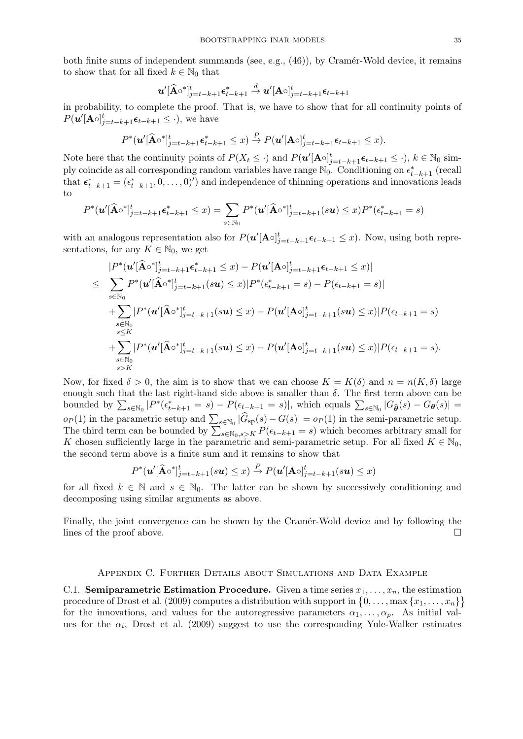both finite sums of independent summands (see, e.g., (46)), by Cramér-Wold device, it remains to show that for all fixed $k \in \mathbb{N}_0$ that

$$\boldsymbol{u}'[\widehat{\mathbf{A}}\circ^*]_{j=t-k+1}^t \boldsymbol{\epsilon}_{t-k+1}^* \xrightarrow{d} \boldsymbol{u}'[\mathbf{A}\circ]_{j=t-k+1}^t \boldsymbol{\epsilon}_{t-k+1}$$

in probability, to complete the proof. That is, we have to show that for all continuity points of $P(\boldsymbol{u}'[\mathbf{A}\circ]_{j=t-k+1}^t \boldsymbol{\epsilon}_{t-k+1} \leq \cdot)$, we have

$$P^*(\boldsymbol{u}'[\widehat{\mathbf{A}}\circ^*]_{j=t-k+1}^t \boldsymbol{\epsilon}_{t-k+1}^* \leq x) \xrightarrow{P} P(\boldsymbol{u}'[\mathbf{A}\circ]_{j=t-k+1}^t \boldsymbol{\epsilon}_{t-k+1} \leq x).$$

Note here that the continuity points of $P(X_t \leq \cdot)$ and $P(\boldsymbol{u}'[\mathbf{A}\circ]_{j=t-k+1}^t \boldsymbol{\epsilon}_{t-k+1} \leq \cdot)$, $k \in \mathbb{N}_0$ simply coincide as all corresponding random variables have range $\mathbb{N}_0$. Conditioning on $\epsilon_{t-k+1}^*$ (recall that $\boldsymbol{\epsilon}_{t-k+1}^* = (\epsilon_{t-k+1}^*, 0, \ldots, 0)'$) and independence of thinning operations and innovations leads to

$$P^*(\boldsymbol{u}'[\widehat{\mathbf{A}}\circ^*]_{j=t-k+1}^t \boldsymbol{\epsilon}_{t-k+1}^* \leq x) = \sum_{s \in \mathbb{N}_0} P^*(\boldsymbol{u}'[\widehat{\mathbf{A}}\circ^*]_{j=t-k+1}^t (s\boldsymbol{u}) \leq x) P^*(\epsilon_{t-k+1}^* = s)$$

with an analogous representation also for $P(\boldsymbol{u}'[\mathbf{A}\circ]_{j=t-k+1}^t \boldsymbol{\epsilon}_{t-k+1} \leq x)$. Now, using both representations, for any $K \in \mathbb{N}_0$, we get

$$\begin{aligned}
&|P^*(\boldsymbol{u}'[\widehat{\mathbf{A}}\circ^*]_{j=t-k+1}^t \boldsymbol{\epsilon}_{t-k+1}^* \leq x) - P(\boldsymbol{u}'[\mathbf{A}\circ]_{j=t-k+1}^t \boldsymbol{\epsilon}_{t-k+1} \leq x)| \\
\leq\ & \sum_{s \in \mathbb{N}_0} P^*(\boldsymbol{u}'[\widehat{\mathbf{A}}\circ^*]_{j=t-k+1}^t (s\boldsymbol{u}) \leq x) |P^*(\epsilon_{t-k+1}^* = s) - P(\epsilon_{t-k+1} = s)| \\
&+ \sum_{\substack{s \in \mathbb{N}_0 \\ s \leq K}} |P^*(\boldsymbol{u}'[\widehat{\mathbf{A}}\circ^*]_{j=t-k+1}^t (s\boldsymbol{u}) \leq x) - P(\boldsymbol{u}'[\mathbf{A}\circ]_{j=t-k+1}^t (s\boldsymbol{u}) \leq x)| P(\epsilon_{t-k+1} = s) \\
&+ \sum_{\substack{s \in \mathbb{N}_0 \\ s > K}} |P^*(\boldsymbol{u}'[\widehat{\mathbf{A}}\circ^*]_{j=t-k+1}^t (s\boldsymbol{u}) \leq x) - P(\boldsymbol{u}'[\mathbf{A}\circ]_{j=t-k+1}^t (s\boldsymbol{u}) \leq x)| P(\epsilon_{t-k+1} = s).
\end{aligned}$$

Now, for fixed $\delta > 0$, the aim is to show that we can choose $K = K(\delta)$ and $n = n(K, \delta)$ large enough such that the last right-hand side above is smaller than $\delta$. The first term above can be bounded by $\sum_{s \in \mathbb{N}_0} |P^*(\epsilon_{t-k+1}^* = s) - P(\epsilon_{t-k+1} = s)|$, which equals $\sum_{s \in \mathbb{N}_0} |G_{\widehat{\boldsymbol{\theta}}}(s) - G_{\boldsymbol{\theta}}(s)| = o_P(1)$ in the parametric setup and $\sum_{s \in \mathbb{N}_0} |\widehat{G}_{\text{sp}}(s) - G(s)| = o_P(1)$ in the semi-parametric setup. The third term can be bounded by $\sum_{s \in \mathbb{N}_0, s > K} P(\epsilon_{t-k+1} = s)$ which becomes arbitrary small for $K$ chosen sufficiently large in the parametric and semi-parametric setup. For all fixed $K \in \mathbb{N}_0$, the second term above is a finite sum and it remains to show that

$$P^*(\boldsymbol{u}'[\widehat{\mathbf{A}}\circ^*]_{j=t-k+1}^t (s\boldsymbol{u}) \leq x) \xrightarrow{P} P(\boldsymbol{u}'[\mathbf{A}\circ]_{j=t-k+1}^t (s\boldsymbol{u}) \leq x)$$

for all fixed $k \in \mathbb{N}$ and $s \in \mathbb{N}_0$. The latter can be shown by successively conditioning and decomposing using similar arguments as above.

Finally, the joint convergence can be shown by the Cramér-Wold device and by following the lines of the proof above. $\square$

## Appendix C. Further Details about Simulations and Data Example

**C.1. Semiparametric Estimation Procedure.** Given a time series $x_1, \ldots, x_n$, the estimation procedure of Drost et al. (2009) computes a distribution with support in $\{0, \ldots, \max\{x_1, \ldots, x_n\}\}$ for the innovations, and values for the autoregressive parameters $\alpha_1, \ldots, \alpha_p$. As initial values for the $\alpha_i$, Drost et al. (2009) suggest to use the corresponding Yule-Walker estimates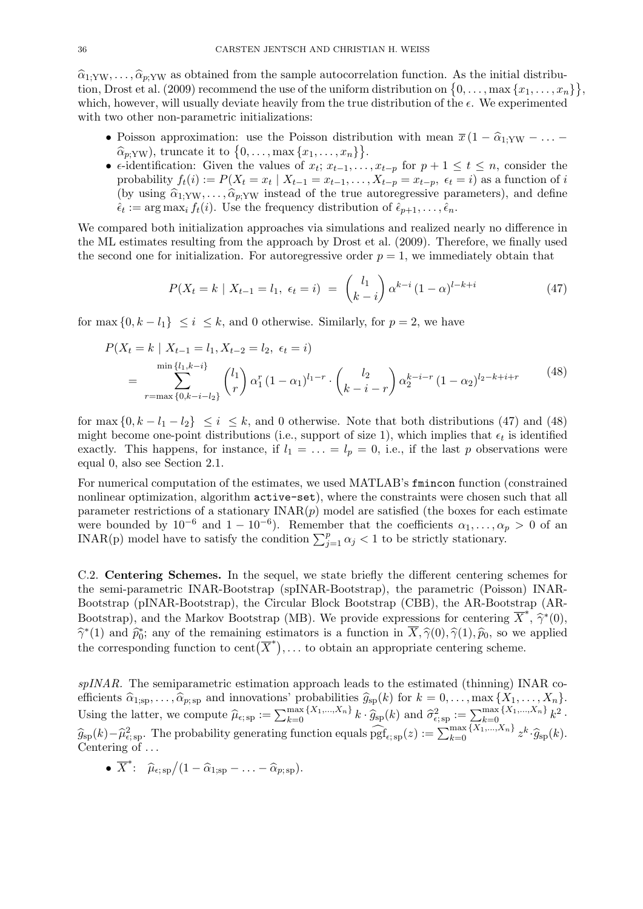$\widehat{\alpha}_{1;\mathrm{YW}}, \ldots, \widehat{\alpha}_{p;\mathrm{YW}}$ as obtained from the sample autocorrelation function. As the initial distribution, Drost et al. (2009) recommend the use of the uniform distribution on $\{0, \ldots, \max\{x_1, \ldots, x_n\}\}$, which, however, will usually deviate heavily from the true distribution of the $\epsilon$. We experimented with two other non-parametric initializations:

- Poisson approximation: use the Poisson distribution with mean $\overline{x}\,(1 - \widehat{\alpha}_{1;\mathrm{YW}} - \ldots - \widehat{\alpha}_{p;\mathrm{YW}})$, truncate it to $\{0, \ldots, \max\{x_1, \ldots, x_n\}\}$.
- $\epsilon$-identification: Given the values of $x_t$; $x_{t-1}, \ldots, x_{t-p}$ for $p+1 \leq t \leq n$, consider the probability $f_t(i) := P(X_t = x_t \mid X_{t-1} = x_{t-1}, \ldots, X_{t-p} = x_{t-p},\ \epsilon_t = i)$ as a function of $i$ (by using $\widehat{\alpha}_{1;\mathrm{YW}}, \ldots, \widehat{\alpha}_{p;\mathrm{YW}}$ instead of the true autoregressive parameters), and define $\hat{\epsilon}_t := \arg\max_i f_t(i)$. Use the frequency distribution of $\hat{\epsilon}_{p+1}, \ldots, \hat{\epsilon}_n$.

We compared both initialization approaches via simulations and realized nearly no difference in the ML estimates resulting from the approach by Drost et al. (2009). Therefore, we finally used the second one for initialization. For autoregressive order $p = 1$, we immediately obtain that

$$P(X_t = k \mid X_{t-1} = l_1,\ \epsilon_t = i) \;=\; \binom{l_1}{k-i}\,\alpha^{k-i}\,(1-\alpha)^{l-k+i} \tag{47}$$

for $\max\{0, k - l_1\} \;\leq i \;\leq k$, and 0 otherwise. Similarly, for $p = 2$, we have

$$\begin{aligned} &P(X_t = k \mid X_{t-1} = l_1, X_{t-2} = l_2,\ \epsilon_t = i) \\ &= \sum_{r=\max\{0,k-i-l_2\}}^{\min\{l_1,k-i\}} \binom{l_1}{r}\,\alpha_1^r\,(1-\alpha_1)^{l_1-r} \cdot \binom{l_2}{k-i-r}\,\alpha_2^{k-i-r}\,(1-\alpha_2)^{l_2-k+i+r} \end{aligned} \tag{48}$$

for $\max\{0, k - l_1 - l_2\} \;\leq i \;\leq k$, and 0 otherwise. Note that both distributions (47) and (48) might become one-point distributions (i.e., support of size 1), which implies that $\epsilon_t$ is identified exactly. This happens, for instance, if $l_1 = \ldots = l_p = 0$, i.e., if the last $p$ observations were equal 0, also see Section 2.1.

For numerical computation of the estimates, we used MATLAB's `fmincon` function (constrained nonlinear optimization, algorithm `active-set`), where the constraints were chosen such that all parameter restrictions of a stationary INAR($p$) model are satisfied (the boxes for each estimate were bounded by $10^{-6}$ and $1 - 10^{-6}$). Remember that the coefficients $\alpha_1, \ldots, \alpha_p > 0$ of an INAR(p) model have to satisfy the condition $\sum_{j=1}^{p} \alpha_j < 1$ to be strictly stationary.

C.2. **Centering Schemes.** In the sequel, we state briefly the different centering schemes for the semi-parametric INAR-Bootstrap (spINAR-Bootstrap), the parametric (Poisson) INAR-Bootstrap (pINAR-Bootstrap), the Circular Block Bootstrap (CBB), the AR-Bootstrap (AR-Bootstrap), and the Markov Bootstrap (MB). We provide expressions for centering $\overline{X}^*$, $\widehat{\gamma}^*(0)$, $\widehat{\gamma}^*(1)$ and $\widehat{p}_0^*$; any of the remaining estimators is a function in $\overline{X}, \widehat{\gamma}(0), \widehat{\gamma}(1), \widehat{p}_0$, so we applied the corresponding function to $\mathrm{cent}(\overline{X}^*), \ldots$ to obtain an appropriate centering scheme.

*spINAR.* The semiparametric estimation approach leads to the estimated (thinning) INAR coefficients $\widehat{\alpha}_{1;\mathrm{sp}}, \ldots, \widehat{\alpha}_{p;\mathrm{sp}}$ and innovations' probabilities $\widehat{g}_{\mathrm{sp}}(k)$ for $k = 0, \ldots, \max\{X_1, \ldots, X_n\}$. Using the latter, we compute $\widehat{\mu}_{\epsilon;\mathrm{sp}} := \sum_{k=0}^{\max\{X_1,\ldots,X_n\}} k \cdot \widehat{g}_{\mathrm{sp}}(k)$ and $\widehat{\sigma}^2_{\epsilon;\mathrm{sp}} := \sum_{k=0}^{\max\{X_1,\ldots,X_n\}} k^2 \cdot \widehat{g}_{\mathrm{sp}}(k) - \widehat{\mu}^2_{\epsilon;\mathrm{sp}}$. The probability generating function equals $\widehat{\mathrm{pgf}}_{\epsilon;\mathrm{sp}}(z) := \sum_{k=0}^{\max\{X_1,\ldots,X_n\}} z^k \cdot \widehat{g}_{\mathrm{sp}}(k)$. Centering of ...

- $\overline{X}^*$: $\;\widehat{\mu}_{\epsilon;\mathrm{sp}} / (1 - \widehat{\alpha}_{1;\mathrm{sp}} - \ldots - \widehat{\alpha}_{p;\mathrm{sp}})$.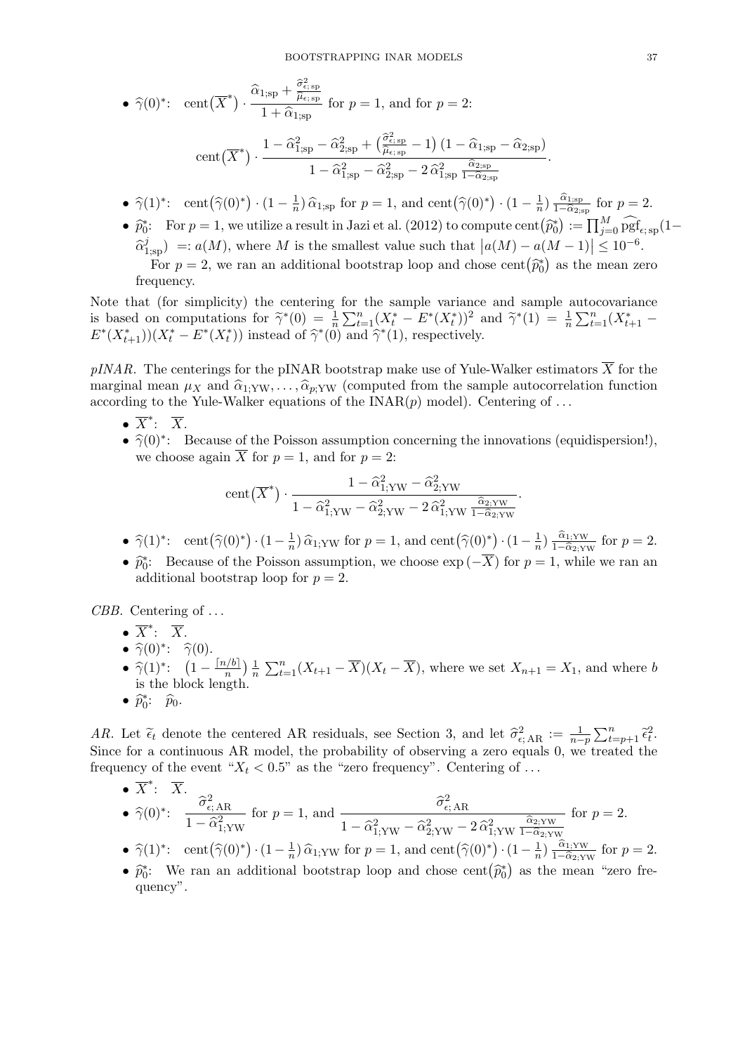- $\widehat{\gamma}(0)^*$: $\operatorname{cent}\big(\overline{X}^*\big) \cdot \dfrac{\widehat{\alpha}_{1;\text{sp}} + \frac{\widehat{\sigma}^2_{\epsilon;\,\text{sp}}}{\widehat{\mu}_{\epsilon;\,\text{sp}}}}{1+\widehat{\alpha}_{1;\text{sp}}}$ for $p=1$, and for $p=2$:

$$\operatorname{cent}\big(\overline{X}^*\big) \cdot \frac{1-\widehat{\alpha}^2_{1;\text{sp}}-\widehat{\alpha}^2_{2;\text{sp}}+\big(\frac{\widehat{\sigma}^2_{\epsilon;\,\text{sp}}}{\widehat{\mu}_{\epsilon;\,\text{sp}}}-1\big)\,(1-\widehat{\alpha}_{1;\text{sp}}-\widehat{\alpha}_{2;\text{sp}})}{1-\widehat{\alpha}^2_{1;\text{sp}}-\widehat{\alpha}^2_{2;\text{sp}}-2\,\widehat{\alpha}^2_{1;\text{sp}}\,\frac{\widehat{\alpha}_{2;\text{sp}}}{1-\widehat{\alpha}_{2;\text{sp}}}}.$$

- $\widehat{\gamma}(1)^*$: $\operatorname{cent}\big(\widehat{\gamma}(0)^*\big)\cdot(1-\frac{1}{n})\,\widehat{\alpha}_{1;\text{sp}}$ for $p=1$, and $\operatorname{cent}\big(\widehat{\gamma}(0)^*\big)\cdot(1-\frac{1}{n})\,\frac{\widehat{\alpha}_{1;\text{sp}}}{1-\widehat{\alpha}_{2;\text{sp}}}$ for $p=2$.
- $\widehat{p}_0^*$: For $p=1$, we utilize a result in Jazi et al. (2012) to compute $\operatorname{cent}\big(\widehat{p}_0^*\big) := \prod_{j=0}^{M}\widehat{\text{pgf}}_{\epsilon;\,\text{sp}}(1-\widehat{\alpha}^j_{1;\text{sp}}) =: a(M)$, where $M$ is the smallest value such that $\big|a(M)-a(M-1)\big|\le 10^{-6}$.

  For $p=2$, we ran an additional bootstrap loop and chose $\operatorname{cent}\big(\widehat{p}_0^*\big)$ as the mean zero frequency.

Note that (for simplicity) the centering for the sample variance and sample autocovariance is based on computations for $\widetilde{\gamma}^*(0)=\frac{1}{n}\sum_{t=1}^{n}(X_t^*-E^*(X_t^*))^2$ and $\widetilde{\gamma}^*(1)=\frac{1}{n}\sum_{t=1}^{n}(X_{t+1}^*-E^*(X_{t+1}^*))(X_t^*-E^*(X_t^*))$ instead of $\widehat{\gamma}^*(0)$ and $\widehat{\gamma}^*(1)$, respectively.

*pINAR.* The centerings for the pINAR bootstrap make use of Yule-Walker estimators $\overline{X}$ for the marginal mean $\mu_X$ and $\widehat{\alpha}_{1;\text{YW}},\ldots,\widehat{\alpha}_{p;\text{YW}}$ (computed from the sample autocorrelation function according to the Yule-Walker equations of the INAR($p$) model). Centering of ...

- $\overline{X}^*$: $\overline{X}$.
- $\widehat{\gamma}(0)^*$: Because of the Poisson assumption concerning the innovations (equidispersion!), we choose again $\overline{X}$ for $p=1$, and for $p=2$:

$$\operatorname{cent}\big(\overline{X}^*\big)\cdot\frac{1-\widehat{\alpha}^2_{1;\text{YW}}-\widehat{\alpha}^2_{2;\text{YW}}}{1-\widehat{\alpha}^2_{1;\text{YW}}-\widehat{\alpha}^2_{2;\text{YW}}-2\,\widehat{\alpha}^2_{1;\text{YW}}\,\frac{\widehat{\alpha}_{2;\text{YW}}}{1-\widehat{\alpha}_{2;\text{YW}}}}.$$

- $\widehat{\gamma}(1)^*$: $\operatorname{cent}\big(\widehat{\gamma}(0)^*\big)\cdot(1-\frac{1}{n})\,\widehat{\alpha}_{1;\text{YW}}$ for $p=1$, and $\operatorname{cent}\big(\widehat{\gamma}(0)^*\big)\cdot(1-\frac{1}{n})\,\frac{\widehat{\alpha}_{1;\text{YW}}}{1-\widehat{\alpha}_{2;\text{YW}}}$ for $p=2$.
- $\widehat{p}_0^*$: Because of the Poisson assumption, we choose $\exp(-\overline{X})$ for $p=1$, while we ran an additional bootstrap loop for $p=2$.

*CBB.* Centering of ...

- $\overline{X}^*$: $\overline{X}$.
- $\widehat{\gamma}(0)^*$: $\widehat{\gamma}(0)$.
- $\widehat{\gamma}(1)^*$: $\big(1-\frac{\lceil n/b\rceil}{n}\big)\,\frac{1}{n}\sum_{t=1}^{n}(X_{t+1}-\overline{X})(X_t-\overline{X})$, where we set $X_{n+1}=X_1$, and where $b$ is the block length.
- $\widehat{p}_0^*$: $\widehat{p}_0$.

*AR.* Let $\widetilde{\epsilon}_t$ denote the centered AR residuals, see Section 3, and let $\widehat{\sigma}^2_{\epsilon;\,\text{AR}} := \frac{1}{n-p}\sum_{t=p+1}^{n}\widetilde{\epsilon}_t^2$. Since for a continuous AR model, the probability of observing a zero equals 0, we treated the frequency of the event "$X_t<0.5$" as the "zero frequency". Centering of ...

- $\overline{X}^*$: $\overline{X}$.
- $\widehat{\gamma}(0)^*$: $\dfrac{\widehat{\sigma}^2_{\epsilon;\,\text{AR}}}{1-\widehat{\alpha}^2_{1;\text{YW}}}$ for $p=1$, and $\dfrac{\widehat{\sigma}^2_{\epsilon;\,\text{AR}}}{1-\widehat{\alpha}^2_{1;\text{YW}}-\widehat{\alpha}^2_{2;\text{YW}}-2\,\widehat{\alpha}^2_{1;\text{YW}}\,\frac{\widehat{\alpha}_{2;\text{YW}}}{1-\widehat{\alpha}_{2;\text{YW}}}}$ for $p=2$.
- $\widehat{\gamma}(1)^*$: $\operatorname{cent}\big(\widehat{\gamma}(0)^*\big)\cdot(1-\frac{1}{n})\,\widehat{\alpha}_{1;\text{YW}}$ for $p=1$, and $\operatorname{cent}\big(\widehat{\gamma}(0)^*\big)\cdot(1-\frac{1}{n})\,\frac{\widehat{\alpha}_{1;\text{YW}}}{1-\widehat{\alpha}_{2;\text{YW}}}$ for $p=2$.
- $\widehat{p}_0^*$: We ran an additional bootstrap loop and chose $\operatorname{cent}\big(\widehat{p}_0^*\big)$ as the mean "zero frequency".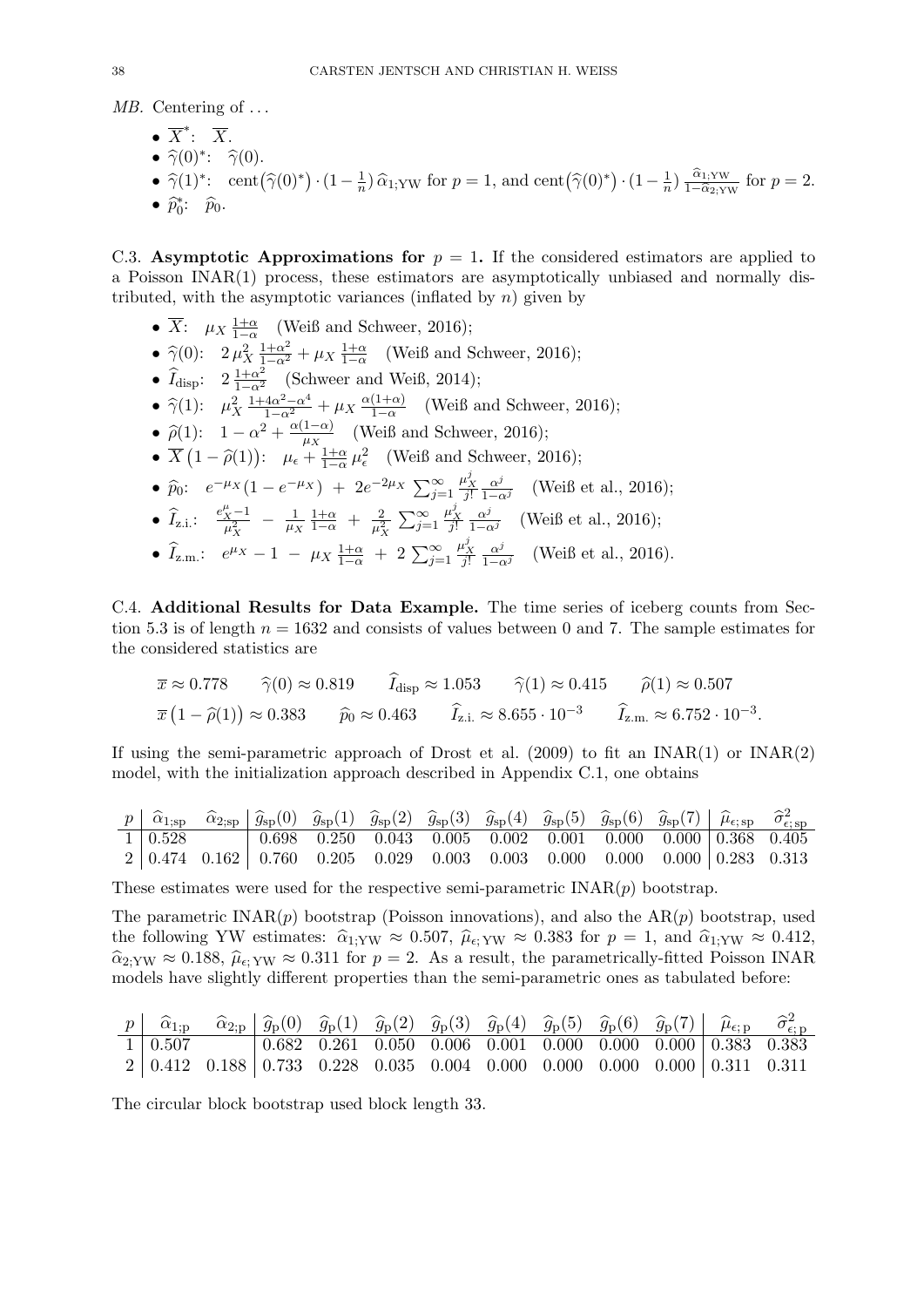*MB.* Centering of ...

- $\overline{X}^*$: $\overline{X}$.
- $\widehat{\gamma}(0)^*$: $\widehat{\gamma}(0)$.
- $\widehat{\gamma}(1)^*$: $\text{cent}\big(\widehat{\gamma}(0)^*\big)\cdot(1-\frac{1}{n})\,\widehat{\alpha}_{1;\text{YW}}$ for $p=1$, and $\text{cent}\big(\widehat{\gamma}(0)^*\big)\cdot(1-\frac{1}{n})\,\frac{\widehat{\alpha}_{1;\text{YW}}}{1-\widehat{\alpha}_{2;\text{YW}}}$ for $p=2$.
- $\widehat{p}_0^*$: $\widehat{p}_0$.

C.3. **Asymptotic Approximations for $p=1$.** If the considered estimators are applied to a Poisson INAR(1) process, these estimators are asymptotically unbiased and normally distributed, with the asymptotic variances (inflated by $n$) given by

- $\overline{X}$: $\mu_X\,\frac{1+\alpha}{1-\alpha}$ (Weiß and Schweer, 2016);
- $\widehat{\gamma}(0)$: $2\,\mu_X^2\,\frac{1+\alpha^2}{1-\alpha^2}+\mu_X\,\frac{1+\alpha}{1-\alpha}$ (Weiß and Schweer, 2016);
- $\widehat{I}_{\text{disp}}$: $2\,\frac{1+\alpha^2}{1-\alpha^2}$ (Schweer and Weiß, 2014);
- $\widehat{\gamma}(1)$: $\mu_X^2\,\frac{1+4\alpha^2-\alpha^4}{1-\alpha^2}+\mu_X\,\frac{\alpha(1+\alpha)}{1-\alpha}$ (Weiß and Schweer, 2016);
- $\widehat{\rho}(1)$: $1-\alpha^2+\frac{\alpha(1-\alpha)}{\mu_X}$ (Weiß and Schweer, 2016);
- $\overline{X}\big(1-\widehat{\rho}(1)\big)$: $\mu_\epsilon+\frac{1+\alpha}{1-\alpha}\,\mu_\epsilon^2$ (Weiß and Schweer, 2016);
- $\widehat{p}_0$: $e^{-\mu_X}(1-e^{-\mu_X})\;+\;2e^{-2\mu_X}\,\sum_{j=1}^{\infty}\frac{\mu_X^j}{j!}\,\frac{\alpha^j}{1-\alpha^j}$ (Weiß et al., 2016);
- $\widehat{I}_{\text{z.i.}}$: $\frac{e^{\mu}_X-1}{\mu_X^2}\;-\;\frac{1}{\mu_X}\,\frac{1+\alpha}{1-\alpha}\;+\;\frac{2}{\mu_X^2}\,\sum_{j=1}^{\infty}\frac{\mu_X^j}{j!}\,\frac{\alpha^j}{1-\alpha^j}$ (Weiß et al., 2016);
- $\widehat{I}_{\text{z.m.}}$: $e^{\mu_X}-1\;-\;\mu_X\,\frac{1+\alpha}{1-\alpha}\;+\;2\,\sum_{j=1}^{\infty}\frac{\mu_X^j}{j!}\,\frac{\alpha^j}{1-\alpha^j}$ (Weiß et al., 2016).

C.4. **Additional Results for Data Example.** The time series of iceberg counts from Section 5.3 is of length $n=1632$ and consists of values between 0 and 7. The sample estimates for the considered statistics are

$$
\begin{array}{lllll}
\overline{x}\approx 0.778 & \widehat{\gamma}(0)\approx 0.819 & \widehat{I}_{\text{disp}}\approx 1.053 & \widehat{\gamma}(1)\approx 0.415 & \widehat{\rho}(1)\approx 0.507 \\
\overline{x}\big(1-\widehat{\rho}(1)\big)\approx 0.383 & \widehat{p}_0\approx 0.463 & \widehat{I}_{\text{z.i.}}\approx 8.655\cdot 10^{-3} & \widehat{I}_{\text{z.m.}}\approx 6.752\cdot 10^{-3}. &
\end{array}
$$

If using the semi-parametric approach of Drost et al. (2009) to fit an INAR(1) or INAR(2) model, with the initialization approach described in Appendix C.1, one obtains

| $p$ | $\widehat{\alpha}_{1;\text{sp}}$ | $\widehat{\alpha}_{2;\text{sp}}$ | $\widehat{g}_{\text{sp}}(0)$ | $\widehat{g}_{\text{sp}}(1)$ | $\widehat{g}_{\text{sp}}(2)$ | $\widehat{g}_{\text{sp}}(3)$ | $\widehat{g}_{\text{sp}}(4)$ | $\widehat{g}_{\text{sp}}(5)$ | $\widehat{g}_{\text{sp}}(6)$ | $\widehat{g}_{\text{sp}}(7)$ | $\widehat{\mu}_{\epsilon;\text{sp}}$ | $\widehat{\sigma}^2_{\epsilon;\text{sp}}$ |
|---|---|---|---|---|---|---|---|---|---|---|---|---|
| 1 | 0.528 | | 0.698 | 0.250 | 0.043 | 0.005 | 0.002 | 0.001 | 0.000 | 0.000 | 0.368 | 0.405 |
| 2 | 0.474 | 0.162 | 0.760 | 0.205 | 0.029 | 0.003 | 0.003 | 0.000 | 0.000 | 0.000 | 0.283 | 0.313 |

These estimates were used for the respective semi-parametric INAR($p$) bootstrap.

The parametric INAR($p$) bootstrap (Poisson innovations), and also the AR($p$) bootstrap, used the following YW estimates: $\widehat{\alpha}_{1;\text{YW}}\approx 0.507$, $\widehat{\mu}_{\epsilon;\text{YW}}\approx 0.383$ for $p=1$, and $\widehat{\alpha}_{1;\text{YW}}\approx 0.412$, $\widehat{\alpha}_{2;\text{YW}}\approx 0.188$, $\widehat{\mu}_{\epsilon;\text{YW}}\approx 0.311$ for $p=2$. As a result, the parametrically-fitted Poisson INAR models have slightly different properties than the semi-parametric ones as tabulated before:

| $p$ | $\widehat{\alpha}_{1;\text{p}}$ | $\widehat{\alpha}_{2;\text{p}}$ | $\widehat{g}_{\text{p}}(0)$ | $\widehat{g}_{\text{p}}(1)$ | $\widehat{g}_{\text{p}}(2)$ | $\widehat{g}_{\text{p}}(3)$ | $\widehat{g}_{\text{p}}(4)$ | $\widehat{g}_{\text{p}}(5)$ | $\widehat{g}_{\text{p}}(6)$ | $\widehat{g}_{\text{p}}(7)$ | $\widehat{\mu}_{\epsilon;\text{p}}$ | $\widehat{\sigma}^2_{\epsilon;\text{p}}$ |
|---|---|---|---|---|---|---|---|---|---|---|---|---|
| 1 | 0.507 | | 0.682 | 0.261 | 0.050 | 0.006 | 0.001 | 0.000 | 0.000 | 0.000 | 0.383 | 0.383 |
| 2 | 0.412 | 0.188 | 0.733 | 0.228 | 0.035 | 0.004 | 0.000 | 0.000 | 0.000 | 0.000 | 0.311 | 0.311 |

The circular block bootstrap used block length 33.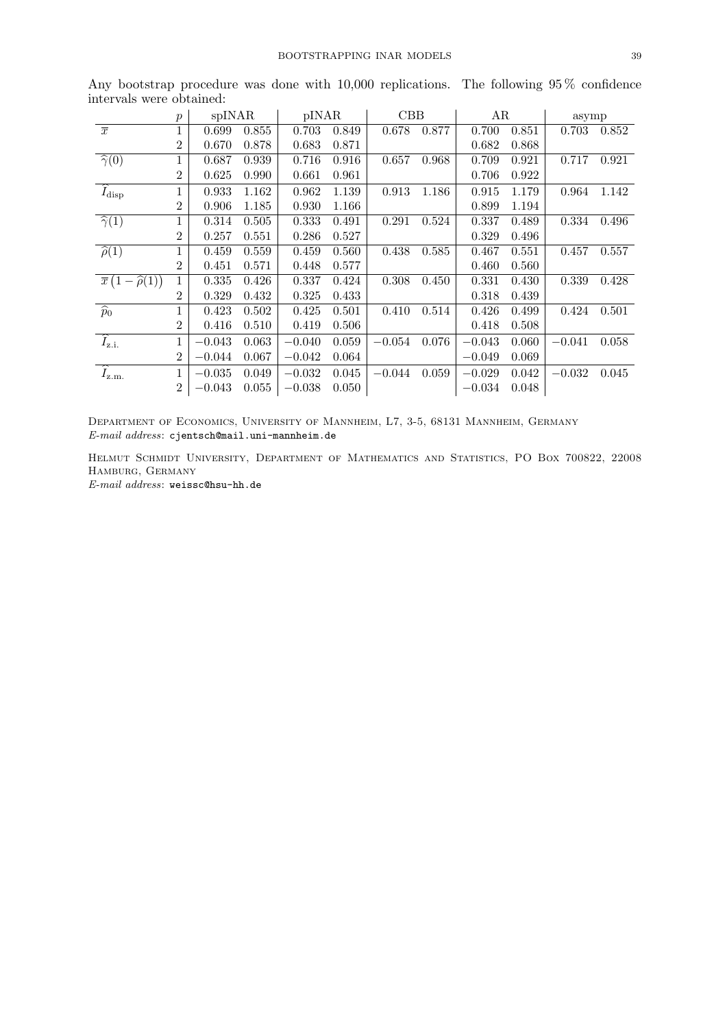Any bootstrap procedure was done with 10,000 replications. The following 95 % confidence intervals were obtained:

| | $p$ | spINAR | | pINAR | | CBB | | AR | | asymp | |
|---|---|---|---|---|---|---|---|---|---|---|---|
| $\overline{x}$ | 1 | 0.699 | 0.855 | 0.703 | 0.849 | 0.678 | 0.877 | 0.700 | 0.851 | 0.703 | 0.852 |
| | 2 | 0.670 | 0.878 | 0.683 | 0.871 | | | 0.682 | 0.868 | | |
| $\widehat{\gamma}(0)$ | 1 | 0.687 | 0.939 | 0.716 | 0.916 | 0.657 | 0.968 | 0.709 | 0.921 | 0.717 | 0.921 |
| | 2 | 0.625 | 0.990 | 0.661 | 0.961 | | | 0.706 | 0.922 | | |
| $\widehat{I}_{\text{disp}}$ | 1 | 0.933 | 1.162 | 0.962 | 1.139 | 0.913 | 1.186 | 0.915 | 1.179 | 0.964 | 1.142 |
| | 2 | 0.906 | 1.185 | 0.930 | 1.166 | | | 0.899 | 1.194 | | |
| $\widehat{\gamma}(1)$ | 1 | 0.314 | 0.505 | 0.333 | 0.491 | 0.291 | 0.524 | 0.337 | 0.489 | 0.334 | 0.496 |
| | 2 | 0.257 | 0.551 | 0.286 | 0.527 | | | 0.329 | 0.496 | | |
| $\widehat{\rho}(1)$ | 1 | 0.459 | 0.559 | 0.459 | 0.560 | 0.438 | 0.585 | 0.467 | 0.551 | 0.457 | 0.557 |
| | 2 | 0.451 | 0.571 | 0.448 | 0.577 | | | 0.460 | 0.560 | | |
| $\overline{x}\,(1-\widehat{\rho}(1))$ | 1 | 0.335 | 0.426 | 0.337 | 0.424 | 0.308 | 0.450 | 0.331 | 0.430 | 0.339 | 0.428 |
| | 2 | 0.329 | 0.432 | 0.325 | 0.433 | | | 0.318 | 0.439 | | |
| $\widehat{p}_0$ | 1 | 0.423 | 0.502 | 0.425 | 0.501 | 0.410 | 0.514 | 0.426 | 0.499 | 0.424 | 0.501 |
| | 2 | 0.416 | 0.510 | 0.419 | 0.506 | | | 0.418 | 0.508 | | |
| $\widehat{I}_{\text{z.i.}}$ | 1 | $-0.043$ | 0.063 | $-0.040$ | 0.059 | $-0.054$ | 0.076 | $-0.043$ | 0.060 | $-0.041$ | 0.058 |
| | 2 | $-0.044$ | 0.067 | $-0.042$ | 0.064 | | | $-0.049$ | 0.069 | | |
| $\widehat{I}_{\text{z.m.}}$ | 1 | $-0.035$ | 0.049 | $-0.032$ | 0.045 | $-0.044$ | 0.059 | $-0.029$ | 0.042 | $-0.032$ | 0.045 |
| | 2 | $-0.043$ | 0.055 | $-0.038$ | 0.050 | | | $-0.034$ | 0.048 | | |

Department of Economics, University of Mannheim, L7, 3-5, 68131 Mannheim, Germany
*E-mail address*: cjentsch@mail.uni-mannheim.de

Helmut Schmidt University, Department of Mathematics and Statistics, PO Box 700822, 22008 Hamburg, Germany
*E-mail address*: weissc@hsu-hh.de